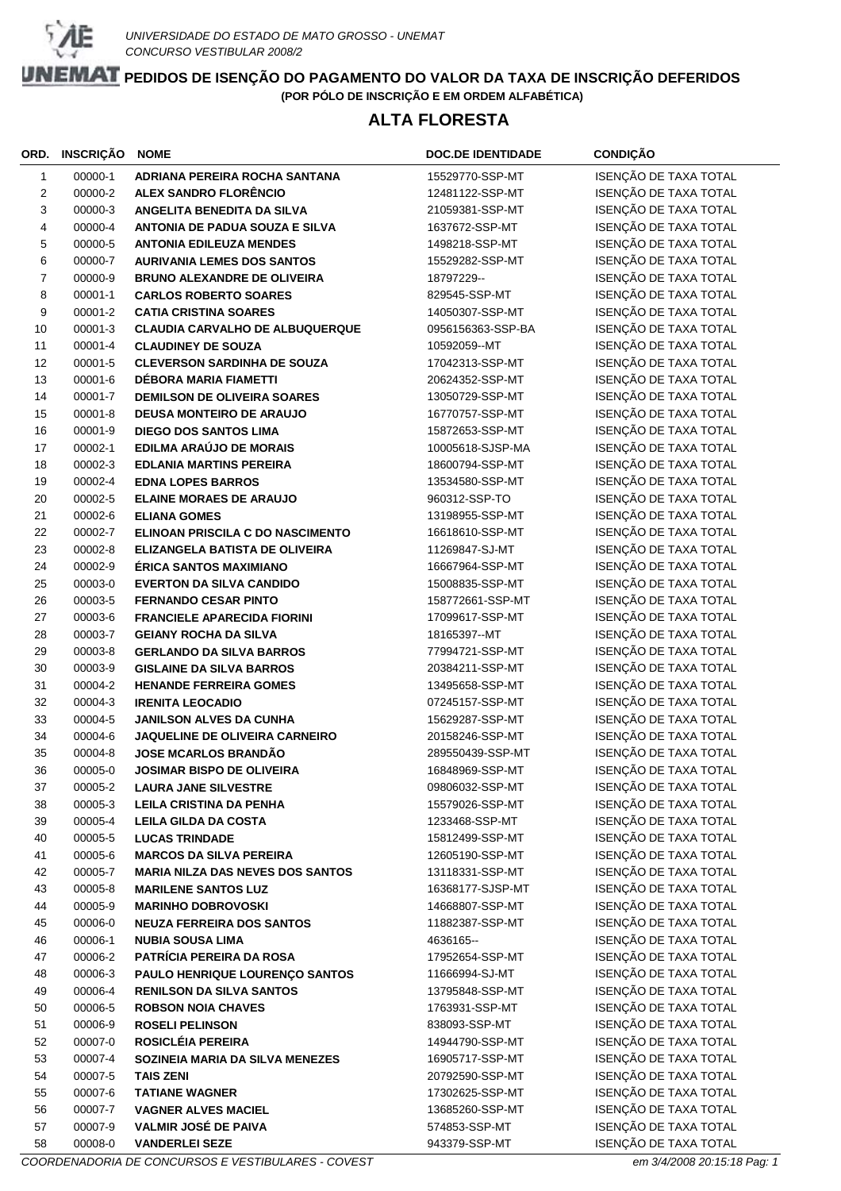UNIVERSIDADE DO ESTADO DE MATO GROSSO - UNEMAT
CONCURSO VESTIBULAR 2008/2

# PEDIDOS DE ISENÇÃO DO PAGAMENTO DO VALOR DA TAXA DE INSCRIÇÃO DEFERIDOS

**(POR PÓLO DE INSCRIÇÃO E EM ORDEM ALFABÉTICA)**

## ALTA FLORESTA

| ORD. | INSCRIÇÃO | NOME | DOC.DE IDENTIDADE | CONDIÇÃO |
|---|---|---|---|---|
| 1 | 00000-1 | **ADRIANA PEREIRA ROCHA SANTANA** | 15529770-SSP-MT | ISENÇÃO DE TAXA TOTAL |
| 2 | 00000-2 | **ALEX SANDRO FLORÊNCIO** | 12481122-SSP-MT | ISENÇÃO DE TAXA TOTAL |
| 3 | 00000-3 | **ANGELITA BENEDITA DA SILVA** | 21059381-SSP-MT | ISENÇÃO DE TAXA TOTAL |
| 4 | 00000-4 | **ANTONIA DE PADUA SOUZA E SILVA** | 1637672-SSP-MT | ISENÇÃO DE TAXA TOTAL |
| 5 | 00000-5 | **ANTONIA EDILEUZA MENDES** | 1498218-SSP-MT | ISENÇÃO DE TAXA TOTAL |
| 6 | 00000-7 | **AURIVANIA LEMES DOS SANTOS** | 15529282-SSP-MT | ISENÇÃO DE TAXA TOTAL |
| 7 | 00000-9 | **BRUNO ALEXANDRE DE OLIVEIRA** | 18797229-- | ISENÇÃO DE TAXA TOTAL |
| 8 | 00001-1 | **CARLOS ROBERTO SOARES** | 829545-SSP-MT | ISENÇÃO DE TAXA TOTAL |
| 9 | 00001-2 | **CATIA CRISTINA SOARES** | 14050307-SSP-MT | ISENÇÃO DE TAXA TOTAL |
| 10 | 00001-3 | **CLAUDIA CARVALHO DE ALBUQUERQUE** | 0956156363-SSP-BA | ISENÇÃO DE TAXA TOTAL |
| 11 | 00001-4 | **CLAUDINEY DE SOUZA** | 10592059--MT | ISENÇÃO DE TAXA TOTAL |
| 12 | 00001-5 | **CLEVERSON SARDINHA DE SOUZA** | 17042313-SSP-MT | ISENÇÃO DE TAXA TOTAL |
| 13 | 00001-6 | **DÉBORA MARIA FIAMETTI** | 20624352-SSP-MT | ISENÇÃO DE TAXA TOTAL |
| 14 | 00001-7 | **DEMILSON DE OLIVEIRA SOARES** | 13050729-SSP-MT | ISENÇÃO DE TAXA TOTAL |
| 15 | 00001-8 | **DEUSA MONTEIRO DE ARAUJO** | 16770757-SSP-MT | ISENÇÃO DE TAXA TOTAL |
| 16 | 00001-9 | **DIEGO DOS SANTOS LIMA** | 15872653-SSP-MT | ISENÇÃO DE TAXA TOTAL |
| 17 | 00002-1 | **EDILMA ARAÚJO DE MORAIS** | 10005618-SJSP-MA | ISENÇÃO DE TAXA TOTAL |
| 18 | 00002-3 | **EDLANIA MARTINS PEREIRA** | 18600794-SSP-MT | ISENÇÃO DE TAXA TOTAL |
| 19 | 00002-4 | **EDNA LOPES BARROS** | 13534580-SSP-MT | ISENÇÃO DE TAXA TOTAL |
| 20 | 00002-5 | **ELAINE MORAES DE ARAUJO** | 960312-SSP-TO | ISENÇÃO DE TAXA TOTAL |
| 21 | 00002-6 | **ELIANA GOMES** | 13198955-SSP-MT | ISENÇÃO DE TAXA TOTAL |
| 22 | 00002-7 | **ELINOAN PRISCILA C DO NASCIMENTO** | 16618610-SSP-MT | ISENÇÃO DE TAXA TOTAL |
| 23 | 00002-8 | **ELIZANGELA BATISTA DE OLIVEIRA** | 11269847-SJ-MT | ISENÇÃO DE TAXA TOTAL |
| 24 | 00002-9 | **ÉRICA SANTOS MAXIMIANO** | 16667964-SSP-MT | ISENÇÃO DE TAXA TOTAL |
| 25 | 00003-0 | **EVERTON DA SILVA CANDIDO** | 15008835-SSP-MT | ISENÇÃO DE TAXA TOTAL |
| 26 | 00003-5 | **FERNANDO CESAR PINTO** | 158772661-SSP-MT | ISENÇÃO DE TAXA TOTAL |
| 27 | 00003-6 | **FRANCIELE APARECIDA FIORINI** | 17099617-SSP-MT | ISENÇÃO DE TAXA TOTAL |
| 28 | 00003-7 | **GEIANY ROCHA DA SILVA** | 18165397--MT | ISENÇÃO DE TAXA TOTAL |
| 29 | 00003-8 | **GERLANDO DA SILVA BARROS** | 77994721-SSP-MT | ISENÇÃO DE TAXA TOTAL |
| 30 | 00003-9 | **GISLAINE DA SILVA BARROS** | 20384211-SSP-MT | ISENÇÃO DE TAXA TOTAL |
| 31 | 00004-2 | **HENANDE FERREIRA GOMES** | 13495658-SSP-MT | ISENÇÃO DE TAXA TOTAL |
| 32 | 00004-3 | **IRENITA LEOCADIO** | 07245157-SSP-MT | ISENÇÃO DE TAXA TOTAL |
| 33 | 00004-5 | **JANILSON ALVES DA CUNHA** | 15629287-SSP-MT | ISENÇÃO DE TAXA TOTAL |
| 34 | 00004-6 | **JAQUELINE DE OLIVEIRA CARNEIRO** | 20158246-SSP-MT | ISENÇÃO DE TAXA TOTAL |
| 35 | 00004-8 | **JOSE MCARLOS BRANDÃO** | 289550439-SSP-MT | ISENÇÃO DE TAXA TOTAL |
| 36 | 00005-0 | **JOSIMAR BISPO DE OLIVEIRA** | 16848969-SSP-MT | ISENÇÃO DE TAXA TOTAL |
| 37 | 00005-2 | **LAURA JANE SILVESTRE** | 09806032-SSP-MT | ISENÇÃO DE TAXA TOTAL |
| 38 | 00005-3 | **LEILA CRISTINA DA PENHA** | 15579026-SSP-MT | ISENÇÃO DE TAXA TOTAL |
| 39 | 00005-4 | **LEILA GILDA DA COSTA** | 1233468-SSP-MT | ISENÇÃO DE TAXA TOTAL |
| 40 | 00005-5 | **LUCAS TRINDADE** | 15812499-SSP-MT | ISENÇÃO DE TAXA TOTAL |
| 41 | 00005-6 | **MARCOS DA SILVA PEREIRA** | 12605190-SSP-MT | ISENÇÃO DE TAXA TOTAL |
| 42 | 00005-7 | **MARIA NILZA DAS NEVES DOS SANTOS** | 13118331-SSP-MT | ISENÇÃO DE TAXA TOTAL |
| 43 | 00005-8 | **MARILENE SANTOS LUZ** | 16368177-SJSP-MT | ISENÇÃO DE TAXA TOTAL |
| 44 | 00005-9 | **MARINHO DOBROVOSKI** | 14668807-SSP-MT | ISENÇÃO DE TAXA TOTAL |
| 45 | 00006-0 | **NEUZA FERREIRA DOS SANTOS** | 11882387-SSP-MT | ISENÇÃO DE TAXA TOTAL |
| 46 | 00006-1 | **NUBIA SOUSA LIMA** | 4636165-- | ISENÇÃO DE TAXA TOTAL |
| 47 | 00006-2 | **PATRÍCIA PEREIRA DA ROSA** | 17952654-SSP-MT | ISENÇÃO DE TAXA TOTAL |
| 48 | 00006-3 | **PAULO HENRIQUE LOURENÇO SANTOS** | 11666994-SJ-MT | ISENÇÃO DE TAXA TOTAL |
| 49 | 00006-4 | **RENILSON DA SILVA SANTOS** | 13795848-SSP-MT | ISENÇÃO DE TAXA TOTAL |
| 50 | 00006-5 | **ROBSON NOIA CHAVES** | 1763931-SSP-MT | ISENÇÃO DE TAXA TOTAL |
| 51 | 00006-9 | **ROSELI PELINSON** | 838093-SSP-MT | ISENÇÃO DE TAXA TOTAL |
| 52 | 00007-0 | **ROSICLÉIA PEREIRA** | 14944790-SSP-MT | ISENÇÃO DE TAXA TOTAL |
| 53 | 00007-4 | **SOZINEIA MARIA DA SILVA MENEZES** | 16905717-SSP-MT | ISENÇÃO DE TAXA TOTAL |
| 54 | 00007-5 | **TAIS ZENI** | 20792590-SSP-MT | ISENÇÃO DE TAXA TOTAL |
| 55 | 00007-6 | **TATIANE WAGNER** | 17302625-SSP-MT | ISENÇÃO DE TAXA TOTAL |
| 56 | 00007-7 | **VAGNER ALVES MACIEL** | 13685260-SSP-MT | ISENÇÃO DE TAXA TOTAL |
| 57 | 00007-9 | **VALMIR JOSÉ DE PAIVA** | 574853-SSP-MT | ISENÇÃO DE TAXA TOTAL |
| 58 | 00008-0 | **VANDERLEI SEZE** | 943379-SSP-MT | ISENÇÃO DE TAXA TOTAL |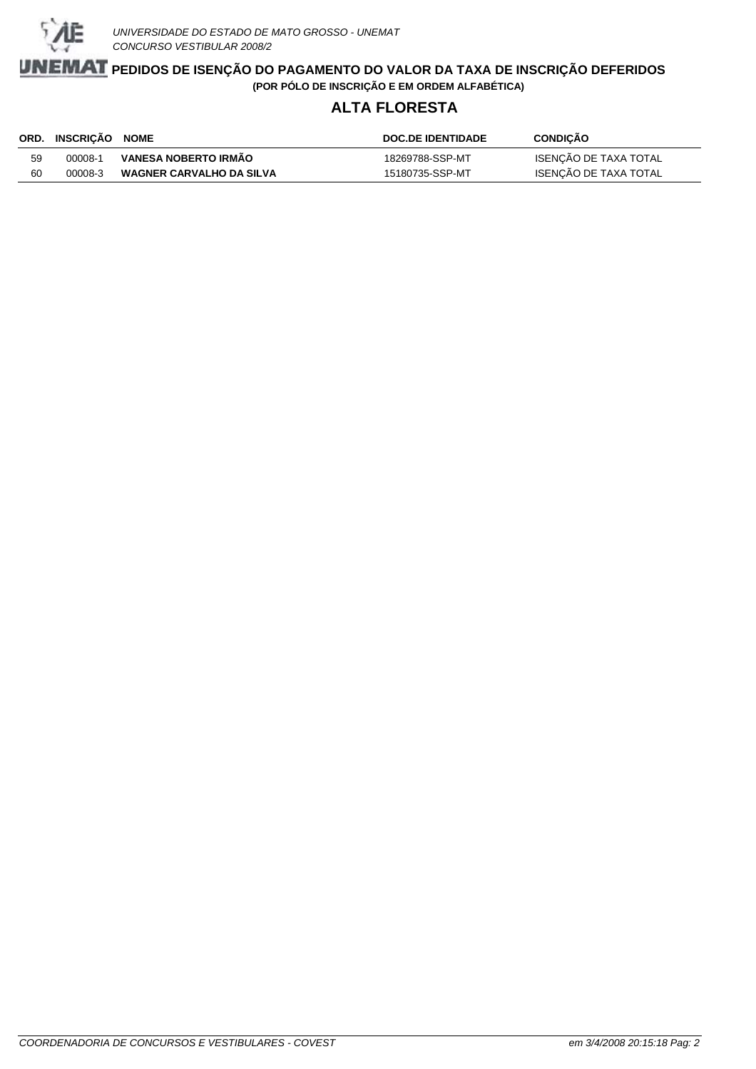# PEDIDOS DE ISENÇÃO DO PAGAMENTO DO VALOR DA TAXA DE INSCRIÇÃO DEFERIDOS

**(POR PÓLO DE INSCRIÇÃO E EM ORDEM ALFABÉTICA)**

## ALTA FLORESTA

| ORD. | INSCRIÇÃO | NOME | DOC.DE IDENTIDADE | CONDIÇÃO |
|---|---|---|---|---|
| 59 | 00008-1 | **VANESA NOBERTO IRMÃO** | 18269788-SSP-MT | ISENÇÃO DE TAXA TOTAL |
| 60 | 00008-3 | **WAGNER CARVALHO DA SILVA** | 15180735-SSP-MT | ISENÇÃO DE TAXA TOTAL |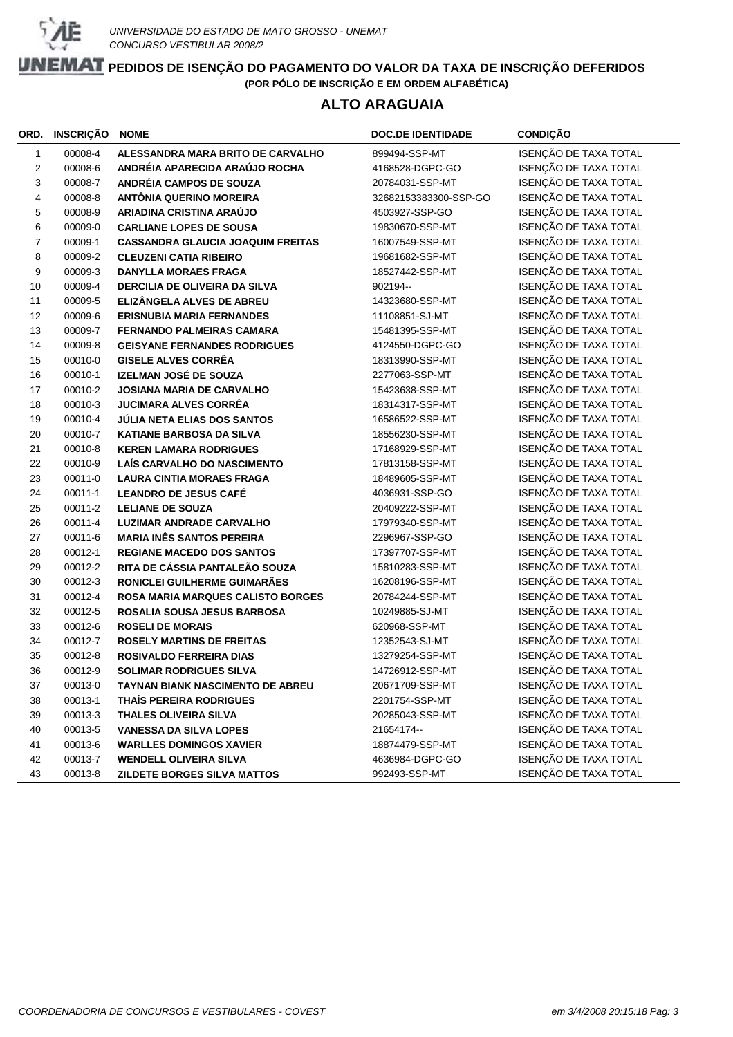UNIVERSIDADE DO ESTADO DE MATO GROSSO - UNEMAT
CONCURSO VESTIBULAR 2008/2

# PEDIDOS DE ISENÇÃO DO PAGAMENTO DO VALOR DA TAXA DE INSCRIÇÃO DEFERIDOS

**(POR PÓLO DE INSCRIÇÃO E EM ORDEM ALFABÉTICA)**

## ALTO ARAGUAIA

| ORD. | INSCRIÇÃO | NOME | DOC.DE IDENTIDADE | CONDIÇÃO |
|---|---|---|---|---|
| 1 | 00008-4 | ALESSANDRA MARA BRITO DE CARVALHO | 899494-SSP-MT | ISENÇÃO DE TAXA TOTAL |
| 2 | 00008-6 | ANDRÉIA APARECIDA ARAÚJO ROCHA | 4168528-DGPC-GO | ISENÇÃO DE TAXA TOTAL |
| 3 | 00008-7 | ANDRÉIA CAMPOS DE SOUZA | 20784031-SSP-MT | ISENÇÃO DE TAXA TOTAL |
| 4 | 00008-8 | ANTÔNIA QUERINO MOREIRA | 32682153383300-SSP-GO | ISENÇÃO DE TAXA TOTAL |
| 5 | 00008-9 | ARIADINA CRISTINA ARAÚJO | 4503927-SSP-GO | ISENÇÃO DE TAXA TOTAL |
| 6 | 00009-0 | CARLIANE LOPES DE SOUSA | 19830670-SSP-MT | ISENÇÃO DE TAXA TOTAL |
| 7 | 00009-1 | CASSANDRA GLAUCIA JOAQUIM FREITAS | 16007549-SSP-MT | ISENÇÃO DE TAXA TOTAL |
| 8 | 00009-2 | CLEUZENI CATIA RIBEIRO | 19681682-SSP-MT | ISENÇÃO DE TAXA TOTAL |
| 9 | 00009-3 | DANYLLA MORAES FRAGA | 18527442-SSP-MT | ISENÇÃO DE TAXA TOTAL |
| 10 | 00009-4 | DERCILIA DE OLIVEIRA DA SILVA | 902194-- | ISENÇÃO DE TAXA TOTAL |
| 11 | 00009-5 | ELIZÂNGELA ALVES DE ABREU | 14323680-SSP-MT | ISENÇÃO DE TAXA TOTAL |
| 12 | 00009-6 | ERISNUBIA MARIA FERNANDES | 11108851-SJ-MT | ISENÇÃO DE TAXA TOTAL |
| 13 | 00009-7 | FERNANDO PALMEIRAS CAMARA | 15481395-SSP-MT | ISENÇÃO DE TAXA TOTAL |
| 14 | 00009-8 | GEISYANE FERNANDES RODRIGUES | 4124550-DGPC-GO | ISENÇÃO DE TAXA TOTAL |
| 15 | 00010-0 | GISELE ALVES CORRÊA | 18313990-SSP-MT | ISENÇÃO DE TAXA TOTAL |
| 16 | 00010-1 | IZELMAN JOSÉ DE SOUZA | 2277063-SSP-MT | ISENÇÃO DE TAXA TOTAL |
| 17 | 00010-2 | JOSIANA MARIA DE CARVALHO | 15423638-SSP-MT | ISENÇÃO DE TAXA TOTAL |
| 18 | 00010-3 | JUCIMARA ALVES CORRÊA | 18314317-SSP-MT | ISENÇÃO DE TAXA TOTAL |
| 19 | 00010-4 | JÚLIA NETA ELIAS DOS SANTOS | 16586522-SSP-MT | ISENÇÃO DE TAXA TOTAL |
| 20 | 00010-7 | KATIANE BARBOSA DA SILVA | 18556230-SSP-MT | ISENÇÃO DE TAXA TOTAL |
| 21 | 00010-8 | KEREN LAMARA RODRIGUES | 17168929-SSP-MT | ISENÇÃO DE TAXA TOTAL |
| 22 | 00010-9 | LAÍS CARVALHO DO NASCIMENTO | 17813158-SSP-MT | ISENÇÃO DE TAXA TOTAL |
| 23 | 00011-0 | LAURA CINTIA MORAES FRAGA | 18489605-SSP-MT | ISENÇÃO DE TAXA TOTAL |
| 24 | 00011-1 | LEANDRO DE JESUS CAFÉ | 4036931-SSP-GO | ISENÇÃO DE TAXA TOTAL |
| 25 | 00011-2 | LELIANE DE SOUZA | 20409222-SSP-MT | ISENÇÃO DE TAXA TOTAL |
| 26 | 00011-4 | LUZIMAR ANDRADE CARVALHO | 17979340-SSP-MT | ISENÇÃO DE TAXA TOTAL |
| 27 | 00011-6 | MARIA INÊS SANTOS PEREIRA | 2296967-SSP-GO | ISENÇÃO DE TAXA TOTAL |
| 28 | 00012-1 | REGIANE MACEDO DOS SANTOS | 17397707-SSP-MT | ISENÇÃO DE TAXA TOTAL |
| 29 | 00012-2 | RITA DE CÁSSIA PANTALEÃO SOUZA | 15810283-SSP-MT | ISENÇÃO DE TAXA TOTAL |
| 30 | 00012-3 | RONICLEI GUILHERME GUIMARÃES | 16208196-SSP-MT | ISENÇÃO DE TAXA TOTAL |
| 31 | 00012-4 | ROSA MARIA MARQUES CALISTO BORGES | 20784244-SSP-MT | ISENÇÃO DE TAXA TOTAL |
| 32 | 00012-5 | ROSALIA SOUSA JESUS BARBOSA | 10249885-SJ-MT | ISENÇÃO DE TAXA TOTAL |
| 33 | 00012-6 | ROSELI DE MORAIS | 620968-SSP-MT | ISENÇÃO DE TAXA TOTAL |
| 34 | 00012-7 | ROSELY MARTINS DE FREITAS | 12352543-SJ-MT | ISENÇÃO DE TAXA TOTAL |
| 35 | 00012-8 | ROSIVALDO FERREIRA DIAS | 13279254-SSP-MT | ISENÇÃO DE TAXA TOTAL |
| 36 | 00012-9 | SOLIMAR RODRIGUES SILVA | 14726912-SSP-MT | ISENÇÃO DE TAXA TOTAL |
| 37 | 00013-0 | TAYNAN BIANK NASCIMENTO DE ABREU | 20671709-SSP-MT | ISENÇÃO DE TAXA TOTAL |
| 38 | 00013-1 | THAÍS PEREIRA RODRIGUES | 2201754-SSP-MT | ISENÇÃO DE TAXA TOTAL |
| 39 | 00013-3 | THALES OLIVEIRA SILVA | 20285043-SSP-MT | ISENÇÃO DE TAXA TOTAL |
| 40 | 00013-5 | VANESSA DA SILVA LOPES | 21654174-- | ISENÇÃO DE TAXA TOTAL |
| 41 | 00013-6 | WARLLES DOMINGOS XAVIER | 18874479-SSP-MT | ISENÇÃO DE TAXA TOTAL |
| 42 | 00013-7 | WENDELL OLIVEIRA SILVA | 4636984-DGPC-GO | ISENÇÃO DE TAXA TOTAL |
| 43 | 00013-8 | ZILDETE BORGES SILVA MATTOS | 992493-SSP-MT | ISENÇÃO DE TAXA TOTAL |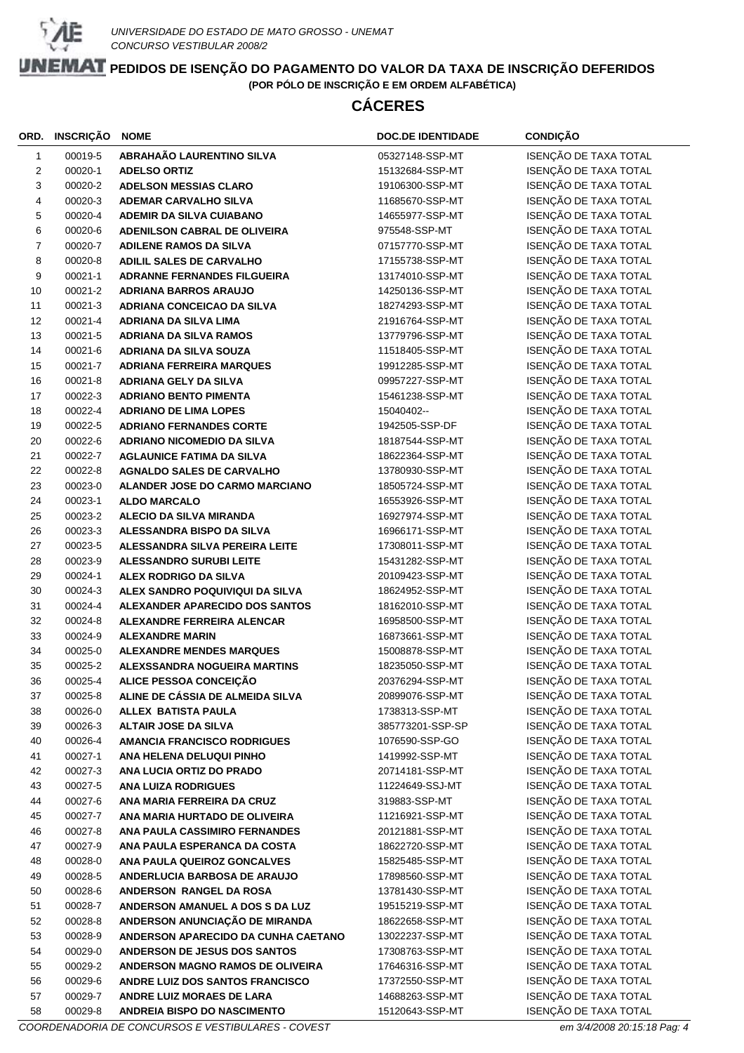UNIVERSIDADE DO ESTADO DE MATO GROSSO - UNEMAT
CONCURSO VESTIBULAR 2008/2

# PEDIDOS DE ISENÇÃO DO PAGAMENTO DO VALOR DA TAXA DE INSCRIÇÃO DEFERIDOS

**(POR PÓLO DE INSCRIÇÃO E EM ORDEM ALFABÉTICA)**

## CÁCERES

| ORD. | INSCRIÇÃO | NOME | DOC.DE IDENTIDADE | CONDIÇÃO |
|---|---|---|---|---|
| 1 | 00019-5 | ABRAHAÃO LAURENTINO SILVA | 05327148-SSP-MT | ISENÇÃO DE TAXA TOTAL |
| 2 | 00020-1 | ADELSO ORTIZ | 15132684-SSP-MT | ISENÇÃO DE TAXA TOTAL |
| 3 | 00020-2 | ADELSON MESSIAS CLARO | 19106300-SSP-MT | ISENÇÃO DE TAXA TOTAL |
| 4 | 00020-3 | ADEMAR CARVALHO SILVA | 11685670-SSP-MT | ISENÇÃO DE TAXA TOTAL |
| 5 | 00020-4 | ADEMIR DA SILVA CUIABANO | 14655977-SSP-MT | ISENÇÃO DE TAXA TOTAL |
| 6 | 00020-6 | ADENILSON CABRAL DE OLIVEIRA | 975548-SSP-MT | ISENÇÃO DE TAXA TOTAL |
| 7 | 00020-7 | ADILENE RAMOS DA SILVA | 07157770-SSP-MT | ISENÇÃO DE TAXA TOTAL |
| 8 | 00020-8 | ADILIL SALES DE CARVALHO | 17155738-SSP-MT | ISENÇÃO DE TAXA TOTAL |
| 9 | 00021-1 | ADRANNE FERNANDES FILGUEIRA | 13174010-SSP-MT | ISENÇÃO DE TAXA TOTAL |
| 10 | 00021-2 | ADRIANA BARROS ARAUJO | 14250136-SSP-MT | ISENÇÃO DE TAXA TOTAL |
| 11 | 00021-3 | ADRIANA CONCEICAO DA SILVA | 18274293-SSP-MT | ISENÇÃO DE TAXA TOTAL |
| 12 | 00021-4 | ADRIANA DA SILVA LIMA | 21916764-SSP-MT | ISENÇÃO DE TAXA TOTAL |
| 13 | 00021-5 | ADRIANA DA SILVA RAMOS | 13779796-SSP-MT | ISENÇÃO DE TAXA TOTAL |
| 14 | 00021-6 | ADRIANA DA SILVA SOUZA | 11518405-SSP-MT | ISENÇÃO DE TAXA TOTAL |
| 15 | 00021-7 | ADRIANA FERREIRA MARQUES | 19912285-SSP-MT | ISENÇÃO DE TAXA TOTAL |
| 16 | 00021-8 | ADRIANA GELY DA SILVA | 09957227-SSP-MT | ISENÇÃO DE TAXA TOTAL |
| 17 | 00022-3 | ADRIANO BENTO PIMENTA | 15461238-SSP-MT | ISENÇÃO DE TAXA TOTAL |
| 18 | 00022-4 | ADRIANO DE LIMA LOPES | 15040402-- | ISENÇÃO DE TAXA TOTAL |
| 19 | 00022-5 | ADRIANO FERNANDES CORTE | 1942505-SSP-DF | ISENÇÃO DE TAXA TOTAL |
| 20 | 00022-6 | ADRIANO NICOMEDIO DA SILVA | 18187544-SSP-MT | ISENÇÃO DE TAXA TOTAL |
| 21 | 00022-7 | AGLAUNICE FATIMA DA SILVA | 18622364-SSP-MT | ISENÇÃO DE TAXA TOTAL |
| 22 | 00022-8 | AGNALDO SALES DE CARVALHO | 13780930-SSP-MT | ISENÇÃO DE TAXA TOTAL |
| 23 | 00023-0 | ALANDER JOSE DO CARMO MARCIANO | 18505724-SSP-MT | ISENÇÃO DE TAXA TOTAL |
| 24 | 00023-1 | ALDO MARCALO | 16553926-SSP-MT | ISENÇÃO DE TAXA TOTAL |
| 25 | 00023-2 | ALECIO DA SILVA MIRANDA | 16927974-SSP-MT | ISENÇÃO DE TAXA TOTAL |
| 26 | 00023-3 | ALESSANDRA BISPO DA SILVA | 16966171-SSP-MT | ISENÇÃO DE TAXA TOTAL |
| 27 | 00023-5 | ALESSANDRA SILVA PEREIRA LEITE | 17308011-SSP-MT | ISENÇÃO DE TAXA TOTAL |
| 28 | 00023-9 | ALESSANDRO SURUBI LEITE | 15431282-SSP-MT | ISENÇÃO DE TAXA TOTAL |
| 29 | 00024-1 | ALEX RODRIGO DA SILVA | 20109423-SSP-MT | ISENÇÃO DE TAXA TOTAL |
| 30 | 00024-3 | ALEX SANDRO POQUIVIQUI DA SILVA | 18624952-SSP-MT | ISENÇÃO DE TAXA TOTAL |
| 31 | 00024-4 | ALEXANDER APARECIDO DOS SANTOS | 18162010-SSP-MT | ISENÇÃO DE TAXA TOTAL |
| 32 | 00024-8 | ALEXANDRE FERREIRA ALENCAR | 16958500-SSP-MT | ISENÇÃO DE TAXA TOTAL |
| 33 | 00024-9 | ALEXANDRE MARIN | 16873661-SSP-MT | ISENÇÃO DE TAXA TOTAL |
| 34 | 00025-0 | ALEXANDRE MENDES MARQUES | 15008878-SSP-MT | ISENÇÃO DE TAXA TOTAL |
| 35 | 00025-2 | ALEXSSANDRA NOGUEIRA MARTINS | 18235050-SSP-MT | ISENÇÃO DE TAXA TOTAL |
| 36 | 00025-4 | ALICE PESSOA CONCEIÇÃO | 20376294-SSP-MT | ISENÇÃO DE TAXA TOTAL |
| 37 | 00025-8 | ALINE DE CÁSSIA DE ALMEIDA SILVA | 20899076-SSP-MT | ISENÇÃO DE TAXA TOTAL |
| 38 | 00026-0 | ALLEX BATISTA PAULA | 1738313-SSP-MT | ISENÇÃO DE TAXA TOTAL |
| 39 | 00026-3 | ALTAIR JOSE DA SILVA | 385773201-SSP-SP | ISENÇÃO DE TAXA TOTAL |
| 40 | 00026-4 | AMANCIA FRANCISCO RODRIGUES | 1076590-SSP-GO | ISENÇÃO DE TAXA TOTAL |
| 41 | 00027-1 | ANA HELENA DELUQUI PINHO | 1419992-SSP-MT | ISENÇÃO DE TAXA TOTAL |
| 42 | 00027-3 | ANA LUCIA ORTIZ DO PRADO | 20714181-SSP-MT | ISENÇÃO DE TAXA TOTAL |
| 43 | 00027-5 | ANA LUIZA RODRIGUES | 11224649-SSJ-MT | ISENÇÃO DE TAXA TOTAL |
| 44 | 00027-6 | ANA MARIA FERREIRA DA CRUZ | 319883-SSP-MT | ISENÇÃO DE TAXA TOTAL |
| 45 | 00027-7 | ANA MARIA HURTADO DE OLIVEIRA | 11216921-SSP-MT | ISENÇÃO DE TAXA TOTAL |
| 46 | 00027-8 | ANA PAULA CASSIMIRO FERNANDES | 20121881-SSP-MT | ISENÇÃO DE TAXA TOTAL |
| 47 | 00027-9 | ANA PAULA ESPERANCA DA COSTA | 18622720-SSP-MT | ISENÇÃO DE TAXA TOTAL |
| 48 | 00028-0 | ANA PAULA QUEIROZ GONCALVES | 15825485-SSP-MT | ISENÇÃO DE TAXA TOTAL |
| 49 | 00028-5 | ANDERLUCIA BARBOSA DE ARAUJO | 17898560-SSP-MT | ISENÇÃO DE TAXA TOTAL |
| 50 | 00028-6 | ANDERSON RANGEL DA ROSA | 13781430-SSP-MT | ISENÇÃO DE TAXA TOTAL |
| 51 | 00028-7 | ANDERSON AMANUEL A DOS S DA LUZ | 19515219-SSP-MT | ISENÇÃO DE TAXA TOTAL |
| 52 | 00028-8 | ANDERSON ANUNCIAÇÃO DE MIRANDA | 18622658-SSP-MT | ISENÇÃO DE TAXA TOTAL |
| 53 | 00028-9 | ANDERSON APARECIDO DA CUNHA CAETANO | 13022237-SSP-MT | ISENÇÃO DE TAXA TOTAL |
| 54 | 00029-0 | ANDERSON DE JESUS DOS SANTOS | 17308763-SSP-MT | ISENÇÃO DE TAXA TOTAL |
| 55 | 00029-2 | ANDERSON MAGNO RAMOS DE OLIVEIRA | 17646316-SSP-MT | ISENÇÃO DE TAXA TOTAL |
| 56 | 00029-6 | ANDRE LUIZ DOS SANTOS FRANCISCO | 17372550-SSP-MT | ISENÇÃO DE TAXA TOTAL |
| 57 | 00029-7 | ANDRE LUIZ MORAES DE LARA | 14688263-SSP-MT | ISENÇÃO DE TAXA TOTAL |
| 58 | 00029-8 | ANDREIA BISPO DO NASCIMENTO | 15120643-SSP-MT | ISENÇÃO DE TAXA TOTAL |

COORDENADORIA DE CONCURSOS E VESTIBULARES - COVEST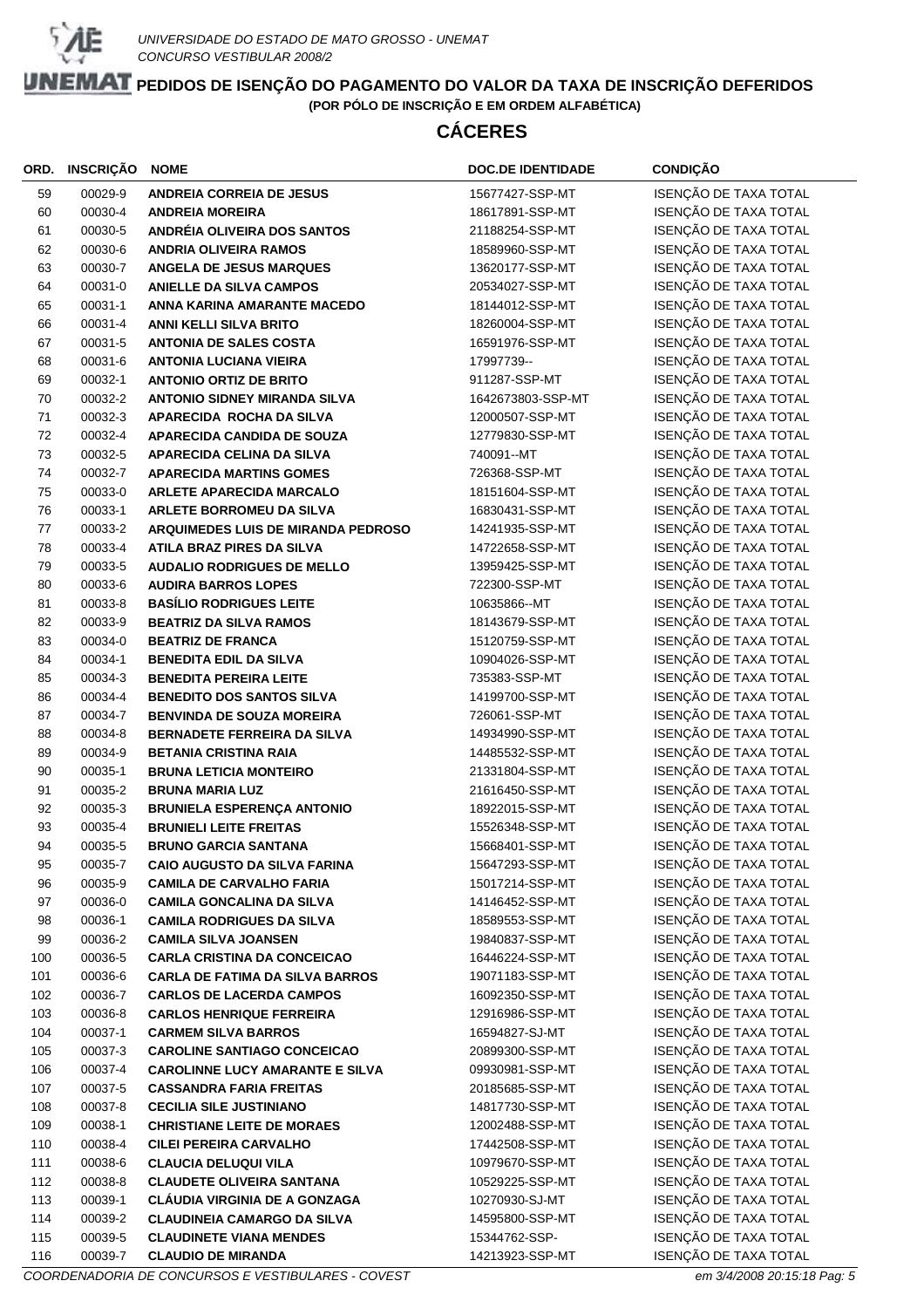UNIVERSIDADE DO ESTADO DE MATO GROSSO - UNEMAT
CONCURSO VESTIBULAR 2008/2

# PEDIDOS DE ISENÇÃO DO PAGAMENTO DO VALOR DA TAXA DE INSCRIÇÃO DEFERIDOS

**(POR PÓLO DE INSCRIÇÃO E EM ORDEM ALFABÉTICA)**

## CÁCERES

| ORD. | INSCRIÇÃO | NOME | DOC.DE IDENTIDADE | CONDIÇÃO |
|---|---|---|---|---|
| 59 | 00029-9 | ANDREIA CORREIA DE JESUS | 15677427-SSP-MT | ISENÇÃO DE TAXA TOTAL |
| 60 | 00030-4 | ANDREIA MOREIRA | 18617891-SSP-MT | ISENÇÃO DE TAXA TOTAL |
| 61 | 00030-5 | ANDRÉIA OLIVEIRA DOS SANTOS | 21188254-SSP-MT | ISENÇÃO DE TAXA TOTAL |
| 62 | 00030-6 | ANDRIA OLIVEIRA RAMOS | 18589960-SSP-MT | ISENÇÃO DE TAXA TOTAL |
| 63 | 00030-7 | ANGELA DE JESUS MARQUES | 13620177-SSP-MT | ISENÇÃO DE TAXA TOTAL |
| 64 | 00031-0 | ANIELLE DA SILVA CAMPOS | 20534027-SSP-MT | ISENÇÃO DE TAXA TOTAL |
| 65 | 00031-1 | ANNA KARINA AMARANTE MACEDO | 18144012-SSP-MT | ISENÇÃO DE TAXA TOTAL |
| 66 | 00031-4 | ANNI KELLI SILVA BRITO | 18260004-SSP-MT | ISENÇÃO DE TAXA TOTAL |
| 67 | 00031-5 | ANTONIA DE SALES COSTA | 16591976-SSP-MT | ISENÇÃO DE TAXA TOTAL |
| 68 | 00031-6 | ANTONIA LUCIANA VIEIRA | 17997739-- | ISENÇÃO DE TAXA TOTAL |
| 69 | 00032-1 | ANTONIO ORTIZ DE BRITO | 911287-SSP-MT | ISENÇÃO DE TAXA TOTAL |
| 70 | 00032-2 | ANTONIO SIDNEY MIRANDA SILVA | 1642673803-SSP-MT | ISENÇÃO DE TAXA TOTAL |
| 71 | 00032-3 | APARECIDA ROCHA DA SILVA | 12000507-SSP-MT | ISENÇÃO DE TAXA TOTAL |
| 72 | 00032-4 | APARECIDA CANDIDA DE SOUZA | 12779830-SSP-MT | ISENÇÃO DE TAXA TOTAL |
| 73 | 00032-5 | APARECIDA CELINA DA SILVA | 740091--MT | ISENÇÃO DE TAXA TOTAL |
| 74 | 00032-7 | APARECIDA MARTINS GOMES | 726368-SSP-MT | ISENÇÃO DE TAXA TOTAL |
| 75 | 00033-0 | ARLETE APARECIDA MARCALO | 18151604-SSP-MT | ISENÇÃO DE TAXA TOTAL |
| 76 | 00033-1 | ARLETE BORROMEU DA SILVA | 16830431-SSP-MT | ISENÇÃO DE TAXA TOTAL |
| 77 | 00033-2 | ARQUIMEDES LUIS DE MIRANDA PEDROSO | 14241935-SSP-MT | ISENÇÃO DE TAXA TOTAL |
| 78 | 00033-4 | ATILA BRAZ PIRES DA SILVA | 14722658-SSP-MT | ISENÇÃO DE TAXA TOTAL |
| 79 | 00033-5 | AUDALIO RODRIGUES DE MELLO | 13959425-SSP-MT | ISENÇÃO DE TAXA TOTAL |
| 80 | 00033-6 | AUDIRA BARROS LOPES | 722300-SSP-MT | ISENÇÃO DE TAXA TOTAL |
| 81 | 00033-8 | BASÍLIO RODRIGUES LEITE | 10635866--MT | ISENÇÃO DE TAXA TOTAL |
| 82 | 00033-9 | BEATRIZ DA SILVA RAMOS | 18143679-SSP-MT | ISENÇÃO DE TAXA TOTAL |
| 83 | 00034-0 | BEATRIZ DE FRANCA | 15120759-SSP-MT | ISENÇÃO DE TAXA TOTAL |
| 84 | 00034-1 | BENEDITA EDIL DA SILVA | 10904026-SSP-MT | ISENÇÃO DE TAXA TOTAL |
| 85 | 00034-3 | BENEDITA PEREIRA LEITE | 735383-SSP-MT | ISENÇÃO DE TAXA TOTAL |
| 86 | 00034-4 | BENEDITO DOS SANTOS SILVA | 14199700-SSP-MT | ISENÇÃO DE TAXA TOTAL |
| 87 | 00034-7 | BENVINDA DE SOUZA MOREIRA | 726061-SSP-MT | ISENÇÃO DE TAXA TOTAL |
| 88 | 00034-8 | BERNADETE FERREIRA DA SILVA | 14934990-SSP-MT | ISENÇÃO DE TAXA TOTAL |
| 89 | 00034-9 | BETANIA CRISTINA RAIA | 14485532-SSP-MT | ISENÇÃO DE TAXA TOTAL |
| 90 | 00035-1 | BRUNA LETICIA MONTEIRO | 21331804-SSP-MT | ISENÇÃO DE TAXA TOTAL |
| 91 | 00035-2 | BRUNA MARIA LUZ | 21616450-SSP-MT | ISENÇÃO DE TAXA TOTAL |
| 92 | 00035-3 | BRUNIELA ESPERENÇA ANTONIO | 18922015-SSP-MT | ISENÇÃO DE TAXA TOTAL |
| 93 | 00035-4 | BRUNIELI LEITE FREITAS | 15526348-SSP-MT | ISENÇÃO DE TAXA TOTAL |
| 94 | 00035-5 | BRUNO GARCIA SANTANA | 15668401-SSP-MT | ISENÇÃO DE TAXA TOTAL |
| 95 | 00035-7 | CAIO AUGUSTO DA SILVA FARINA | 15647293-SSP-MT | ISENÇÃO DE TAXA TOTAL |
| 96 | 00035-9 | CAMILA DE CARVALHO FARIA | 15017214-SSP-MT | ISENÇÃO DE TAXA TOTAL |
| 97 | 00036-0 | CAMILA GONCALINA DA SILVA | 14146452-SSP-MT | ISENÇÃO DE TAXA TOTAL |
| 98 | 00036-1 | CAMILA RODRIGUES DA SILVA | 18589553-SSP-MT | ISENÇÃO DE TAXA TOTAL |
| 99 | 00036-2 | CAMILA SILVA JOANSEN | 19840837-SSP-MT | ISENÇÃO DE TAXA TOTAL |
| 100 | 00036-5 | CARLA CRISTINA DA CONCEICAO | 16446224-SSP-MT | ISENÇÃO DE TAXA TOTAL |
| 101 | 00036-6 | CARLA DE FATIMA DA SILVA BARROS | 19071183-SSP-MT | ISENÇÃO DE TAXA TOTAL |
| 102 | 00036-7 | CARLOS DE LACERDA CAMPOS | 16092350-SSP-MT | ISENÇÃO DE TAXA TOTAL |
| 103 | 00036-8 | CARLOS HENRIQUE FERREIRA | 12916986-SSP-MT | ISENÇÃO DE TAXA TOTAL |
| 104 | 00037-1 | CARMEM SILVA BARROS | 16594827-SJ-MT | ISENÇÃO DE TAXA TOTAL |
| 105 | 00037-3 | CAROLINE SANTIAGO CONCEICAO | 20899300-SSP-MT | ISENÇÃO DE TAXA TOTAL |
| 106 | 00037-4 | CAROLINNE LUCY AMARANTE E SILVA | 09930981-SSP-MT | ISENÇÃO DE TAXA TOTAL |
| 107 | 00037-5 | CASSANDRA FARIA FREITAS | 20185685-SSP-MT | ISENÇÃO DE TAXA TOTAL |
| 108 | 00037-8 | CECILIA SILE JUSTINIANO | 14817730-SSP-MT | ISENÇÃO DE TAXA TOTAL |
| 109 | 00038-1 | CHRISTIANE LEITE DE MORAES | 12002488-SSP-MT | ISENÇÃO DE TAXA TOTAL |
| 110 | 00038-4 | CILEI PEREIRA CARVALHO | 17442508-SSP-MT | ISENÇÃO DE TAXA TOTAL |
| 111 | 00038-6 | CLAUCIA DELUQUI VILA | 10979670-SSP-MT | ISENÇÃO DE TAXA TOTAL |
| 112 | 00038-8 | CLAUDETE OLIVEIRA SANTANA | 10529225-SSP-MT | ISENÇÃO DE TAXA TOTAL |
| 113 | 00039-1 | CLÁUDIA VIRGINIA DE A GONZAGA | 10270930-SJ-MT | ISENÇÃO DE TAXA TOTAL |
| 114 | 00039-2 | CLAUDINEIA CAMARGO DA SILVA | 14595800-SSP-MT | ISENÇÃO DE TAXA TOTAL |
| 115 | 00039-5 | CLAUDINETE VIANA MENDES | 15344762-SSP- | ISENÇÃO DE TAXA TOTAL |
| 116 | 00039-7 | CLAUDIO DE MIRANDA | 14213923-SSP-MT | ISENÇÃO DE TAXA TOTAL |

COORDENADORIA DE CONCURSOS E VESTIBULARES - COVEST — em 3/4/2008 20:15:18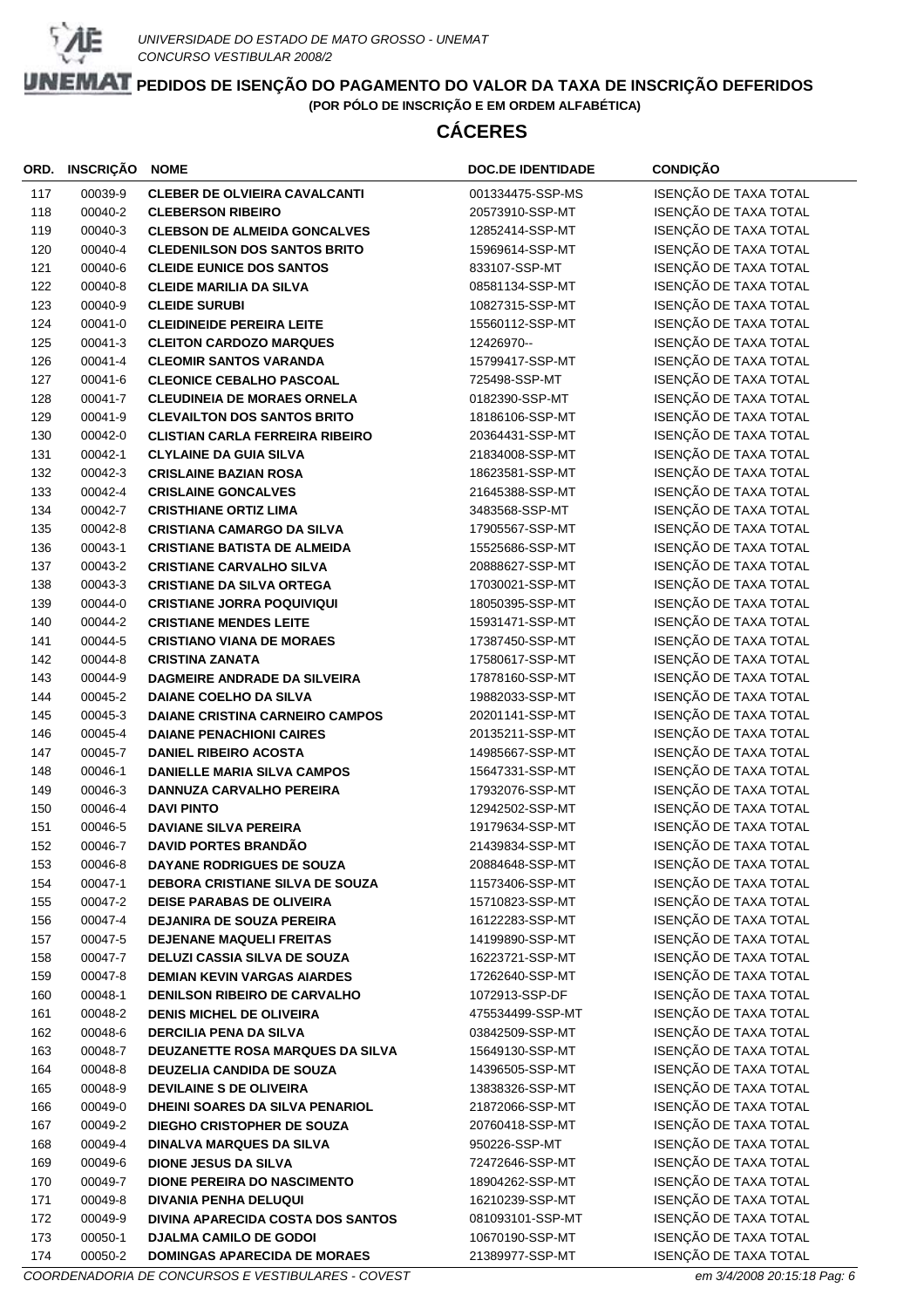UNIVERSIDADE DO ESTADO DE MATO GROSSO - UNEMAT
CONCURSO VESTIBULAR 2008/2

# PEDIDOS DE ISENÇÃO DO PAGAMENTO DO VALOR DA TAXA DE INSCRIÇÃO DEFERIDOS

**(POR PÓLO DE INSCRIÇÃO E EM ORDEM ALFABÉTICA)**

## CÁCERES

| ORD. | INSCRIÇÃO | NOME | DOC.DE IDENTIDADE | CONDIÇÃO |
|---|---|---|---|---|
| 117 | 00039-9 | **CLEBER DE OLVIEIRA CAVALCANTI** | 001334475-SSP-MS | ISENÇÃO DE TAXA TOTAL |
| 118 | 00040-2 | **CLEBERSON RIBEIRO** | 20573910-SSP-MT | ISENÇÃO DE TAXA TOTAL |
| 119 | 00040-3 | **CLEBSON DE ALMEIDA GONCALVES** | 12852414-SSP-MT | ISENÇÃO DE TAXA TOTAL |
| 120 | 00040-4 | **CLEDENILSON DOS SANTOS BRITO** | 15969614-SSP-MT | ISENÇÃO DE TAXA TOTAL |
| 121 | 00040-6 | **CLEIDE EUNICE DOS SANTOS** | 833107-SSP-MT | ISENÇÃO DE TAXA TOTAL |
| 122 | 00040-8 | **CLEIDE MARILIA DA SILVA** | 08581134-SSP-MT | ISENÇÃO DE TAXA TOTAL |
| 123 | 00040-9 | **CLEIDE SURUBI** | 10827315-SSP-MT | ISENÇÃO DE TAXA TOTAL |
| 124 | 00041-0 | **CLEIDINEIDE PEREIRA LEITE** | 15560112-SSP-MT | ISENÇÃO DE TAXA TOTAL |
| 125 | 00041-3 | **CLEITON CARDOZO MARQUES** | 12426970-- | ISENÇÃO DE TAXA TOTAL |
| 126 | 00041-4 | **CLEOMIR SANTOS VARANDA** | 15799417-SSP-MT | ISENÇÃO DE TAXA TOTAL |
| 127 | 00041-6 | **CLEONICE CEBALHO PASCOAL** | 725498-SSP-MT | ISENÇÃO DE TAXA TOTAL |
| 128 | 00041-7 | **CLEUDINEIA DE MORAES ORNELA** | 0182390-SSP-MT | ISENÇÃO DE TAXA TOTAL |
| 129 | 00041-9 | **CLEVAILTON DOS SANTOS BRITO** | 18186106-SSP-MT | ISENÇÃO DE TAXA TOTAL |
| 130 | 00042-0 | **CLISTIAN CARLA FERREIRA RIBEIRO** | 20364431-SSP-MT | ISENÇÃO DE TAXA TOTAL |
| 131 | 00042-1 | **CLYLAINE DA GUIA SILVA** | 21834008-SSP-MT | ISENÇÃO DE TAXA TOTAL |
| 132 | 00042-3 | **CRISLAINE BAZIAN ROSA** | 18623581-SSP-MT | ISENÇÃO DE TAXA TOTAL |
| 133 | 00042-4 | **CRISLAINE GONCALVES** | 21645388-SSP-MT | ISENÇÃO DE TAXA TOTAL |
| 134 | 00042-7 | **CRISTHIANE ORTIZ LIMA** | 3483568-SSP-MT | ISENÇÃO DE TAXA TOTAL |
| 135 | 00042-8 | **CRISTIANA CAMARGO DA SILVA** | 17905567-SSP-MT | ISENÇÃO DE TAXA TOTAL |
| 136 | 00043-1 | **CRISTIANE BATISTA DE ALMEIDA** | 15525686-SSP-MT | ISENÇÃO DE TAXA TOTAL |
| 137 | 00043-2 | **CRISTIANE CARVALHO SILVA** | 20888627-SSP-MT | ISENÇÃO DE TAXA TOTAL |
| 138 | 00043-3 | **CRISTIANE DA SILVA ORTEGA** | 17030021-SSP-MT | ISENÇÃO DE TAXA TOTAL |
| 139 | 00044-0 | **CRISTIANE JORRA POQUIVIQUI** | 18050395-SSP-MT | ISENÇÃO DE TAXA TOTAL |
| 140 | 00044-2 | **CRISTIANE MENDES LEITE** | 15931471-SSP-MT | ISENÇÃO DE TAXA TOTAL |
| 141 | 00044-5 | **CRISTIANO VIANA DE MORAES** | 17387450-SSP-MT | ISENÇÃO DE TAXA TOTAL |
| 142 | 00044-8 | **CRISTINA ZANATA** | 17580617-SSP-MT | ISENÇÃO DE TAXA TOTAL |
| 143 | 00044-9 | **DAGMEIRE ANDRADE DA SILVEIRA** | 17878160-SSP-MT | ISENÇÃO DE TAXA TOTAL |
| 144 | 00045-2 | **DAIANE COELHO DA SILVA** | 19882033-SSP-MT | ISENÇÃO DE TAXA TOTAL |
| 145 | 00045-3 | **DAIANE CRISTINA CARNEIRO CAMPOS** | 20201141-SSP-MT | ISENÇÃO DE TAXA TOTAL |
| 146 | 00045-4 | **DAIANE PENACHIONI CAIRES** | 20135211-SSP-MT | ISENÇÃO DE TAXA TOTAL |
| 147 | 00045-7 | **DANIEL RIBEIRO ACOSTA** | 14985667-SSP-MT | ISENÇÃO DE TAXA TOTAL |
| 148 | 00046-1 | **DANIELLE MARIA SILVA CAMPOS** | 15647331-SSP-MT | ISENÇÃO DE TAXA TOTAL |
| 149 | 00046-3 | **DANNUZA CARVALHO PEREIRA** | 17932076-SSP-MT | ISENÇÃO DE TAXA TOTAL |
| 150 | 00046-4 | **DAVI PINTO** | 12942502-SSP-MT | ISENÇÃO DE TAXA TOTAL |
| 151 | 00046-5 | **DAVIANE SILVA PEREIRA** | 19179634-SSP-MT | ISENÇÃO DE TAXA TOTAL |
| 152 | 00046-7 | **DAVID PORTES BRANDÃO** | 21439834-SSP-MT | ISENÇÃO DE TAXA TOTAL |
| 153 | 00046-8 | **DAYANE RODRIGUES DE SOUZA** | 20884648-SSP-MT | ISENÇÃO DE TAXA TOTAL |
| 154 | 00047-1 | **DEBORA CRISTIANE SILVA DE SOUZA** | 11573406-SSP-MT | ISENÇÃO DE TAXA TOTAL |
| 155 | 00047-2 | **DEISE PARABAS DE OLIVEIRA** | 15710823-SSP-MT | ISENÇÃO DE TAXA TOTAL |
| 156 | 00047-4 | **DEJANIRA DE SOUZA PEREIRA** | 16122283-SSP-MT | ISENÇÃO DE TAXA TOTAL |
| 157 | 00047-5 | **DEJENANE MAQUELI FREITAS** | 14199890-SSP-MT | ISENÇÃO DE TAXA TOTAL |
| 158 | 00047-7 | **DELUZI CASSIA SILVA DE SOUZA** | 16223721-SSP-MT | ISENÇÃO DE TAXA TOTAL |
| 159 | 00047-8 | **DEMIAN KEVIN VARGAS AIARDES** | 17262640-SSP-MT | ISENÇÃO DE TAXA TOTAL |
| 160 | 00048-1 | **DENILSON RIBEIRO DE CARVALHO** | 1072913-SSP-DF | ISENÇÃO DE TAXA TOTAL |
| 161 | 00048-2 | **DENIS MICHEL DE OLIVEIRA** | 475534499-SSP-MT | ISENÇÃO DE TAXA TOTAL |
| 162 | 00048-6 | **DERCILIA PENA DA SILVA** | 03842509-SSP-MT | ISENÇÃO DE TAXA TOTAL |
| 163 | 00048-7 | **DEUZANETTE ROSA MARQUES DA SILVA** | 15649130-SSP-MT | ISENÇÃO DE TAXA TOTAL |
| 164 | 00048-8 | **DEUZELIA CANDIDA DE SOUZA** | 14396505-SSP-MT | ISENÇÃO DE TAXA TOTAL |
| 165 | 00048-9 | **DEVILAINE S DE OLIVEIRA** | 13838326-SSP-MT | ISENÇÃO DE TAXA TOTAL |
| 166 | 00049-0 | **DHEINI SOARES DA SILVA PENARIOL** | 21872066-SSP-MT | ISENÇÃO DE TAXA TOTAL |
| 167 | 00049-2 | **DIEGHO CRISTOPHER DE SOUZA** | 20760418-SSP-MT | ISENÇÃO DE TAXA TOTAL |
| 168 | 00049-4 | **DINALVA MARQUES DA SILVA** | 950226-SSP-MT | ISENÇÃO DE TAXA TOTAL |
| 169 | 00049-6 | **DIONE JESUS DA SILVA** | 72472646-SSP-MT | ISENÇÃO DE TAXA TOTAL |
| 170 | 00049-7 | **DIONE PEREIRA DO NASCIMENTO** | 18904262-SSP-MT | ISENÇÃO DE TAXA TOTAL |
| 171 | 00049-8 | **DIVANIA PENHA DELUQUI** | 16210239-SSP-MT | ISENÇÃO DE TAXA TOTAL |
| 172 | 00049-9 | **DIVINA APARECIDA COSTA DOS SANTOS** | 081093101-SSP-MT | ISENÇÃO DE TAXA TOTAL |
| 173 | 00050-1 | **DJALMA CAMILO DE GODOI** | 10670190-SSP-MT | ISENÇÃO DE TAXA TOTAL |
| 174 | 00050-2 | **DOMINGAS APARECIDA DE MORAES** | 21389977-SSP-MT | ISENÇÃO DE TAXA TOTAL |

*COORDENADORIA DE CONCURSOS E VESTIBULARES - COVEST* *em 3/4/2008 20:15:18*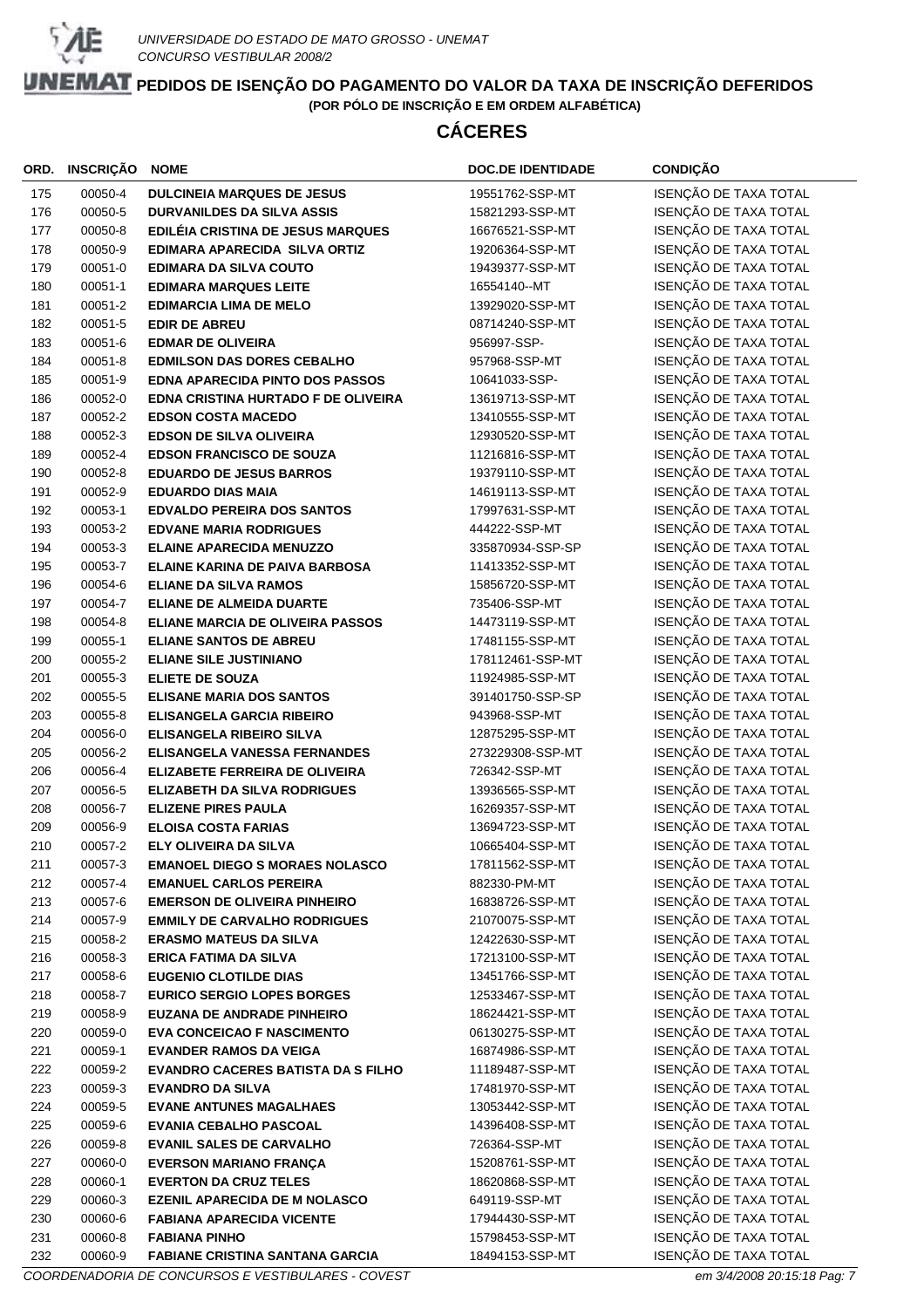UNIVERSIDADE DO ESTADO DE MATO GROSSO - UNEMAT
CONCURSO VESTIBULAR 2008/2

# PEDIDOS DE ISENÇÃO DO PAGAMENTO DO VALOR DA TAXA DE INSCRIÇÃO DEFERIDOS

**(POR PÓLO DE INSCRIÇÃO E EM ORDEM ALFABÉTICA)**

## CÁCERES

| ORD. | INSCRIÇÃO | NOME | DOC.DE IDENTIDADE | CONDIÇÃO |
|---|---|---|---|---|
| 175 | 00050-4 | **DULCINEIA MARQUES DE JESUS** | 19551762-SSP-MT | ISENÇÃO DE TAXA TOTAL |
| 176 | 00050-5 | **DURVANILDES DA SILVA ASSIS** | 15821293-SSP-MT | ISENÇÃO DE TAXA TOTAL |
| 177 | 00050-8 | **EDILÉIA CRISTINA DE JESUS MARQUES** | 16676521-SSP-MT | ISENÇÃO DE TAXA TOTAL |
| 178 | 00050-9 | **EDIMARA APARECIDA SILVA ORTIZ** | 19206364-SSP-MT | ISENÇÃO DE TAXA TOTAL |
| 179 | 00051-0 | **EDIMARA DA SILVA COUTO** | 19439377-SSP-MT | ISENÇÃO DE TAXA TOTAL |
| 180 | 00051-1 | **EDIMARA MARQUES LEITE** | 16554140--MT | ISENÇÃO DE TAXA TOTAL |
| 181 | 00051-2 | **EDIMARCIA LIMA DE MELO** | 13929020-SSP-MT | ISENÇÃO DE TAXA TOTAL |
| 182 | 00051-5 | **EDIR DE ABREU** | 08714240-SSP-MT | ISENÇÃO DE TAXA TOTAL |
| 183 | 00051-6 | **EDMAR DE OLIVEIRA** | 956997-SSP- | ISENÇÃO DE TAXA TOTAL |
| 184 | 00051-8 | **EDMILSON DAS DORES CEBALHO** | 957968-SSP-MT | ISENÇÃO DE TAXA TOTAL |
| 185 | 00051-9 | **EDNA APARECIDA PINTO DOS PASSOS** | 10641033-SSP- | ISENÇÃO DE TAXA TOTAL |
| 186 | 00052-0 | **EDNA CRISTINA HURTADO F DE OLIVEIRA** | 13619713-SSP-MT | ISENÇÃO DE TAXA TOTAL |
| 187 | 00052-2 | **EDSON COSTA MACEDO** | 13410555-SSP-MT | ISENÇÃO DE TAXA TOTAL |
| 188 | 00052-3 | **EDSON DE SILVA OLIVEIRA** | 12930520-SSP-MT | ISENÇÃO DE TAXA TOTAL |
| 189 | 00052-4 | **EDSON FRANCISCO DE SOUZA** | 11216816-SSP-MT | ISENÇÃO DE TAXA TOTAL |
| 190 | 00052-8 | **EDUARDO DE JESUS BARROS** | 19379110-SSP-MT | ISENÇÃO DE TAXA TOTAL |
| 191 | 00052-9 | **EDUARDO DIAS MAIA** | 14619113-SSP-MT | ISENÇÃO DE TAXA TOTAL |
| 192 | 00053-1 | **EDVALDO PEREIRA DOS SANTOS** | 17997631-SSP-MT | ISENÇÃO DE TAXA TOTAL |
| 193 | 00053-2 | **EDVANE MARIA RODRIGUES** | 444222-SSP-MT | ISENÇÃO DE TAXA TOTAL |
| 194 | 00053-3 | **ELAINE APARECIDA MENUZZO** | 335870934-SSP-SP | ISENÇÃO DE TAXA TOTAL |
| 195 | 00053-7 | **ELAINE KARINA DE PAIVA BARBOSA** | 11413352-SSP-MT | ISENÇÃO DE TAXA TOTAL |
| 196 | 00054-6 | **ELIANE DA SILVA RAMOS** | 15856720-SSP-MT | ISENÇÃO DE TAXA TOTAL |
| 197 | 00054-7 | **ELIANE DE ALMEIDA DUARTE** | 735406-SSP-MT | ISENÇÃO DE TAXA TOTAL |
| 198 | 00054-8 | **ELIANE MARCIA DE OLIVEIRA PASSOS** | 14473119-SSP-MT | ISENÇÃO DE TAXA TOTAL |
| 199 | 00055-1 | **ELIANE SANTOS DE ABREU** | 17481155-SSP-MT | ISENÇÃO DE TAXA TOTAL |
| 200 | 00055-2 | **ELIANE SILE JUSTINIANO** | 178112461-SSP-MT | ISENÇÃO DE TAXA TOTAL |
| 201 | 00055-3 | **ELIETE DE SOUZA** | 11924985-SSP-MT | ISENÇÃO DE TAXA TOTAL |
| 202 | 00055-5 | **ELISANE MARIA DOS SANTOS** | 391401750-SSP-SP | ISENÇÃO DE TAXA TOTAL |
| 203 | 00055-8 | **ELISANGELA GARCIA RIBEIRO** | 943968-SSP-MT | ISENÇÃO DE TAXA TOTAL |
| 204 | 00056-0 | **ELISANGELA RIBEIRO SILVA** | 12875295-SSP-MT | ISENÇÃO DE TAXA TOTAL |
| 205 | 00056-2 | **ELISANGELA VANESSA FERNANDES** | 273229308-SSP-MT | ISENÇÃO DE TAXA TOTAL |
| 206 | 00056-4 | **ELIZABETE FERREIRA DE OLIVEIRA** | 726342-SSP-MT | ISENÇÃO DE TAXA TOTAL |
| 207 | 00056-5 | **ELIZABETH DA SILVA RODRIGUES** | 13936565-SSP-MT | ISENÇÃO DE TAXA TOTAL |
| 208 | 00056-7 | **ELIZENE PIRES PAULA** | 16269357-SSP-MT | ISENÇÃO DE TAXA TOTAL |
| 209 | 00056-9 | **ELOISA COSTA FARIAS** | 13694723-SSP-MT | ISENÇÃO DE TAXA TOTAL |
| 210 | 00057-2 | **ELY OLIVEIRA DA SILVA** | 10665404-SSP-MT | ISENÇÃO DE TAXA TOTAL |
| 211 | 00057-3 | **EMANOEL DIEGO S MORAES NOLASCO** | 17811562-SSP-MT | ISENÇÃO DE TAXA TOTAL |
| 212 | 00057-4 | **EMANUEL CARLOS PEREIRA** | 882330-PM-MT | ISENÇÃO DE TAXA TOTAL |
| 213 | 00057-6 | **EMERSON DE OLIVEIRA PINHEIRO** | 16838726-SSP-MT | ISENÇÃO DE TAXA TOTAL |
| 214 | 00057-9 | **EMMILY DE CARVALHO RODRIGUES** | 21070075-SSP-MT | ISENÇÃO DE TAXA TOTAL |
| 215 | 00058-2 | **ERASMO MATEUS DA SILVA** | 12422630-SSP-MT | ISENÇÃO DE TAXA TOTAL |
| 216 | 00058-3 | **ERICA FATIMA DA SILVA** | 17213100-SSP-MT | ISENÇÃO DE TAXA TOTAL |
| 217 | 00058-6 | **EUGENIO CLOTILDE DIAS** | 13451766-SSP-MT | ISENÇÃO DE TAXA TOTAL |
| 218 | 00058-7 | **EURICO SERGIO LOPES BORGES** | 12533467-SSP-MT | ISENÇÃO DE TAXA TOTAL |
| 219 | 00058-9 | **EUZANA DE ANDRADE PINHEIRO** | 18624421-SSP-MT | ISENÇÃO DE TAXA TOTAL |
| 220 | 00059-0 | **EVA CONCEICAO F NASCIMENTO** | 06130275-SSP-MT | ISENÇÃO DE TAXA TOTAL |
| 221 | 00059-1 | **EVANDER RAMOS DA VEIGA** | 16874986-SSP-MT | ISENÇÃO DE TAXA TOTAL |
| 222 | 00059-2 | **EVANDRO CACERES BATISTA DA S FILHO** | 11189487-SSP-MT | ISENÇÃO DE TAXA TOTAL |
| 223 | 00059-3 | **EVANDRO DA SILVA** | 17481970-SSP-MT | ISENÇÃO DE TAXA TOTAL |
| 224 | 00059-5 | **EVANE ANTUNES MAGALHAES** | 13053442-SSP-MT | ISENÇÃO DE TAXA TOTAL |
| 225 | 00059-6 | **EVANIA CEBALHO PASCOAL** | 14396408-SSP-MT | ISENÇÃO DE TAXA TOTAL |
| 226 | 00059-8 | **EVANIL SALES DE CARVALHO** | 726364-SSP-MT | ISENÇÃO DE TAXA TOTAL |
| 227 | 00060-0 | **EVERSON MARIANO FRANÇA** | 15208761-SSP-MT | ISENÇÃO DE TAXA TOTAL |
| 228 | 00060-1 | **EVERTON DA CRUZ TELES** | 18620868-SSP-MT | ISENÇÃO DE TAXA TOTAL |
| 229 | 00060-3 | **EZENIL APARECIDA DE M NOLASCO** | 649119-SSP-MT | ISENÇÃO DE TAXA TOTAL |
| 230 | 00060-6 | **FABIANA APARECIDA VICENTE** | 17944430-SSP-MT | ISENÇÃO DE TAXA TOTAL |
| 231 | 00060-8 | **FABIANA PINHO** | 15798453-SSP-MT | ISENÇÃO DE TAXA TOTAL |
| 232 | 00060-9 | **FABIANE CRISTINA SANTANA GARCIA** | 18494153-SSP-MT | ISENÇÃO DE TAXA TOTAL |

*COORDENADORIA DE CONCURSOS E VESTIBULARES - COVEST*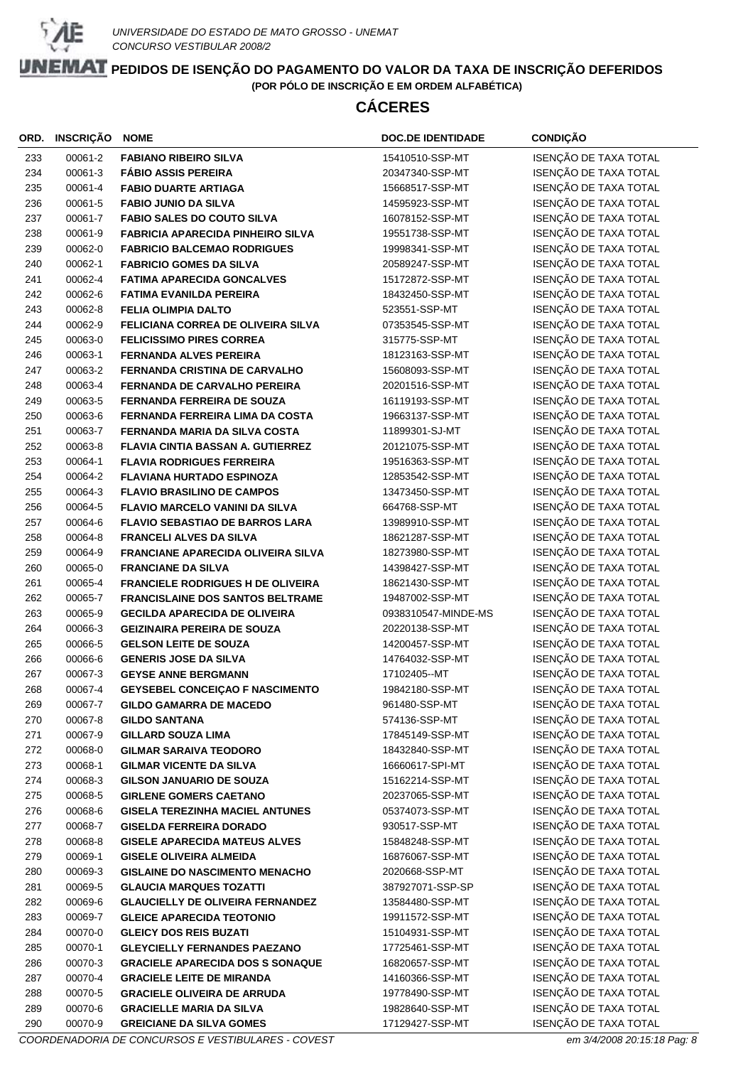UNIVERSIDADE DO ESTADO DE MATO GROSSO - UNEMAT
CONCURSO VESTIBULAR 2008/2

# PEDIDOS DE ISENÇÃO DO PAGAMENTO DO VALOR DA TAXA DE INSCRIÇÃO DEFERIDOS

**(POR PÓLO DE INSCRIÇÃO E EM ORDEM ALFABÉTICA)**

## CÁCERES

| ORD. | INSCRIÇÃO | NOME | DOC.DE IDENTIDADE | CONDIÇÃO |
|---|---|---|---|---|
| 233 | 00061-2 | **FABIANO RIBEIRO SILVA** | 15410510-SSP-MT | ISENÇÃO DE TAXA TOTAL |
| 234 | 00061-3 | **FÁBIO ASSIS PEREIRA** | 20347340-SSP-MT | ISENÇÃO DE TAXA TOTAL |
| 235 | 00061-4 | **FABIO DUARTE ARTIAGA** | 15668517-SSP-MT | ISENÇÃO DE TAXA TOTAL |
| 236 | 00061-5 | **FABIO JUNIO DA SILVA** | 14595923-SSP-MT | ISENÇÃO DE TAXA TOTAL |
| 237 | 00061-7 | **FABIO SALES DO COUTO SILVA** | 16078152-SSP-MT | ISENÇÃO DE TAXA TOTAL |
| 238 | 00061-9 | **FABRICIA APARECIDA PINHEIRO SILVA** | 19551738-SSP-MT | ISENÇÃO DE TAXA TOTAL |
| 239 | 00062-0 | **FABRICIO BALCEMAO RODRIGUES** | 19998341-SSP-MT | ISENÇÃO DE TAXA TOTAL |
| 240 | 00062-2 | **FABRICIO GOMES DA SILVA** | 20589247-SSP-MT | ISENÇÃO DE TAXA TOTAL |
| 241 | 00062-4 | **FATIMA APARECIDA GONCALVES** | 15172872-SSP-MT | ISENÇÃO DE TAXA TOTAL |
| 242 | 00062-6 | **FATIMA EVANILDA PEREIRA** | 18432450-SSP-MT | ISENÇÃO DE TAXA TOTAL |
| 243 | 00062-8 | **FELIA OLIMPIA DALTO** | 523551-SSP-MT | ISENÇÃO DE TAXA TOTAL |
| 244 | 00062-9 | **FELICIANA CORREA DE OLIVEIRA SILVA** | 07353545-SSP-MT | ISENÇÃO DE TAXA TOTAL |
| 245 | 00063-0 | **FELICISSIMO PIRES CORREA** | 315775-SSP-MT | ISENÇÃO DE TAXA TOTAL |
| 246 | 00063-1 | **FERNANDA ALVES PEREIRA** | 18123163-SSP-MT | ISENÇÃO DE TAXA TOTAL |
| 247 | 00063-2 | **FERNANDA CRISTINA DE CARVALHO** | 15608093-SSP-MT | ISENÇÃO DE TAXA TOTAL |
| 248 | 00063-4 | **FERNANDA DE CARVALHO PEREIRA** | 20201516-SSP-MT | ISENÇÃO DE TAXA TOTAL |
| 249 | 00063-5 | **FERNANDA FERREIRA DE SOUZA** | 16119193-SSP-MT | ISENÇÃO DE TAXA TOTAL |
| 250 | 00063-6 | **FERNANDA FERREIRA LIMA DA COSTA** | 19663137-SSP-MT | ISENÇÃO DE TAXA TOTAL |
| 251 | 00063-7 | **FERNANDA MARIA DA SILVA COSTA** | 11899301-SJ-MT | ISENÇÃO DE TAXA TOTAL |
| 252 | 00063-8 | **FLAVIA CINTIA BASSAN A. GUTIERREZ** | 20121075-SSP-MT | ISENÇÃO DE TAXA TOTAL |
| 253 | 00064-1 | **FLAVIA RODRIGUES FERREIRA** | 19516363-SSP-MT | ISENÇÃO DE TAXA TOTAL |
| 254 | 00064-2 | **FLAVIANA HURTADO ESPINOZA** | 12853542-SSP-MT | ISENÇÃO DE TAXA TOTAL |
| 255 | 00064-3 | **FLAVIO BRASILINO DE CAMPOS** | 13473450-SSP-MT | ISENÇÃO DE TAXA TOTAL |
| 256 | 00064-5 | **FLAVIO MARCELO VANINI DA SILVA** | 664768-SSP-MT | ISENÇÃO DE TAXA TOTAL |
| 257 | 00064-6 | **FLAVIO SEBASTIAO DE BARROS LARA** | 13989910-SSP-MT | ISENÇÃO DE TAXA TOTAL |
| 258 | 00064-8 | **FRANCELI ALVES DA SILVA** | 18621287-SSP-MT | ISENÇÃO DE TAXA TOTAL |
| 259 | 00064-9 | **FRANCIANE APARECIDA OLIVEIRA SILVA** | 18273980-SSP-MT | ISENÇÃO DE TAXA TOTAL |
| 260 | 00065-0 | **FRANCIANE DA SILVA** | 14398427-SSP-MT | ISENÇÃO DE TAXA TOTAL |
| 261 | 00065-4 | **FRANCIELE RODRIGUES H DE OLIVEIRA** | 18621430-SSP-MT | ISENÇÃO DE TAXA TOTAL |
| 262 | 00065-7 | **FRANCISLAINE DOS SANTOS BELTRAME** | 19487002-SSP-MT | ISENÇÃO DE TAXA TOTAL |
| 263 | 00065-9 | **GECILDA APARECIDA DE OLIVEIRA** | 0938310547-MINDE-MS | ISENÇÃO DE TAXA TOTAL |
| 264 | 00066-3 | **GEIZINAIRA PEREIRA DE SOUZA** | 20220138-SSP-MT | ISENÇÃO DE TAXA TOTAL |
| 265 | 00066-5 | **GELSON LEITE DE SOUZA** | 14200457-SSP-MT | ISENÇÃO DE TAXA TOTAL |
| 266 | 00066-6 | **GENERIS JOSE DA SILVA** | 14764032-SSP-MT | ISENÇÃO DE TAXA TOTAL |
| 267 | 00067-3 | **GEYSE ANNE BERGMANN** | 17102405--MT | ISENÇÃO DE TAXA TOTAL |
| 268 | 00067-4 | **GEYSEBEL CONCEIÇAO F NASCIMENTO** | 19842180-SSP-MT | ISENÇÃO DE TAXA TOTAL |
| 269 | 00067-7 | **GILDO GAMARRA DE MACEDO** | 961480-SSP-MT | ISENÇÃO DE TAXA TOTAL |
| 270 | 00067-8 | **GILDO SANTANA** | 574136-SSP-MT | ISENÇÃO DE TAXA TOTAL |
| 271 | 00067-9 | **GILLARD SOUZA LIMA** | 17845149-SSP-MT | ISENÇÃO DE TAXA TOTAL |
| 272 | 00068-0 | **GILMAR SARAIVA TEODORO** | 18432840-SSP-MT | ISENÇÃO DE TAXA TOTAL |
| 273 | 00068-1 | **GILMAR VICENTE DA SILVA** | 16660617-SPI-MT | ISENÇÃO DE TAXA TOTAL |
| 274 | 00068-3 | **GILSON JANUARIO DE SOUZA** | 15162214-SSP-MT | ISENÇÃO DE TAXA TOTAL |
| 275 | 00068-5 | **GIRLENE GOMERS CAETANO** | 20237065-SSP-MT | ISENÇÃO DE TAXA TOTAL |
| 276 | 00068-6 | **GISELA TEREZINHA MACIEL ANTUNES** | 05374073-SSP-MT | ISENÇÃO DE TAXA TOTAL |
| 277 | 00068-7 | **GISELDA FERREIRA DORADO** | 930517-SSP-MT | ISENÇÃO DE TAXA TOTAL |
| 278 | 00068-8 | **GISELE APARECIDA MATEUS ALVES** | 15848248-SSP-MT | ISENÇÃO DE TAXA TOTAL |
| 279 | 00069-1 | **GISELE OLIVEIRA ALMEIDA** | 16876067-SSP-MT | ISENÇÃO DE TAXA TOTAL |
| 280 | 00069-3 | **GISLAINE DO NASCIMENTO MENACHO** | 2020668-SSP-MT | ISENÇÃO DE TAXA TOTAL |
| 281 | 00069-5 | **GLAUCIA MARQUES TOZATTI** | 387927071-SSP-SP | ISENÇÃO DE TAXA TOTAL |
| 282 | 00069-6 | **GLAUCIELLY DE OLIVEIRA FERNANDEZ** | 13584480-SSP-MT | ISENÇÃO DE TAXA TOTAL |
| 283 | 00069-7 | **GLEICE APARECIDA TEOTONIO** | 19911572-SSP-MT | ISENÇÃO DE TAXA TOTAL |
| 284 | 00070-0 | **GLEICY DOS REIS BUZATI** | 15104931-SSP-MT | ISENÇÃO DE TAXA TOTAL |
| 285 | 00070-1 | **GLEYCIELLY FERNANDES PAEZANO** | 17725461-SSP-MT | ISENÇÃO DE TAXA TOTAL |
| 286 | 00070-3 | **GRACIELE APARECIDA DOS S SONAQUE** | 16820657-SSP-MT | ISENÇÃO DE TAXA TOTAL |
| 287 | 00070-4 | **GRACIELE LEITE DE MIRANDA** | 14160366-SSP-MT | ISENÇÃO DE TAXA TOTAL |
| 288 | 00070-5 | **GRACIELE OLIVEIRA DE ARRUDA** | 19778490-SSP-MT | ISENÇÃO DE TAXA TOTAL |
| 289 | 00070-6 | **GRACIELLE MARIA DA SILVA** | 19828640-SSP-MT | ISENÇÃO DE TAXA TOTAL |
| 290 | 00070-9 | **GREICIANE DA SILVA GOMES** | 17129427-SSP-MT | ISENÇÃO DE TAXA TOTAL |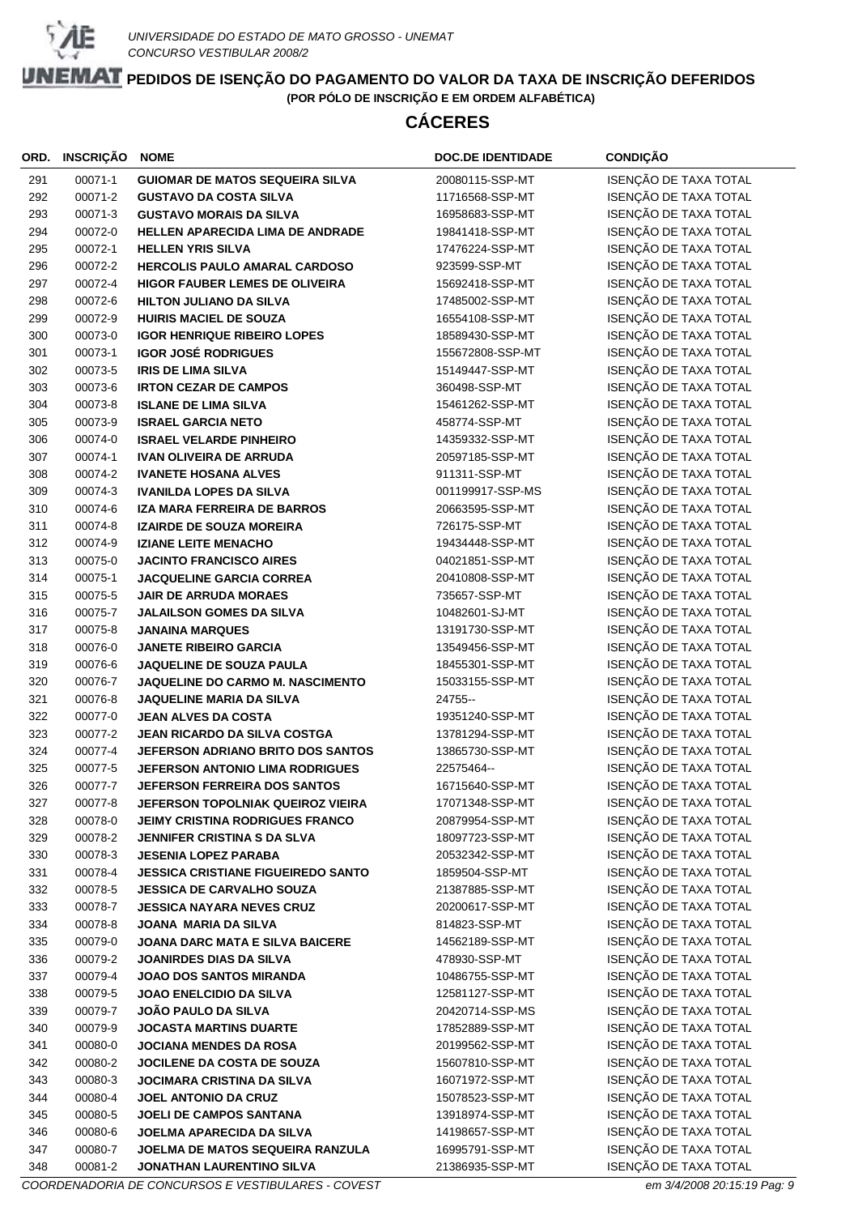UNIVERSIDADE DO ESTADO DE MATO GROSSO - UNEMAT
CONCURSO VESTIBULAR 2008/2

# PEDIDOS DE ISENÇÃO DO PAGAMENTO DO VALOR DA TAXA DE INSCRIÇÃO DEFERIDOS

**(POR PÓLO DE INSCRIÇÃO E EM ORDEM ALFABÉTICA)**

## CÁCERES

| ORD. | INSCRIÇÃO | NOME | DOC.DE IDENTIDADE | CONDIÇÃO |
|---|---|---|---|---|
| 291 | 00071-1 | GUIOMAR DE MATOS SEQUEIRA SILVA | 20080115-SSP-MT | ISENÇÃO DE TAXA TOTAL |
| 292 | 00071-2 | GUSTAVO DA COSTA SILVA | 11716568-SSP-MT | ISENÇÃO DE TAXA TOTAL |
| 293 | 00071-3 | GUSTAVO MORAIS DA SILVA | 16958683-SSP-MT | ISENÇÃO DE TAXA TOTAL |
| 294 | 00072-0 | HELLEN APARECIDA LIMA DE ANDRADE | 19841418-SSP-MT | ISENÇÃO DE TAXA TOTAL |
| 295 | 00072-1 | HELLEN YRIS SILVA | 17476224-SSP-MT | ISENÇÃO DE TAXA TOTAL |
| 296 | 00072-2 | HERCOLIS PAULO AMARAL CARDOSO | 923599-SSP-MT | ISENÇÃO DE TAXA TOTAL |
| 297 | 00072-4 | HIGOR FAUBER LEMES DE OLIVEIRA | 15692418-SSP-MT | ISENÇÃO DE TAXA TOTAL |
| 298 | 00072-6 | HILTON JULIANO DA SILVA | 17485002-SSP-MT | ISENÇÃO DE TAXA TOTAL |
| 299 | 00072-9 | HUIRIS MACIEL DE SOUZA | 16554108-SSP-MT | ISENÇÃO DE TAXA TOTAL |
| 300 | 00073-0 | IGOR HENRIQUE RIBEIRO LOPES | 18589430-SSP-MT | ISENÇÃO DE TAXA TOTAL |
| 301 | 00073-1 | IGOR JOSÉ RODRIGUES | 155672808-SSP-MT | ISENÇÃO DE TAXA TOTAL |
| 302 | 00073-5 | IRIS DE LIMA SILVA | 15149447-SSP-MT | ISENÇÃO DE TAXA TOTAL |
| 303 | 00073-6 | IRTON CEZAR DE CAMPOS | 360498-SSP-MT | ISENÇÃO DE TAXA TOTAL |
| 304 | 00073-8 | ISLANE DE LIMA SILVA | 15461262-SSP-MT | ISENÇÃO DE TAXA TOTAL |
| 305 | 00073-9 | ISRAEL GARCIA NETO | 458774-SSP-MT | ISENÇÃO DE TAXA TOTAL |
| 306 | 00074-0 | ISRAEL VELARDE PINHEIRO | 14359332-SSP-MT | ISENÇÃO DE TAXA TOTAL |
| 307 | 00074-1 | IVAN OLIVEIRA DE ARRUDA | 20597185-SSP-MT | ISENÇÃO DE TAXA TOTAL |
| 308 | 00074-2 | IVANETE HOSANA ALVES | 911311-SSP-MT | ISENÇÃO DE TAXA TOTAL |
| 309 | 00074-3 | IVANILDA LOPES DA SILVA | 001199917-SSP-MS | ISENÇÃO DE TAXA TOTAL |
| 310 | 00074-6 | IZA MARA FERREIRA DE BARROS | 20663595-SSP-MT | ISENÇÃO DE TAXA TOTAL |
| 311 | 00074-8 | IZAIRDE DE SOUZA MOREIRA | 726175-SSP-MT | ISENÇÃO DE TAXA TOTAL |
| 312 | 00074-9 | IZIANE LEITE MENACHO | 19434448-SSP-MT | ISENÇÃO DE TAXA TOTAL |
| 313 | 00075-0 | JACINTO FRANCISCO AIRES | 04021851-SSP-MT | ISENÇÃO DE TAXA TOTAL |
| 314 | 00075-1 | JACQUELINE GARCIA CORREA | 20410808-SSP-MT | ISENÇÃO DE TAXA TOTAL |
| 315 | 00075-5 | JAIR DE ARRUDA MORAES | 735657-SSP-MT | ISENÇÃO DE TAXA TOTAL |
| 316 | 00075-7 | JALAILSON GOMES DA SILVA | 10482601-SJ-MT | ISENÇÃO DE TAXA TOTAL |
| 317 | 00075-8 | JANAINA MARQUES | 13191730-SSP-MT | ISENÇÃO DE TAXA TOTAL |
| 318 | 00076-0 | JANETE RIBEIRO GARCIA | 13549456-SSP-MT | ISENÇÃO DE TAXA TOTAL |
| 319 | 00076-6 | JAQUELINE DE SOUZA PAULA | 18455301-SSP-MT | ISENÇÃO DE TAXA TOTAL |
| 320 | 00076-7 | JAQUELINE DO CARMO M. NASCIMENTO | 15033155-SSP-MT | ISENÇÃO DE TAXA TOTAL |
| 321 | 00076-8 | JAQUELINE MARIA DA SILVA | 24755-- | ISENÇÃO DE TAXA TOTAL |
| 322 | 00077-0 | JEAN ALVES DA COSTA | 19351240-SSP-MT | ISENÇÃO DE TAXA TOTAL |
| 323 | 00077-2 | JEAN RICARDO DA SILVA COSTGA | 13781294-SSP-MT | ISENÇÃO DE TAXA TOTAL |
| 324 | 00077-4 | JEFERSON ADRIANO BRITO DOS SANTOS | 13865730-SSP-MT | ISENÇÃO DE TAXA TOTAL |
| 325 | 00077-5 | JEFERSON ANTONIO LIMA RODRIGUES | 22575464-- | ISENÇÃO DE TAXA TOTAL |
| 326 | 00077-7 | JEFERSON FERREIRA DOS SANTOS | 16715640-SSP-MT | ISENÇÃO DE TAXA TOTAL |
| 327 | 00077-8 | JEFERSON TOPOLNIAK QUEIROZ VIEIRA | 17071348-SSP-MT | ISENÇÃO DE TAXA TOTAL |
| 328 | 00078-0 | JEIMY CRISTINA RODRIGUES FRANCO | 20879954-SSP-MT | ISENÇÃO DE TAXA TOTAL |
| 329 | 00078-2 | JENNIFER CRISTINA S DA SLVA | 18097723-SSP-MT | ISENÇÃO DE TAXA TOTAL |
| 330 | 00078-3 | JESENIA LOPEZ PARABA | 20532342-SSP-MT | ISENÇÃO DE TAXA TOTAL |
| 331 | 00078-4 | JESSICA CRISTIANE FIGUEIREDO SANTO | 1859504-SSP-MT | ISENÇÃO DE TAXA TOTAL |
| 332 | 00078-5 | JESSICA DE CARVALHO SOUZA | 21387885-SSP-MT | ISENÇÃO DE TAXA TOTAL |
| 333 | 00078-7 | JESSICA NAYARA NEVES CRUZ | 20200617-SSP-MT | ISENÇÃO DE TAXA TOTAL |
| 334 | 00078-8 | JOANA MARIA DA SILVA | 814823-SSP-MT | ISENÇÃO DE TAXA TOTAL |
| 335 | 00079-0 | JOANA DARC MATA E SILVA BAICERE | 14562189-SSP-MT | ISENÇÃO DE TAXA TOTAL |
| 336 | 00079-2 | JOANIRDES DIAS DA SILVA | 478930-SSP-MT | ISENÇÃO DE TAXA TOTAL |
| 337 | 00079-4 | JOAO DOS SANTOS MIRANDA | 10486755-SSP-MT | ISENÇÃO DE TAXA TOTAL |
| 338 | 00079-5 | JOAO ENELCIDIO DA SILVA | 12581127-SSP-MT | ISENÇÃO DE TAXA TOTAL |
| 339 | 00079-7 | JOÃO PAULO DA SILVA | 20420714-SSP-MS | ISENÇÃO DE TAXA TOTAL |
| 340 | 00079-9 | JOCASTA MARTINS DUARTE | 17852889-SSP-MT | ISENÇÃO DE TAXA TOTAL |
| 341 | 00080-0 | JOCIANA MENDES DA ROSA | 20199562-SSP-MT | ISENÇÃO DE TAXA TOTAL |
| 342 | 00080-2 | JOCILENE DA COSTA DE SOUZA | 15607810-SSP-MT | ISENÇÃO DE TAXA TOTAL |
| 343 | 00080-3 | JOCIMARA CRISTINA DA SILVA | 16071972-SSP-MT | ISENÇÃO DE TAXA TOTAL |
| 344 | 00080-4 | JOEL ANTONIO DA CRUZ | 15078523-SSP-MT | ISENÇÃO DE TAXA TOTAL |
| 345 | 00080-5 | JOELI DE CAMPOS SANTANA | 13918974-SSP-MT | ISENÇÃO DE TAXA TOTAL |
| 346 | 00080-6 | JOELMA APARECIDA DA SILVA | 14198657-SSP-MT | ISENÇÃO DE TAXA TOTAL |
| 347 | 00080-7 | JOELMA DE MATOS SEQUEIRA RANZULA | 16995791-SSP-MT | ISENÇÃO DE TAXA TOTAL |
| 348 | 00081-2 | JONATHAN LAURENTINO SILVA | 21386935-SSP-MT | ISENÇÃO DE TAXA TOTAL |

*COORDENADORIA DE CONCURSOS E VESTIBULARES - COVEST*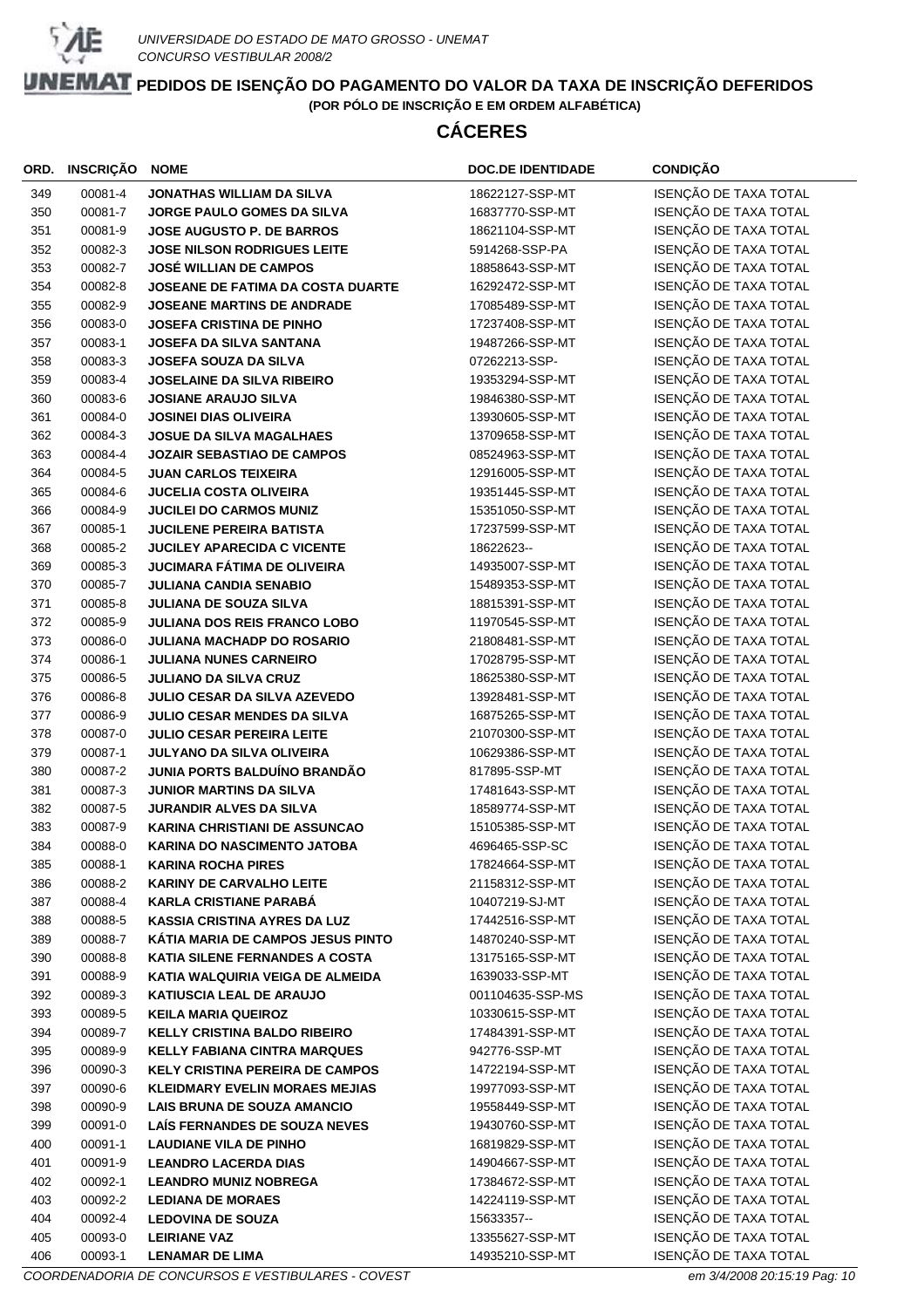UNIVERSIDADE DO ESTADO DE MATO GROSSO - UNEMAT
CONCURSO VESTIBULAR 2008/2

# PEDIDOS DE ISENÇÃO DO PAGAMENTO DO VALOR DA TAXA DE INSCRIÇÃO DEFERIDOS

**(POR PÓLO DE INSCRIÇÃO E EM ORDEM ALFABÉTICA)**

## CÁCERES

| ORD. | INSCRIÇÃO | NOME | DOC.DE IDENTIDADE | CONDIÇÃO |
|---|---|---|---|---|
| 349 | 00081-4 | JONATHAS WILLIAM DA SILVA | 18622127-SSP-MT | ISENÇÃO DE TAXA TOTAL |
| 350 | 00081-7 | JORGE PAULO GOMES DA SILVA | 16837770-SSP-MT | ISENÇÃO DE TAXA TOTAL |
| 351 | 00081-9 | JOSE AUGUSTO P. DE BARROS | 18621104-SSP-MT | ISENÇÃO DE TAXA TOTAL |
| 352 | 00082-3 | JOSE NILSON RODRIGUES LEITE | 5914268-SSP-PA | ISENÇÃO DE TAXA TOTAL |
| 353 | 00082-7 | JOSÉ WILLIAN DE CAMPOS | 18858643-SSP-MT | ISENÇÃO DE TAXA TOTAL |
| 354 | 00082-8 | JOSEANE DE FATIMA DA COSTA DUARTE | 16292472-SSP-MT | ISENÇÃO DE TAXA TOTAL |
| 355 | 00082-9 | JOSEANE MARTINS DE ANDRADE | 17085489-SSP-MT | ISENÇÃO DE TAXA TOTAL |
| 356 | 00083-0 | JOSEFA CRISTINA DE PINHO | 17237408-SSP-MT | ISENÇÃO DE TAXA TOTAL |
| 357 | 00083-1 | JOSEFA DA SILVA SANTANA | 19487266-SSP-MT | ISENÇÃO DE TAXA TOTAL |
| 358 | 00083-3 | JOSEFA SOUZA DA SILVA | 07262213-SSP- | ISENÇÃO DE TAXA TOTAL |
| 359 | 00083-4 | JOSELAINE DA SILVA RIBEIRO | 19353294-SSP-MT | ISENÇÃO DE TAXA TOTAL |
| 360 | 00083-6 | JOSIANE ARAUJO SILVA | 19846380-SSP-MT | ISENÇÃO DE TAXA TOTAL |
| 361 | 00084-0 | JOSINEI DIAS OLIVEIRA | 13930605-SSP-MT | ISENÇÃO DE TAXA TOTAL |
| 362 | 00084-3 | JOSUE DA SILVA MAGALHAES | 13709658-SSP-MT | ISENÇÃO DE TAXA TOTAL |
| 363 | 00084-4 | JOZAIR SEBASTIAO DE CAMPOS | 08524963-SSP-MT | ISENÇÃO DE TAXA TOTAL |
| 364 | 00084-5 | JUAN CARLOS TEIXEIRA | 12916005-SSP-MT | ISENÇÃO DE TAXA TOTAL |
| 365 | 00084-6 | JUCELIA COSTA OLIVEIRA | 19351445-SSP-MT | ISENÇÃO DE TAXA TOTAL |
| 366 | 00084-9 | JUCILEI DO CARMOS MUNIZ | 15351050-SSP-MT | ISENÇÃO DE TAXA TOTAL |
| 367 | 00085-1 | JUCILENE PEREIRA BATISTA | 17237599-SSP-MT | ISENÇÃO DE TAXA TOTAL |
| 368 | 00085-2 | JUCILEY APARECIDA C VICENTE | 18622623-- | ISENÇÃO DE TAXA TOTAL |
| 369 | 00085-3 | JUCIMARA FÁTIMA DE OLIVEIRA | 14935007-SSP-MT | ISENÇÃO DE TAXA TOTAL |
| 370 | 00085-7 | JULIANA CANDIA SENABIO | 15489353-SSP-MT | ISENÇÃO DE TAXA TOTAL |
| 371 | 00085-8 | JULIANA DE SOUZA SILVA | 18815391-SSP-MT | ISENÇÃO DE TAXA TOTAL |
| 372 | 00085-9 | JULIANA DOS REIS FRANCO LOBO | 11970545-SSP-MT | ISENÇÃO DE TAXA TOTAL |
| 373 | 00086-0 | JULIANA MACHADP DO ROSARIO | 21808481-SSP-MT | ISENÇÃO DE TAXA TOTAL |
| 374 | 00086-1 | JULIANA NUNES CARNEIRO | 17028795-SSP-MT | ISENÇÃO DE TAXA TOTAL |
| 375 | 00086-5 | JULIANO DA SILVA CRUZ | 18625380-SSP-MT | ISENÇÃO DE TAXA TOTAL |
| 376 | 00086-8 | JULIO CESAR DA SILVA AZEVEDO | 13928481-SSP-MT | ISENÇÃO DE TAXA TOTAL |
| 377 | 00086-9 | JULIO CESAR MENDES DA SILVA | 16875265-SSP-MT | ISENÇÃO DE TAXA TOTAL |
| 378 | 00087-0 | JULIO CESAR PEREIRA LEITE | 21070300-SSP-MT | ISENÇÃO DE TAXA TOTAL |
| 379 | 00087-1 | JULYANO DA SILVA OLIVEIRA | 10629386-SSP-MT | ISENÇÃO DE TAXA TOTAL |
| 380 | 00087-2 | JUNIA PORTS BALDUÍNO BRANDÃO | 817895-SSP-MT | ISENÇÃO DE TAXA TOTAL |
| 381 | 00087-3 | JUNIOR MARTINS DA SILVA | 17481643-SSP-MT | ISENÇÃO DE TAXA TOTAL |
| 382 | 00087-5 | JURANDIR ALVES DA SILVA | 18589774-SSP-MT | ISENÇÃO DE TAXA TOTAL |
| 383 | 00087-9 | KARINA CHRISTIANI DE ASSUNCAO | 15105385-SSP-MT | ISENÇÃO DE TAXA TOTAL |
| 384 | 00088-0 | KARINA DO NASCIMENTO JATOBA | 4696465-SSP-SC | ISENÇÃO DE TAXA TOTAL |
| 385 | 00088-1 | KARINA ROCHA PIRES | 17824664-SSP-MT | ISENÇÃO DE TAXA TOTAL |
| 386 | 00088-2 | KARINY DE CARVALHO LEITE | 21158312-SSP-MT | ISENÇÃO DE TAXA TOTAL |
| 387 | 00088-4 | KARLA CRISTIANE PARABÁ | 10407219-SJ-MT | ISENÇÃO DE TAXA TOTAL |
| 388 | 00088-5 | KASSIA CRISTINA AYRES DA LUZ | 17442516-SSP-MT | ISENÇÃO DE TAXA TOTAL |
| 389 | 00088-7 | KÁTIA MARIA DE CAMPOS JESUS PINTO | 14870240-SSP-MT | ISENÇÃO DE TAXA TOTAL |
| 390 | 00088-8 | KATIA SILENE FERNANDES A COSTA | 13175165-SSP-MT | ISENÇÃO DE TAXA TOTAL |
| 391 | 00088-9 | KATIA WALQUIRIA VEIGA DE ALMEIDA | 1639033-SSP-MT | ISENÇÃO DE TAXA TOTAL |
| 392 | 00089-3 | KATIUSCIA LEAL DE ARAUJO | 001104635-SSP-MS | ISENÇÃO DE TAXA TOTAL |
| 393 | 00089-5 | KEILA MARIA QUEIROZ | 10330615-SSP-MT | ISENÇÃO DE TAXA TOTAL |
| 394 | 00089-7 | KELLY CRISTINA BALDO RIBEIRO | 17484391-SSP-MT | ISENÇÃO DE TAXA TOTAL |
| 395 | 00089-9 | KELLY FABIANA CINTRA MARQUES | 942776-SSP-MT | ISENÇÃO DE TAXA TOTAL |
| 396 | 00090-3 | KELY CRISTINA PEREIRA DE CAMPOS | 14722194-SSP-MT | ISENÇÃO DE TAXA TOTAL |
| 397 | 00090-6 | KLEIDMARY EVELIN MORAES MEJIAS | 19977093-SSP-MT | ISENÇÃO DE TAXA TOTAL |
| 398 | 00090-9 | LAIS BRUNA DE SOUZA AMANCIO | 19558449-SSP-MT | ISENÇÃO DE TAXA TOTAL |
| 399 | 00091-0 | LAÍS FERNANDES DE SOUZA NEVES | 19430760-SSP-MT | ISENÇÃO DE TAXA TOTAL |
| 400 | 00091-1 | LAUDIANE VILA DE PINHO | 16819829-SSP-MT | ISENÇÃO DE TAXA TOTAL |
| 401 | 00091-9 | LEANDRO LACERDA DIAS | 14904667-SSP-MT | ISENÇÃO DE TAXA TOTAL |
| 402 | 00092-1 | LEANDRO MUNIZ NOBREGA | 17384672-SSP-MT | ISENÇÃO DE TAXA TOTAL |
| 403 | 00092-2 | LEDIANA DE MORAES | 14224119-SSP-MT | ISENÇÃO DE TAXA TOTAL |
| 404 | 00092-4 | LEDOVINA DE SOUZA | 15633357-- | ISENÇÃO DE TAXA TOTAL |
| 405 | 00093-0 | LEIRIANE VAZ | 13355627-SSP-MT | ISENÇÃO DE TAXA TOTAL |
| 406 | 00093-1 | LENAMAR DE LIMA | 14935210-SSP-MT | ISENÇÃO DE TAXA TOTAL |

COORDENADORIA DE CONCURSOS E VESTIBULARES - COVEST

em 3/4/2008 20:15:19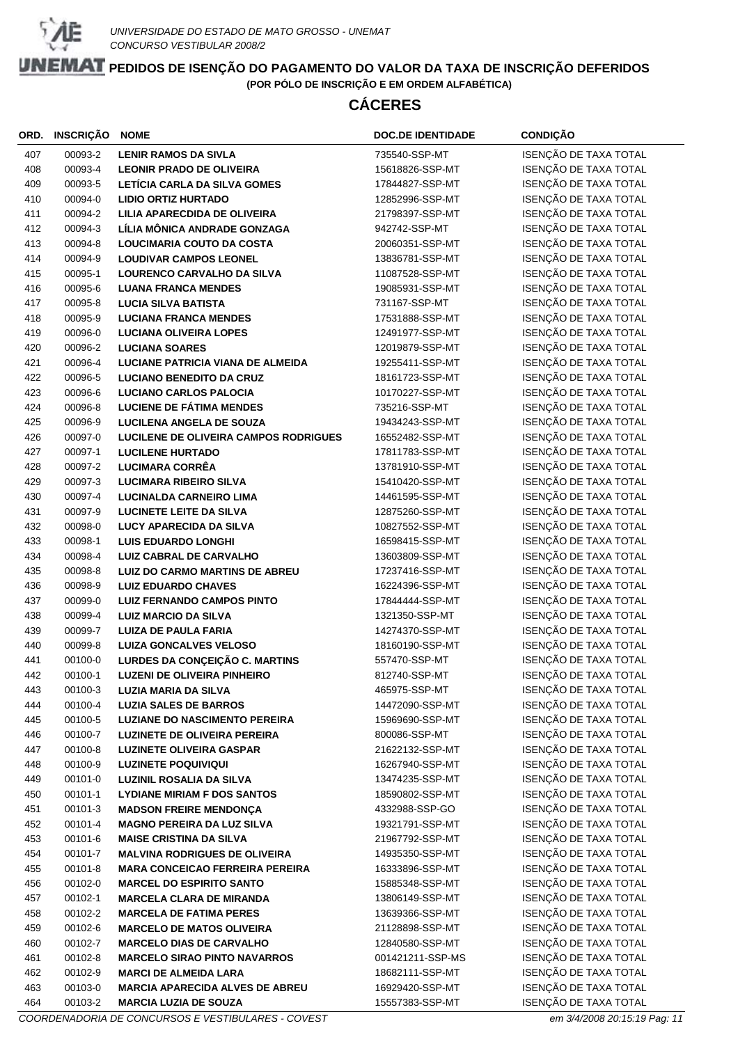UNIVERSIDADE DO ESTADO DE MATO GROSSO - UNEMAT
CONCURSO VESTIBULAR 2008/2

# PEDIDOS DE ISENÇÃO DO PAGAMENTO DO VALOR DA TAXA DE INSCRIÇÃO DEFERIDOS

**(POR PÓLO DE INSCRIÇÃO E EM ORDEM ALFABÉTICA)**

## CÁCERES

| ORD. | INSCRIÇÃO | NOME | DOC.DE IDENTIDADE | CONDIÇÃO |
|---|---|---|---|---|
| 407 | 00093-2 | **LENIR RAMOS DA SIVLA** | 735540-SSP-MT | ISENÇÃO DE TAXA TOTAL |
| 408 | 00093-4 | **LEONIR PRADO DE OLIVEIRA** | 15618826-SSP-MT | ISENÇÃO DE TAXA TOTAL |
| 409 | 00093-5 | **LETÍCIA CARLA DA SILVA GOMES** | 17844827-SSP-MT | ISENÇÃO DE TAXA TOTAL |
| 410 | 00094-0 | **LIDIO ORTIZ HURTADO** | 12852996-SSP-MT | ISENÇÃO DE TAXA TOTAL |
| 411 | 00094-2 | **LILIA APARECDIDA DE OLIVEIRA** | 21798397-SSP-MT | ISENÇÃO DE TAXA TOTAL |
| 412 | 00094-3 | **LÍLIA MÔNICA ANDRADE GONZAGA** | 942742-SSP-MT | ISENÇÃO DE TAXA TOTAL |
| 413 | 00094-8 | **LOUCIMARIA COUTO DA COSTA** | 20060351-SSP-MT | ISENÇÃO DE TAXA TOTAL |
| 414 | 00094-9 | **LOUDIVAR CAMPOS LEONEL** | 13836781-SSP-MT | ISENÇÃO DE TAXA TOTAL |
| 415 | 00095-1 | **LOURENCO CARVALHO DA SILVA** | 11087528-SSP-MT | ISENÇÃO DE TAXA TOTAL |
| 416 | 00095-6 | **LUANA FRANCA MENDES** | 19085931-SSP-MT | ISENÇÃO DE TAXA TOTAL |
| 417 | 00095-8 | **LUCIA SILVA BATISTA** | 731167-SSP-MT | ISENÇÃO DE TAXA TOTAL |
| 418 | 00095-9 | **LUCIANA FRANCA MENDES** | 17531888-SSP-MT | ISENÇÃO DE TAXA TOTAL |
| 419 | 00096-0 | **LUCIANA OLIVEIRA LOPES** | 12491977-SSP-MT | ISENÇÃO DE TAXA TOTAL |
| 420 | 00096-2 | **LUCIANA SOARES** | 12019879-SSP-MT | ISENÇÃO DE TAXA TOTAL |
| 421 | 00096-4 | **LUCIANE PATRICIA VIANA DE ALMEIDA** | 19255411-SSP-MT | ISENÇÃO DE TAXA TOTAL |
| 422 | 00096-5 | **LUCIANO BENEDITO DA CRUZ** | 18161723-SSP-MT | ISENÇÃO DE TAXA TOTAL |
| 423 | 00096-6 | **LUCIANO CARLOS PALOCIA** | 10170227-SSP-MT | ISENÇÃO DE TAXA TOTAL |
| 424 | 00096-8 | **LUCIENE DE FÁTIMA MENDES** | 735216-SSP-MT | ISENÇÃO DE TAXA TOTAL |
| 425 | 00096-9 | **LUCILENA ANGELA DE SOUZA** | 19434243-SSP-MT | ISENÇÃO DE TAXA TOTAL |
| 426 | 00097-0 | **LUCILENE DE OLIVEIRA CAMPOS RODRIGUES** | 16552482-SSP-MT | ISENÇÃO DE TAXA TOTAL |
| 427 | 00097-1 | **LUCILENE HURTADO** | 17811783-SSP-MT | ISENÇÃO DE TAXA TOTAL |
| 428 | 00097-2 | **LUCIMARA CORRÊA** | 13781910-SSP-MT | ISENÇÃO DE TAXA TOTAL |
| 429 | 00097-3 | **LUCIMARA RIBEIRO SILVA** | 15410420-SSP-MT | ISENÇÃO DE TAXA TOTAL |
| 430 | 00097-4 | **LUCINALDA CARNEIRO LIMA** | 14461595-SSP-MT | ISENÇÃO DE TAXA TOTAL |
| 431 | 00097-9 | **LUCINETE LEITE DA SILVA** | 12875260-SSP-MT | ISENÇÃO DE TAXA TOTAL |
| 432 | 00098-0 | **LUCY APARECIDA DA SILVA** | 10827552-SSP-MT | ISENÇÃO DE TAXA TOTAL |
| 433 | 00098-1 | **LUIS EDUARDO LONGHI** | 16598415-SSP-MT | ISENÇÃO DE TAXA TOTAL |
| 434 | 00098-4 | **LUIZ CABRAL DE CARVALHO** | 13603809-SSP-MT | ISENÇÃO DE TAXA TOTAL |
| 435 | 00098-8 | **LUIZ DO CARMO MARTINS DE ABREU** | 17237416-SSP-MT | ISENÇÃO DE TAXA TOTAL |
| 436 | 00098-9 | **LUIZ EDUARDO CHAVES** | 16224396-SSP-MT | ISENÇÃO DE TAXA TOTAL |
| 437 | 00099-0 | **LUIZ FERNANDO CAMPOS PINTO** | 17844444-SSP-MT | ISENÇÃO DE TAXA TOTAL |
| 438 | 00099-4 | **LUIZ MARCIO DA SILVA** | 1321350-SSP-MT | ISENÇÃO DE TAXA TOTAL |
| 439 | 00099-7 | **LUIZA DE PAULA FARIA** | 14274370-SSP-MT | ISENÇÃO DE TAXA TOTAL |
| 440 | 00099-8 | **LUIZA GONCALVES VELOSO** | 18160190-SSP-MT | ISENÇÃO DE TAXA TOTAL |
| 441 | 00100-0 | **LURDES DA CONÇEIÇÃO C. MARTINS** | 557470-SSP-MT | ISENÇÃO DE TAXA TOTAL |
| 442 | 00100-1 | **LUZENI DE OLIVEIRA PINHEIRO** | 812740-SSP-MT | ISENÇÃO DE TAXA TOTAL |
| 443 | 00100-3 | **LUZIA MARIA DA SILVA** | 465975-SSP-MT | ISENÇÃO DE TAXA TOTAL |
| 444 | 00100-4 | **LUZIA SALES DE BARROS** | 14472090-SSP-MT | ISENÇÃO DE TAXA TOTAL |
| 445 | 00100-5 | **LUZIANE DO NASCIMENTO PEREIRA** | 15969690-SSP-MT | ISENÇÃO DE TAXA TOTAL |
| 446 | 00100-7 | **LUZINETE DE OLIVEIRA PEREIRA** | 800086-SSP-MT | ISENÇÃO DE TAXA TOTAL |
| 447 | 00100-8 | **LUZINETE OLIVEIRA GASPAR** | 21622132-SSP-MT | ISENÇÃO DE TAXA TOTAL |
| 448 | 00100-9 | **LUZINETE POQUIVIQUI** | 16267940-SSP-MT | ISENÇÃO DE TAXA TOTAL |
| 449 | 00101-0 | **LUZINIL ROSALIA DA SILVA** | 13474235-SSP-MT | ISENÇÃO DE TAXA TOTAL |
| 450 | 00101-1 | **LYDIANE MIRIAM F DOS SANTOS** | 18590802-SSP-MT | ISENÇÃO DE TAXA TOTAL |
| 451 | 00101-3 | **MADSON FREIRE MENDONÇA** | 4332988-SSP-GO | ISENÇÃO DE TAXA TOTAL |
| 452 | 00101-4 | **MAGNO PEREIRA DA LUZ SILVA** | 19321791-SSP-MT | ISENÇÃO DE TAXA TOTAL |
| 453 | 00101-6 | **MAISE CRISTINA DA SILVA** | 21967792-SSP-MT | ISENÇÃO DE TAXA TOTAL |
| 454 | 00101-7 | **MALVINA RODRIGUES DE OLIVEIRA** | 14935350-SSP-MT | ISENÇÃO DE TAXA TOTAL |
| 455 | 00101-8 | **MARA CONCEICAO FERREIRA PEREIRA** | 16333896-SSP-MT | ISENÇÃO DE TAXA TOTAL |
| 456 | 00102-0 | **MARCEL DO ESPIRITO SANTO** | 15885348-SSP-MT | ISENÇÃO DE TAXA TOTAL |
| 457 | 00102-1 | **MARCELA CLARA DE MIRANDA** | 13806149-SSP-MT | ISENÇÃO DE TAXA TOTAL |
| 458 | 00102-2 | **MARCELA DE FATIMA PERES** | 13639366-SSP-MT | ISENÇÃO DE TAXA TOTAL |
| 459 | 00102-6 | **MARCELO DE MATOS OLIVEIRA** | 21128898-SSP-MT | ISENÇÃO DE TAXA TOTAL |
| 460 | 00102-7 | **MARCELO DIAS DE CARVALHO** | 12840580-SSP-MT | ISENÇÃO DE TAXA TOTAL |
| 461 | 00102-8 | **MARCELO SIRAO PINTO NAVARROS** | 001421211-SSP-MS | ISENÇÃO DE TAXA TOTAL |
| 462 | 00102-9 | **MARCI DE ALMEIDA LARA** | 18682111-SSP-MT | ISENÇÃO DE TAXA TOTAL |
| 463 | 00103-0 | **MARCIA APARECIDA ALVES DE ABREU** | 16929420-SSP-MT | ISENÇÃO DE TAXA TOTAL |
| 464 | 00103-2 | **MARCIA LUZIA DE SOUZA** | 15557383-SSP-MT | ISENÇÃO DE TAXA TOTAL |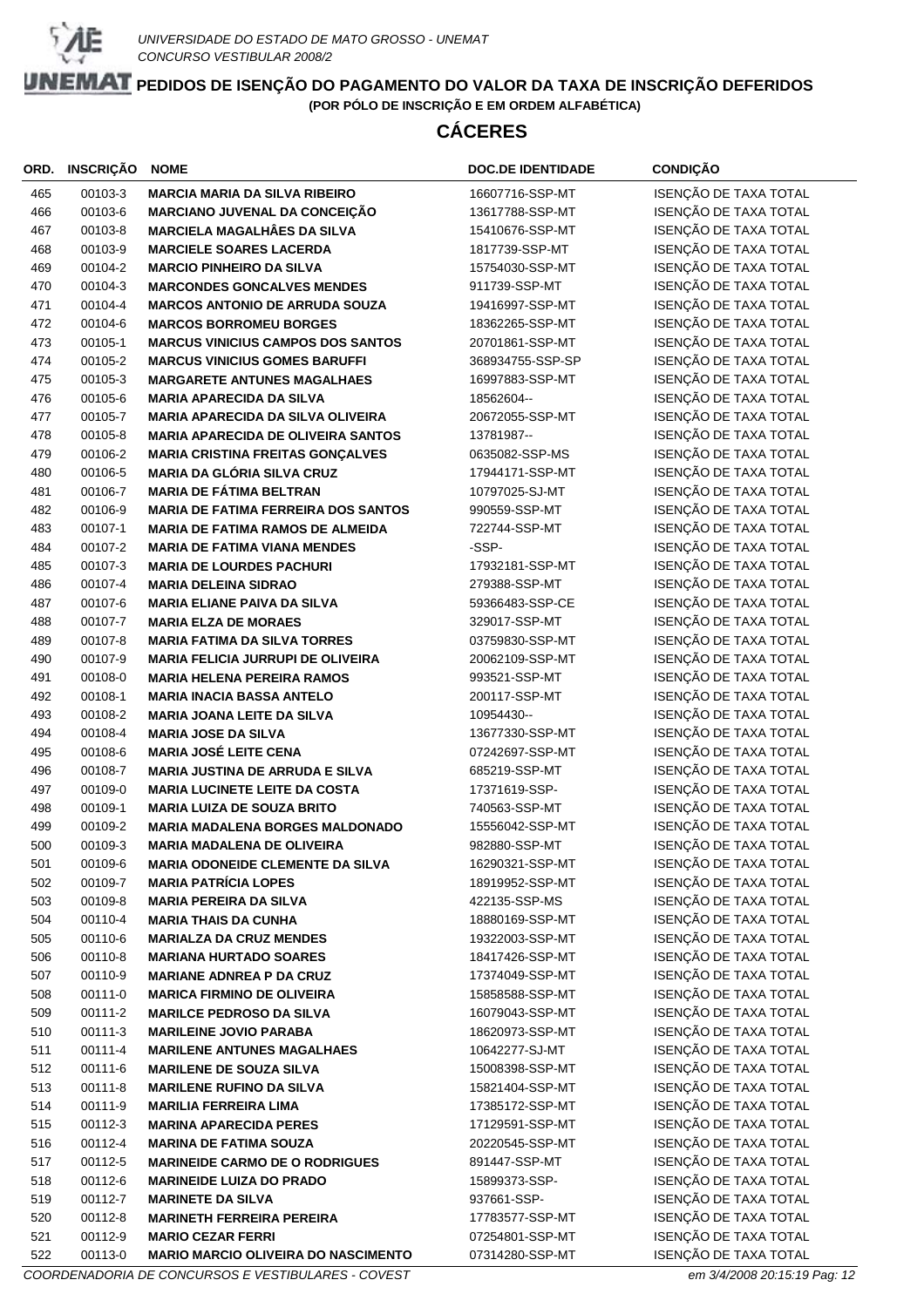UNIVERSIDADE DO ESTADO DE MATO GROSSO - UNEMAT
CONCURSO VESTIBULAR 2008/2

# PEDIDOS DE ISENÇÃO DO PAGAMENTO DO VALOR DA TAXA DE INSCRIÇÃO DEFERIDOS

**(POR PÓLO DE INSCRIÇÃO E EM ORDEM ALFABÉTICA)**

## CÁCERES

| ORD. | INSCRIÇÃO | NOME | DOC.DE IDENTIDADE | CONDIÇÃO |
|---|---|---|---|---|
| 465 | 00103-3 | **MARCIA MARIA DA SILVA RIBEIRO** | 16607716-SSP-MT | ISENÇÃO DE TAXA TOTAL |
| 466 | 00103-6 | **MARCIANO JUVENAL DA CONCEIÇÃO** | 13617788-SSP-MT | ISENÇÃO DE TAXA TOTAL |
| 467 | 00103-8 | **MARCIELA MAGALHÂES DA SILVA** | 15410676-SSP-MT | ISENÇÃO DE TAXA TOTAL |
| 468 | 00103-9 | **MARCIELE SOARES LACERDA** | 1817739-SSP-MT | ISENÇÃO DE TAXA TOTAL |
| 469 | 00104-2 | **MARCIO PINHEIRO DA SILVA** | 15754030-SSP-MT | ISENÇÃO DE TAXA TOTAL |
| 470 | 00104-3 | **MARCONDES GONCALVES MENDES** | 911739-SSP-MT | ISENÇÃO DE TAXA TOTAL |
| 471 | 00104-4 | **MARCOS ANTONIO DE ARRUDA SOUZA** | 19416997-SSP-MT | ISENÇÃO DE TAXA TOTAL |
| 472 | 00104-6 | **MARCOS BORROMEU BORGES** | 18362265-SSP-MT | ISENÇÃO DE TAXA TOTAL |
| 473 | 00105-1 | **MARCUS VINICIUS CAMPOS DOS SANTOS** | 20701861-SSP-MT | ISENÇÃO DE TAXA TOTAL |
| 474 | 00105-2 | **MARCUS VINICIUS GOMES BARUFFI** | 368934755-SSP-SP | ISENÇÃO DE TAXA TOTAL |
| 475 | 00105-3 | **MARGARETE ANTUNES MAGALHAES** | 16997883-SSP-MT | ISENÇÃO DE TAXA TOTAL |
| 476 | 00105-6 | **MARIA APARECIDA DA SILVA** | 18562604-- | ISENÇÃO DE TAXA TOTAL |
| 477 | 00105-7 | **MARIA APARECIDA DA SILVA OLIVEIRA** | 20672055-SSP-MT | ISENÇÃO DE TAXA TOTAL |
| 478 | 00105-8 | **MARIA APARECIDA DE OLIVEIRA SANTOS** | 13781987-- | ISENÇÃO DE TAXA TOTAL |
| 479 | 00106-2 | **MARIA CRISTINA FREITAS GONÇALVES** | 0635082-SSP-MS | ISENÇÃO DE TAXA TOTAL |
| 480 | 00106-5 | **MARIA DA GLÓRIA SILVA CRUZ** | 17944171-SSP-MT | ISENÇÃO DE TAXA TOTAL |
| 481 | 00106-7 | **MARIA DE FÁTIMA BELTRAN** | 10797025-SJ-MT | ISENÇÃO DE TAXA TOTAL |
| 482 | 00106-9 | **MARIA DE FATIMA FERREIRA DOS SANTOS** | 990559-SSP-MT | ISENÇÃO DE TAXA TOTAL |
| 483 | 00107-1 | **MARIA DE FATIMA RAMOS DE ALMEIDA** | 722744-SSP-MT | ISENÇÃO DE TAXA TOTAL |
| 484 | 00107-2 | **MARIA DE FATIMA VIANA MENDES** | -SSP- | ISENÇÃO DE TAXA TOTAL |
| 485 | 00107-3 | **MARIA DE LOURDES PACHURI** | 17932181-SSP-MT | ISENÇÃO DE TAXA TOTAL |
| 486 | 00107-4 | **MARIA DELEINA SIDRAO** | 279388-SSP-MT | ISENÇÃO DE TAXA TOTAL |
| 487 | 00107-6 | **MARIA ELIANE PAIVA DA SILVA** | 59366483-SSP-CE | ISENÇÃO DE TAXA TOTAL |
| 488 | 00107-7 | **MARIA ELZA DE MORAES** | 329017-SSP-MT | ISENÇÃO DE TAXA TOTAL |
| 489 | 00107-8 | **MARIA FATIMA DA SILVA TORRES** | 03759830-SSP-MT | ISENÇÃO DE TAXA TOTAL |
| 490 | 00107-9 | **MARIA FELICIA JURRUPI DE OLIVEIRA** | 20062109-SSP-MT | ISENÇÃO DE TAXA TOTAL |
| 491 | 00108-0 | **MARIA HELENA PEREIRA RAMOS** | 993521-SSP-MT | ISENÇÃO DE TAXA TOTAL |
| 492 | 00108-1 | **MARIA INACIA BASSA ANTELO** | 200117-SSP-MT | ISENÇÃO DE TAXA TOTAL |
| 493 | 00108-2 | **MARIA JOANA LEITE DA SILVA** | 10954430-- | ISENÇÃO DE TAXA TOTAL |
| 494 | 00108-4 | **MARIA JOSE DA SILVA** | 13677330-SSP-MT | ISENÇÃO DE TAXA TOTAL |
| 495 | 00108-6 | **MARIA JOSÉ LEITE CENA** | 07242697-SSP-MT | ISENÇÃO DE TAXA TOTAL |
| 496 | 00108-7 | **MARIA JUSTINA DE ARRUDA E SILVA** | 685219-SSP-MT | ISENÇÃO DE TAXA TOTAL |
| 497 | 00109-0 | **MARIA LUCINETE LEITE DA COSTA** | 17371619-SSP- | ISENÇÃO DE TAXA TOTAL |
| 498 | 00109-1 | **MARIA LUIZA DE SOUZA BRITO** | 740563-SSP-MT | ISENÇÃO DE TAXA TOTAL |
| 499 | 00109-2 | **MARIA MADALENA BORGES MALDONADO** | 15556042-SSP-MT | ISENÇÃO DE TAXA TOTAL |
| 500 | 00109-3 | **MARIA MADALENA DE OLIVEIRA** | 982880-SSP-MT | ISENÇÃO DE TAXA TOTAL |
| 501 | 00109-6 | **MARIA ODONEIDE CLEMENTE DA SILVA** | 16290321-SSP-MT | ISENÇÃO DE TAXA TOTAL |
| 502 | 00109-7 | **MARIA PATRÍCIA LOPES** | 18919952-SSP-MT | ISENÇÃO DE TAXA TOTAL |
| 503 | 00109-8 | **MARIA PEREIRA DA SILVA** | 422135-SSP-MS | ISENÇÃO DE TAXA TOTAL |
| 504 | 00110-4 | **MARIA THAIS DA CUNHA** | 18880169-SSP-MT | ISENÇÃO DE TAXA TOTAL |
| 505 | 00110-6 | **MARIALZA DA CRUZ MENDES** | 19322003-SSP-MT | ISENÇÃO DE TAXA TOTAL |
| 506 | 00110-8 | **MARIANA HURTADO SOARES** | 18417426-SSP-MT | ISENÇÃO DE TAXA TOTAL |
| 507 | 00110-9 | **MARIANE ADNREA P DA CRUZ** | 17374049-SSP-MT | ISENÇÃO DE TAXA TOTAL |
| 508 | 00111-0 | **MARICA FIRMINO DE OLIVEIRA** | 15858588-SSP-MT | ISENÇÃO DE TAXA TOTAL |
| 509 | 00111-2 | **MARILCE PEDROSO DA SILVA** | 16079043-SSP-MT | ISENÇÃO DE TAXA TOTAL |
| 510 | 00111-3 | **MARILEINE JOVIO PARABA** | 18620973-SSP-MT | ISENÇÃO DE TAXA TOTAL |
| 511 | 00111-4 | **MARILENE ANTUNES MAGALHAES** | 10642277-SJ-MT | ISENÇÃO DE TAXA TOTAL |
| 512 | 00111-6 | **MARILENE DE SOUZA SILVA** | 15008398-SSP-MT | ISENÇÃO DE TAXA TOTAL |
| 513 | 00111-8 | **MARILENE RUFINO DA SILVA** | 15821404-SSP-MT | ISENÇÃO DE TAXA TOTAL |
| 514 | 00111-9 | **MARILIA FERREIRA LIMA** | 17385172-SSP-MT | ISENÇÃO DE TAXA TOTAL |
| 515 | 00112-3 | **MARINA APARECIDA PERES** | 17129591-SSP-MT | ISENÇÃO DE TAXA TOTAL |
| 516 | 00112-4 | **MARINA DE FATIMA SOUZA** | 20220545-SSP-MT | ISENÇÃO DE TAXA TOTAL |
| 517 | 00112-5 | **MARINEIDE CARMO DE O RODRIGUES** | 891447-SSP-MT | ISENÇÃO DE TAXA TOTAL |
| 518 | 00112-6 | **MARINEIDE LUIZA DO PRADO** | 15899373-SSP- | ISENÇÃO DE TAXA TOTAL |
| 519 | 00112-7 | **MARINETE DA SILVA** | 937661-SSP- | ISENÇÃO DE TAXA TOTAL |
| 520 | 00112-8 | **MARINETH FERREIRA PEREIRA** | 17783577-SSP-MT | ISENÇÃO DE TAXA TOTAL |
| 521 | 00112-9 | **MARIO CEZAR FERRI** | 07254801-SSP-MT | ISENÇÃO DE TAXA TOTAL |
| 522 | 00113-0 | **MARIO MARCIO OLIVEIRA DO NASCIMENTO** | 07314280-SSP-MT | ISENÇÃO DE TAXA TOTAL |

*COORDENADORIA DE CONCURSOS E VESTIBULARES - COVEST* *em 3/4/2008 20:15:19*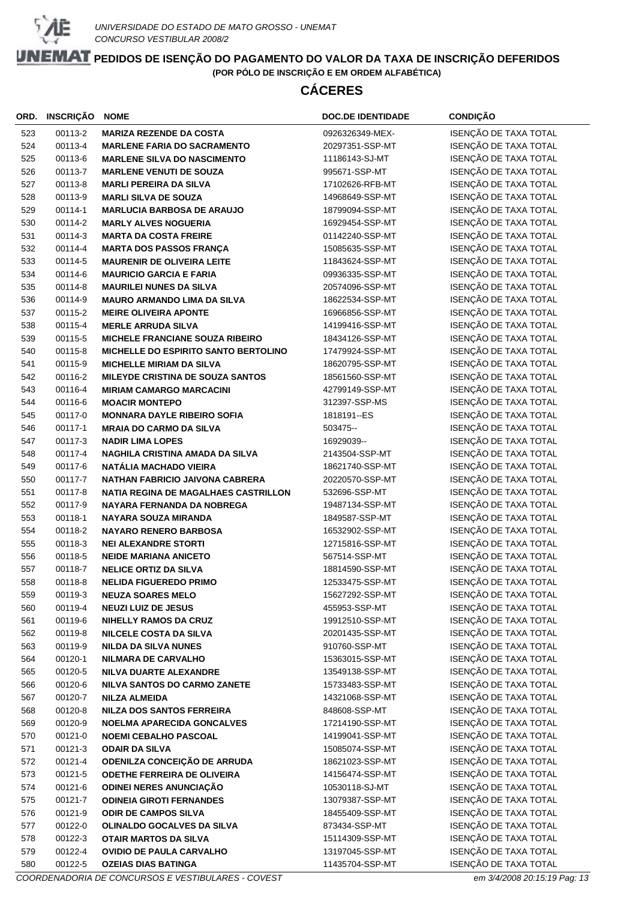UNIVERSIDADE DO ESTADO DE MATO GROSSO - UNEMAT
CONCURSO VESTIBULAR 2008/2

# PEDIDOS DE ISENÇÃO DO PAGAMENTO DO VALOR DA TAXA DE INSCRIÇÃO DEFERIDOS

**(POR PÓLO DE INSCRIÇÃO E EM ORDEM ALFABÉTICA)**

## CÁCERES

| ORD. | INSCRIÇÃO | NOME | DOC.DE IDENTIDADE | CONDIÇÃO |
|---|---|---|---|---|
| 523 | 00113-2 | **MARIZA REZENDE DA COSTA** | 0926326349-MEX- | ISENÇÃO DE TAXA TOTAL |
| 524 | 00113-4 | **MARLENE FARIA DO SACRAMENTO** | 20297351-SSP-MT | ISENÇÃO DE TAXA TOTAL |
| 525 | 00113-6 | **MARLENE SILVA DO NASCIMENTO** | 11186143-SJ-MT | ISENÇÃO DE TAXA TOTAL |
| 526 | 00113-7 | **MARLENE VENUTI DE SOUZA** | 995671-SSP-MT | ISENÇÃO DE TAXA TOTAL |
| 527 | 00113-8 | **MARLI PEREIRA DA SILVA** | 17102626-RFB-MT | ISENÇÃO DE TAXA TOTAL |
| 528 | 00113-9 | **MARLI SILVA DE SOUZA** | 14968649-SSP-MT | ISENÇÃO DE TAXA TOTAL |
| 529 | 00114-1 | **MARLUCIA BARBOSA DE ARAUJO** | 18799094-SSP-MT | ISENÇÃO DE TAXA TOTAL |
| 530 | 00114-2 | **MARLY ALVES NOGUERIA** | 16929454-SSP-MT | ISENÇÃO DE TAXA TOTAL |
| 531 | 00114-3 | **MARTA DA COSTA FREIRE** | 01142240-SSP-MT | ISENÇÃO DE TAXA TOTAL |
| 532 | 00114-4 | **MARTA DOS PASSOS FRANÇA** | 15085635-SSP-MT | ISENÇÃO DE TAXA TOTAL |
| 533 | 00114-5 | **MAURENIR DE OLIVEIRA LEITE** | 11843624-SSP-MT | ISENÇÃO DE TAXA TOTAL |
| 534 | 00114-6 | **MAURICIO GARCIA E FARIA** | 09936335-SSP-MT | ISENÇÃO DE TAXA TOTAL |
| 535 | 00114-8 | **MAURILEI NUNES DA SILVA** | 20574096-SSP-MT | ISENÇÃO DE TAXA TOTAL |
| 536 | 00114-9 | **MAURO ARMANDO LIMA DA SILVA** | 18622534-SSP-MT | ISENÇÃO DE TAXA TOTAL |
| 537 | 00115-2 | **MEIRE OLIVEIRA APONTE** | 16966856-SSP-MT | ISENÇÃO DE TAXA TOTAL |
| 538 | 00115-4 | **MERLE ARRUDA SILVA** | 14199416-SSP-MT | ISENÇÃO DE TAXA TOTAL |
| 539 | 00115-5 | **MICHELE FRANCIANE SOUZA RIBEIRO** | 18434126-SSP-MT | ISENÇÃO DE TAXA TOTAL |
| 540 | 00115-8 | **MICHELLE DO ESPIRITO SANTO BERTOLINO** | 17479924-SSP-MT | ISENÇÃO DE TAXA TOTAL |
| 541 | 00115-9 | **MICHELLE MIRIAM DA SILVA** | 18620795-SSP-MT | ISENÇÃO DE TAXA TOTAL |
| 542 | 00116-2 | **MILEYDE CRISTINA DE SOUZA SANTOS** | 18561560-SSP-MT | ISENÇÃO DE TAXA TOTAL |
| 543 | 00116-4 | **MIRIAM CAMARGO MARCACINI** | 42799149-SSP-MT | ISENÇÃO DE TAXA TOTAL |
| 544 | 00116-6 | **MOACIR MONTEPO** | 312397-SSP-MS | ISENÇÃO DE TAXA TOTAL |
| 545 | 00117-0 | **MONNARA DAYLE RIBEIRO SOFIA** | 1818191--ES | ISENÇÃO DE TAXA TOTAL |
| 546 | 00117-1 | **MRAIA DO CARMO DA SILVA** | 503475-- | ISENÇÃO DE TAXA TOTAL |
| 547 | 00117-3 | **NADIR LIMA LOPES** | 16929039-- | ISENÇÃO DE TAXA TOTAL |
| 548 | 00117-4 | **NAGHILA CRISTINA AMADA DA SILVA** | 2143504-SSP-MT | ISENÇÃO DE TAXA TOTAL |
| 549 | 00117-6 | **NATÁLIA MACHADO VIEIRA** | 18621740-SSP-MT | ISENÇÃO DE TAXA TOTAL |
| 550 | 00117-7 | **NATHAN FABRICIO JAIVONA CABRERA** | 20220570-SSP-MT | ISENÇÃO DE TAXA TOTAL |
| 551 | 00117-8 | **NATIA REGINA DE MAGALHAES CASTRILLON** | 532696-SSP-MT | ISENÇÃO DE TAXA TOTAL |
| 552 | 00117-9 | **NAYARA FERNANDA DA NOBREGA** | 19487134-SSP-MT | ISENÇÃO DE TAXA TOTAL |
| 553 | 00118-1 | **NAYARA SOUZA MIRANDA** | 1849587-SSP-MT | ISENÇÃO DE TAXA TOTAL |
| 554 | 00118-2 | **NAYARO RENERO BARBOSA** | 16532902-SSP-MT | ISENÇÃO DE TAXA TOTAL |
| 555 | 00118-3 | **NEI ALEXANDRE STORTI** | 12715816-SSP-MT | ISENÇÃO DE TAXA TOTAL |
| 556 | 00118-5 | **NEIDE MARIANA ANICETO** | 567514-SSP-MT | ISENÇÃO DE TAXA TOTAL |
| 557 | 00118-7 | **NELICE ORTIZ DA SILVA** | 18814590-SSP-MT | ISENÇÃO DE TAXA TOTAL |
| 558 | 00118-8 | **NELIDA FIGUEREDO PRIMO** | 12533475-SSP-MT | ISENÇÃO DE TAXA TOTAL |
| 559 | 00119-3 | **NEUZA SOARES MELO** | 15627292-SSP-MT | ISENÇÃO DE TAXA TOTAL |
| 560 | 00119-4 | **NEUZI LUIZ DE JESUS** | 455953-SSP-MT | ISENÇÃO DE TAXA TOTAL |
| 561 | 00119-6 | **NIHELLY RAMOS DA CRUZ** | 19912510-SSP-MT | ISENÇÃO DE TAXA TOTAL |
| 562 | 00119-8 | **NILCELE COSTA DA SILVA** | 20201435-SSP-MT | ISENÇÃO DE TAXA TOTAL |
| 563 | 00119-9 | **NILDA DA SILVA NUNES** | 910760-SSP-MT | ISENÇÃO DE TAXA TOTAL |
| 564 | 00120-1 | **NILMARA DE CARVALHO** | 15363015-SSP-MT | ISENÇÃO DE TAXA TOTAL |
| 565 | 00120-5 | **NILVA DUARTE ALEXANDRE** | 13549138-SSP-MT | ISENÇÃO DE TAXA TOTAL |
| 566 | 00120-6 | **NILVA SANTOS DO CARMO ZANETE** | 15733483-SSP-MT | ISENÇÃO DE TAXA TOTAL |
| 567 | 00120-7 | **NILZA ALMEIDA** | 14321068-SSP-MT | ISENÇÃO DE TAXA TOTAL |
| 568 | 00120-8 | **NILZA DOS SANTOS FERREIRA** | 848608-SSP-MT | ISENÇÃO DE TAXA TOTAL |
| 569 | 00120-9 | **NOELMA APARECIDA GONCALVES** | 17214190-SSP-MT | ISENÇÃO DE TAXA TOTAL |
| 570 | 00121-0 | **NOEMI CEBALHO PASCOAL** | 14199041-SSP-MT | ISENÇÃO DE TAXA TOTAL |
| 571 | 00121-3 | **ODAIR DA SILVA** | 15085074-SSP-MT | ISENÇÃO DE TAXA TOTAL |
| 572 | 00121-4 | **ODENILZA CONCEIÇÃO DE ARRUDA** | 18621023-SSP-MT | ISENÇÃO DE TAXA TOTAL |
| 573 | 00121-5 | **ODETHE FERREIRA DE OLIVEIRA** | 14156474-SSP-MT | ISENÇÃO DE TAXA TOTAL |
| 574 | 00121-6 | **ODINEI NERES ANUNCIAÇÃO** | 10530118-SJ-MT | ISENÇÃO DE TAXA TOTAL |
| 575 | 00121-7 | **ODINEIA GIROTI FERNANDES** | 13079387-SSP-MT | ISENÇÃO DE TAXA TOTAL |
| 576 | 00121-9 | **ODIR DE CAMPOS SILVA** | 18455409-SSP-MT | ISENÇÃO DE TAXA TOTAL |
| 577 | 00122-0 | **OLINALDO GOCALVES DA SILVA** | 873434-SSP-MT | ISENÇÃO DE TAXA TOTAL |
| 578 | 00122-3 | **OTAIR MARTOS DA SILVA** | 15114309-SSP-MT | ISENÇÃO DE TAXA TOTAL |
| 579 | 00122-4 | **OVIDIO DE PAULA CARVALHO** | 13197045-SSP-MT | ISENÇÃO DE TAXA TOTAL |
| 580 | 00122-5 | **OZEIAS DIAS BATINGA** | 11435704-SSP-MT | ISENÇÃO DE TAXA TOTAL |

*COORDENADORIA DE CONCURSOS E VESTIBULARES - COVEST* — *em 3/4/2008 20:15:19*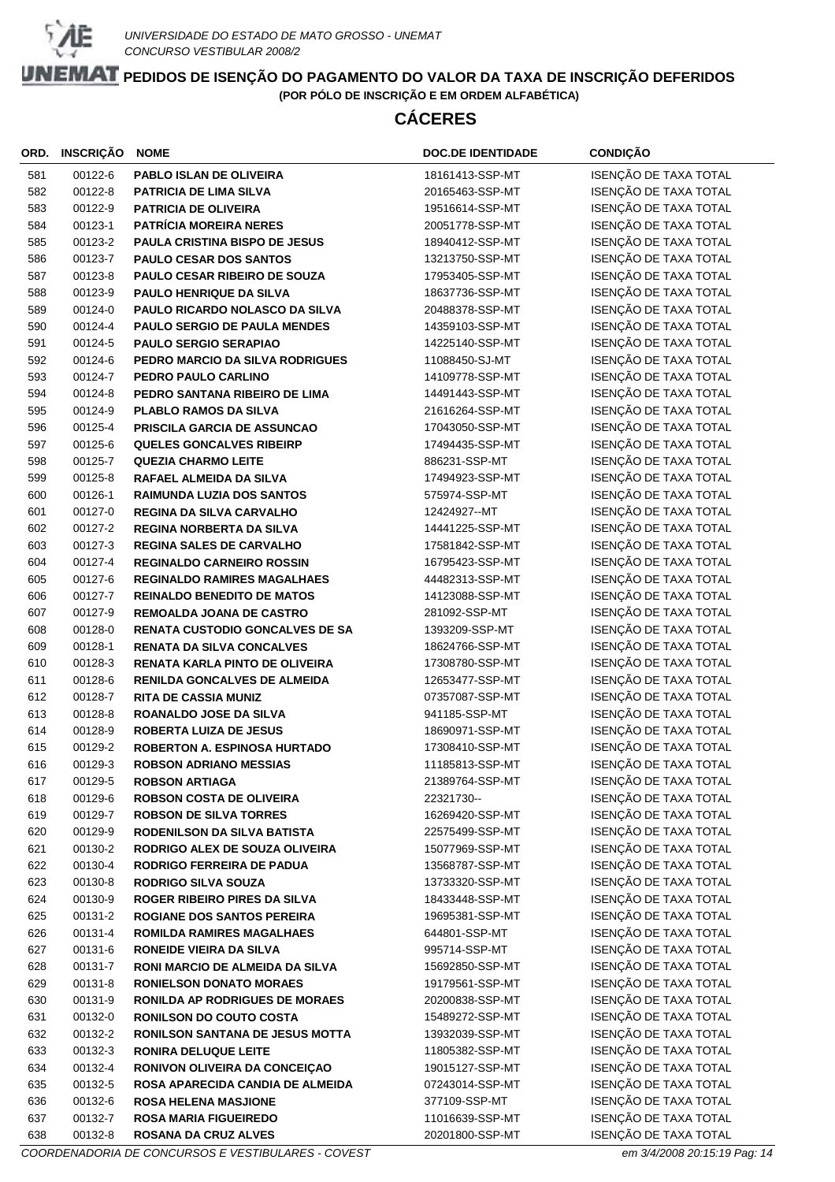UNIVERSIDADE DO ESTADO DE MATO GROSSO - UNEMAT
CONCURSO VESTIBULAR 2008/2

# PEDIDOS DE ISENÇÃO DO PAGAMENTO DO VALOR DA TAXA DE INSCRIÇÃO DEFERIDOS

**(POR PÓLO DE INSCRIÇÃO E EM ORDEM ALFABÉTICA)**

## CÁCERES

| ORD. | INSCRIÇÃO | NOME | DOC.DE IDENTIDADE | CONDIÇÃO |
|---|---|---|---|---|
| 581 | 00122-6 | PABLO ISLAN DE OLIVEIRA | 18161413-SSP-MT | ISENÇÃO DE TAXA TOTAL |
| 582 | 00122-8 | PATRICIA DE LIMA SILVA | 20165463-SSP-MT | ISENÇÃO DE TAXA TOTAL |
| 583 | 00122-9 | PATRICIA DE OLIVEIRA | 19516614-SSP-MT | ISENÇÃO DE TAXA TOTAL |
| 584 | 00123-1 | PATRÍCIA MOREIRA NERES | 20051778-SSP-MT | ISENÇÃO DE TAXA TOTAL |
| 585 | 00123-2 | PAULA CRISTINA BISPO DE JESUS | 18940412-SSP-MT | ISENÇÃO DE TAXA TOTAL |
| 586 | 00123-7 | PAULO CESAR DOS SANTOS | 13213750-SSP-MT | ISENÇÃO DE TAXA TOTAL |
| 587 | 00123-8 | PAULO CESAR RIBEIRO DE SOUZA | 17953405-SSP-MT | ISENÇÃO DE TAXA TOTAL |
| 588 | 00123-9 | PAULO HENRIQUE DA SILVA | 18637736-SSP-MT | ISENÇÃO DE TAXA TOTAL |
| 589 | 00124-0 | PAULO RICARDO NOLASCO DA SILVA | 20488378-SSP-MT | ISENÇÃO DE TAXA TOTAL |
| 590 | 00124-4 | PAULO SERGIO DE PAULA MENDES | 14359103-SSP-MT | ISENÇÃO DE TAXA TOTAL |
| 591 | 00124-5 | PAULO SERGIO SERAPIAO | 14225140-SSP-MT | ISENÇÃO DE TAXA TOTAL |
| 592 | 00124-6 | PEDRO MARCIO DA SILVA RODRIGUES | 11088450-SJ-MT | ISENÇÃO DE TAXA TOTAL |
| 593 | 00124-7 | PEDRO PAULO CARLINO | 14109778-SSP-MT | ISENÇÃO DE TAXA TOTAL |
| 594 | 00124-8 | PEDRO SANTANA RIBEIRO DE LIMA | 14491443-SSP-MT | ISENÇÃO DE TAXA TOTAL |
| 595 | 00124-9 | PLABLO RAMOS DA SILVA | 21616264-SSP-MT | ISENÇÃO DE TAXA TOTAL |
| 596 | 00125-4 | PRISCILA GARCIA DE ASSUNCAO | 17043050-SSP-MT | ISENÇÃO DE TAXA TOTAL |
| 597 | 00125-6 | QUELES GONCALVES RIBEIRP | 17494435-SSP-MT | ISENÇÃO DE TAXA TOTAL |
| 598 | 00125-7 | QUEZIA CHARMO LEITE | 886231-SSP-MT | ISENÇÃO DE TAXA TOTAL |
| 599 | 00125-8 | RAFAEL ALMEIDA DA SILVA | 17494923-SSP-MT | ISENÇÃO DE TAXA TOTAL |
| 600 | 00126-1 | RAIMUNDA LUZIA DOS SANTOS | 575974-SSP-MT | ISENÇÃO DE TAXA TOTAL |
| 601 | 00127-0 | REGINA DA SILVA CARVALHO | 12424927--MT | ISENÇÃO DE TAXA TOTAL |
| 602 | 00127-2 | REGINA NORBERTA DA SILVA | 14441225-SSP-MT | ISENÇÃO DE TAXA TOTAL |
| 603 | 00127-3 | REGINA SALES DE CARVALHO | 17581842-SSP-MT | ISENÇÃO DE TAXA TOTAL |
| 604 | 00127-4 | REGINALDO CARNEIRO ROSSIN | 16795423-SSP-MT | ISENÇÃO DE TAXA TOTAL |
| 605 | 00127-6 | REGINALDO RAMIRES MAGALHAES | 44482313-SSP-MT | ISENÇÃO DE TAXA TOTAL |
| 606 | 00127-7 | REINALDO BENEDITO DE MATOS | 14123088-SSP-MT | ISENÇÃO DE TAXA TOTAL |
| 607 | 00127-9 | REMOALDA JOANA DE CASTRO | 281092-SSP-MT | ISENÇÃO DE TAXA TOTAL |
| 608 | 00128-0 | RENATA CUSTODIO GONCALVES DE SA | 1393209-SSP-MT | ISENÇÃO DE TAXA TOTAL |
| 609 | 00128-1 | RENATA DA SILVA CONCALVES | 18624766-SSP-MT | ISENÇÃO DE TAXA TOTAL |
| 610 | 00128-3 | RENATA KARLA PINTO DE OLIVEIRA | 17308780-SSP-MT | ISENÇÃO DE TAXA TOTAL |
| 611 | 00128-6 | RENILDA GONCALVES DE ALMEIDA | 12653477-SSP-MT | ISENÇÃO DE TAXA TOTAL |
| 612 | 00128-7 | RITA DE CASSIA MUNIZ | 07357087-SSP-MT | ISENÇÃO DE TAXA TOTAL |
| 613 | 00128-8 | ROANALDO JOSE DA SILVA | 941185-SSP-MT | ISENÇÃO DE TAXA TOTAL |
| 614 | 00128-9 | ROBERTA LUIZA DE JESUS | 18690971-SSP-MT | ISENÇÃO DE TAXA TOTAL |
| 615 | 00129-2 | ROBERTON A. ESPINOSA HURTADO | 17308410-SSP-MT | ISENÇÃO DE TAXA TOTAL |
| 616 | 00129-3 | ROBSON ADRIANO MESSIAS | 11185813-SSP-MT | ISENÇÃO DE TAXA TOTAL |
| 617 | 00129-5 | ROBSON ARTIAGA | 21389764-SSP-MT | ISENÇÃO DE TAXA TOTAL |
| 618 | 00129-6 | ROBSON COSTA DE OLIVEIRA | 22321730-- | ISENÇÃO DE TAXA TOTAL |
| 619 | 00129-7 | ROBSON DE SILVA TORRES | 16269420-SSP-MT | ISENÇÃO DE TAXA TOTAL |
| 620 | 00129-9 | RODENILSON DA SILVA BATISTA | 22575499-SSP-MT | ISENÇÃO DE TAXA TOTAL |
| 621 | 00130-2 | RODRIGO ALEX DE SOUZA OLIVEIRA | 15077969-SSP-MT | ISENÇÃO DE TAXA TOTAL |
| 622 | 00130-4 | RODRIGO FERREIRA DE PADUA | 13568787-SSP-MT | ISENÇÃO DE TAXA TOTAL |
| 623 | 00130-8 | RODRIGO SILVA SOUZA | 13733320-SSP-MT | ISENÇÃO DE TAXA TOTAL |
| 624 | 00130-9 | ROGER RIBEIRO PIRES DA SILVA | 18433448-SSP-MT | ISENÇÃO DE TAXA TOTAL |
| 625 | 00131-2 | ROGIANE DOS SANTOS PEREIRA | 19695381-SSP-MT | ISENÇÃO DE TAXA TOTAL |
| 626 | 00131-4 | ROMILDA RAMIRES MAGALHAES | 644801-SSP-MT | ISENÇÃO DE TAXA TOTAL |
| 627 | 00131-6 | RONEIDE VIEIRA DA SILVA | 995714-SSP-MT | ISENÇÃO DE TAXA TOTAL |
| 628 | 00131-7 | RONI MARCIO DE ALMEIDA DA SILVA | 15692850-SSP-MT | ISENÇÃO DE TAXA TOTAL |
| 629 | 00131-8 | RONIELSON DONATO MORAES | 19179561-SSP-MT | ISENÇÃO DE TAXA TOTAL |
| 630 | 00131-9 | RONILDA AP RODRIGUES DE MORAES | 20200838-SSP-MT | ISENÇÃO DE TAXA TOTAL |
| 631 | 00132-0 | RONILSON DO COUTO COSTA | 15489272-SSP-MT | ISENÇÃO DE TAXA TOTAL |
| 632 | 00132-2 | RONILSON SANTANA DE JESUS MOTTA | 13932039-SSP-MT | ISENÇÃO DE TAXA TOTAL |
| 633 | 00132-3 | RONIRA DELUQUE LEITE | 11805382-SSP-MT | ISENÇÃO DE TAXA TOTAL |
| 634 | 00132-4 | RONIVON OLIVEIRA DA CONCEIÇAO | 19015127-SSP-MT | ISENÇÃO DE TAXA TOTAL |
| 635 | 00132-5 | ROSA APARECIDA CANDIA DE ALMEIDA | 07243014-SSP-MT | ISENÇÃO DE TAXA TOTAL |
| 636 | 00132-6 | ROSA HELENA MASJIONE | 377109-SSP-MT | ISENÇÃO DE TAXA TOTAL |
| 637 | 00132-7 | ROSA MARIA FIGUEIREDO | 11016639-SSP-MT | ISENÇÃO DE TAXA TOTAL |
| 638 | 00132-8 | ROSANA DA CRUZ ALVES | 20201800-SSP-MT | ISENÇÃO DE TAXA TOTAL |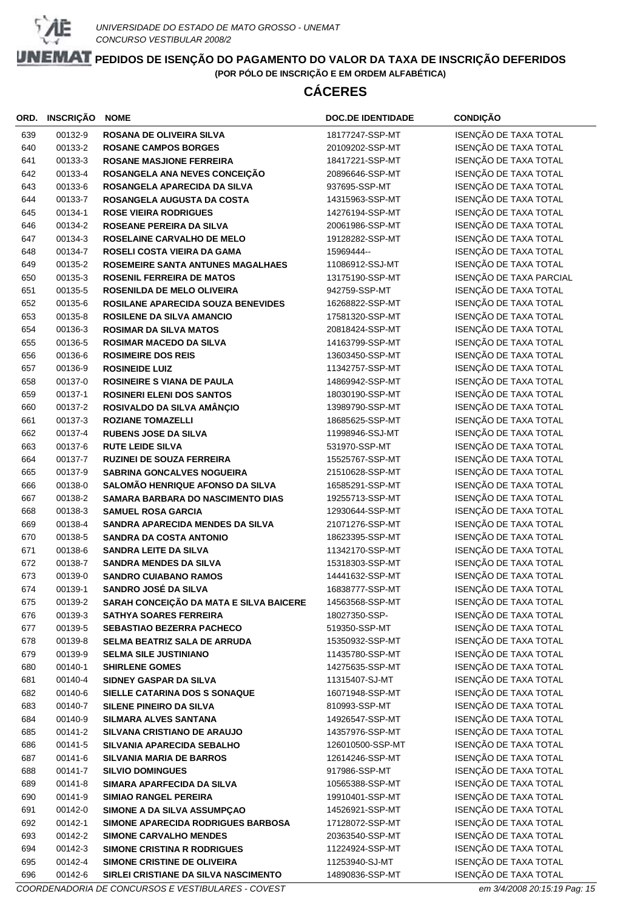UNIVERSIDADE DO ESTADO DE MATO GROSSO - UNEMAT
CONCURSO VESTIBULAR 2008/2

# PEDIDOS DE ISENÇÃO DO PAGAMENTO DO VALOR DA TAXA DE INSCRIÇÃO DEFERIDOS

**(POR PÓLO DE INSCRIÇÃO E EM ORDEM ALFABÉTICA)**

## CÁCERES

| ORD. | INSCRIÇÃO | NOME | DOC.DE IDENTIDADE | CONDIÇÃO |
|---|---|---|---|---|
| 639 | 00132-9 | **ROSANA DE OLIVEIRA SILVA** | 18177247-SSP-MT | ISENÇÃO DE TAXA TOTAL |
| 640 | 00133-2 | **ROSANE CAMPOS BORGES** | 20109202-SSP-MT | ISENÇÃO DE TAXA TOTAL |
| 641 | 00133-3 | **ROSANE MASJIONE FERREIRA** | 18417221-SSP-MT | ISENÇÃO DE TAXA TOTAL |
| 642 | 00133-4 | **ROSANGELA ANA NEVES CONCEIÇÃO** | 20896646-SSP-MT | ISENÇÃO DE TAXA TOTAL |
| 643 | 00133-6 | **ROSANGELA APARECIDA DA SILVA** | 937695-SSP-MT | ISENÇÃO DE TAXA TOTAL |
| 644 | 00133-7 | **ROSANGELA AUGUSTA DA COSTA** | 14315963-SSP-MT | ISENÇÃO DE TAXA TOTAL |
| 645 | 00134-1 | **ROSE VIEIRA RODRIGUES** | 14276194-SSP-MT | ISENÇÃO DE TAXA TOTAL |
| 646 | 00134-2 | **ROSEANE PEREIRA DA SILVA** | 20061986-SSP-MT | ISENÇÃO DE TAXA TOTAL |
| 647 | 00134-3 | **ROSELAINE CARVALHO DE MELO** | 19128282-SSP-MT | ISENÇÃO DE TAXA TOTAL |
| 648 | 00134-7 | **ROSELI COSTA VIEIRA DA GAMA** | 15969444-- | ISENÇÃO DE TAXA TOTAL |
| 649 | 00135-2 | **ROSEMEIRE SANTA ANTUNES MAGALHAES** | 11086912-SSJ-MT | ISENÇÃO DE TAXA TOTAL |
| 650 | 00135-3 | **ROSENIL FERREIRA DE MATOS** | 13175190-SSP-MT | ISENÇÃO DE TAXA PARCIAL |
| 651 | 00135-5 | **ROSENILDA DE MELO OLIVEIRA** | 942759-SSP-MT | ISENÇÃO DE TAXA TOTAL |
| 652 | 00135-6 | **ROSILANE APARECIDA SOUZA BENEVIDES** | 16268822-SSP-MT | ISENÇÃO DE TAXA TOTAL |
| 653 | 00135-8 | **ROSILENE DA SILVA AMANCIO** | 17581320-SSP-MT | ISENÇÃO DE TAXA TOTAL |
| 654 | 00136-3 | **ROSIMAR DA SILVA MATOS** | 20818424-SSP-MT | ISENÇÃO DE TAXA TOTAL |
| 655 | 00136-5 | **ROSIMAR MACEDO DA SILVA** | 14163799-SSP-MT | ISENÇÃO DE TAXA TOTAL |
| 656 | 00136-6 | **ROSIMEIRE DOS REIS** | 13603450-SSP-MT | ISENÇÃO DE TAXA TOTAL |
| 657 | 00136-9 | **ROSINEIDE LUIZ** | 11342757-SSP-MT | ISENÇÃO DE TAXA TOTAL |
| 658 | 00137-0 | **ROSINEIRE S VIANA DE PAULA** | 14869942-SSP-MT | ISENÇÃO DE TAXA TOTAL |
| 659 | 00137-1 | **ROSINERI ELENI DOS SANTOS** | 18030190-SSP-MT | ISENÇÃO DE TAXA TOTAL |
| 660 | 00137-2 | **ROSIVALDO DA SILVA AMÂNÇIO** | 13989790-SSP-MT | ISENÇÃO DE TAXA TOTAL |
| 661 | 00137-3 | **ROZIANE TOMAZELLI** | 18685625-SSP-MT | ISENÇÃO DE TAXA TOTAL |
| 662 | 00137-4 | **RUBENS JOSE DA SILVA** | 11998946-SSJ-MT | ISENÇÃO DE TAXA TOTAL |
| 663 | 00137-6 | **RUTE LEIDE SILVA** | 531970-SSP-MT | ISENÇÃO DE TAXA TOTAL |
| 664 | 00137-7 | **RUZINEI DE SOUZA FERREIRA** | 15525767-SSP-MT | ISENÇÃO DE TAXA TOTAL |
| 665 | 00137-9 | **SABRINA GONCALVES NOGUEIRA** | 21510628-SSP-MT | ISENÇÃO DE TAXA TOTAL |
| 666 | 00138-0 | **SALOMÃO HENRIQUE AFONSO DA SILVA** | 16585291-SSP-MT | ISENÇÃO DE TAXA TOTAL |
| 667 | 00138-2 | **SAMARA BARBARA DO NASCIMENTO DIAS** | 19255713-SSP-MT | ISENÇÃO DE TAXA TOTAL |
| 668 | 00138-3 | **SAMUEL ROSA GARCIA** | 12930644-SSP-MT | ISENÇÃO DE TAXA TOTAL |
| 669 | 00138-4 | **SANDRA APARECIDA MENDES DA SILVA** | 21071276-SSP-MT | ISENÇÃO DE TAXA TOTAL |
| 670 | 00138-5 | **SANDRA DA COSTA ANTONIO** | 18623395-SSP-MT | ISENÇÃO DE TAXA TOTAL |
| 671 | 00138-6 | **SANDRA LEITE DA SILVA** | 11342170-SSP-MT | ISENÇÃO DE TAXA TOTAL |
| 672 | 00138-7 | **SANDRA MENDES DA SILVA** | 15318303-SSP-MT | ISENÇÃO DE TAXA TOTAL |
| 673 | 00139-0 | **SANDRO CUIABANO RAMOS** | 14441632-SSP-MT | ISENÇÃO DE TAXA TOTAL |
| 674 | 00139-1 | **SANDRO JOSÉ DA SILVA** | 16838777-SSP-MT | ISENÇÃO DE TAXA TOTAL |
| 675 | 00139-2 | **SARAH CONCEIÇÃO DA MATA E SILVA BAICERE** | 14563568-SSP-MT | ISENÇÃO DE TAXA TOTAL |
| 676 | 00139-3 | **SATHYA SOARES FERREIRA** | 18027350-SSP- | ISENÇÃO DE TAXA TOTAL |
| 677 | 00139-5 | **SEBASTIAO BEZERRA PACHECO** | 519350-SSP-MT | ISENÇÃO DE TAXA TOTAL |
| 678 | 00139-8 | **SELMA BEATRIZ SALA DE ARRUDA** | 15350932-SSP-MT | ISENÇÃO DE TAXA TOTAL |
| 679 | 00139-9 | **SELMA SILE JUSTINIANO** | 11435780-SSP-MT | ISENÇÃO DE TAXA TOTAL |
| 680 | 00140-1 | **SHIRLENE GOMES** | 14275635-SSP-MT | ISENÇÃO DE TAXA TOTAL |
| 681 | 00140-4 | **SIDNEY GASPAR DA SILVA** | 11315407-SJ-MT | ISENÇÃO DE TAXA TOTAL |
| 682 | 00140-6 | **SIELLE CATARINA DOS S SONAQUE** | 16071948-SSP-MT | ISENÇÃO DE TAXA TOTAL |
| 683 | 00140-7 | **SILENE PINEIRO DA SILVA** | 810993-SSP-MT | ISENÇÃO DE TAXA TOTAL |
| 684 | 00140-9 | **SILMARA ALVES SANTANA** | 14926547-SSP-MT | ISENÇÃO DE TAXA TOTAL |
| 685 | 00141-2 | **SILVANA CRISTIANO DE ARAUJO** | 14357976-SSP-MT | ISENÇÃO DE TAXA TOTAL |
| 686 | 00141-5 | **SILVANIA APARECIDA SEBALHO** | 126010500-SSP-MT | ISENÇÃO DE TAXA TOTAL |
| 687 | 00141-6 | **SILVANIA MARIA DE BARROS** | 12614246-SSP-MT | ISENÇÃO DE TAXA TOTAL |
| 688 | 00141-7 | **SILVIO DOMINGUES** | 917986-SSP-MT | ISENÇÃO DE TAXA TOTAL |
| 689 | 00141-8 | **SIMARA APARFECIDA DA SILVA** | 10565388-SSP-MT | ISENÇÃO DE TAXA TOTAL |
| 690 | 00141-9 | **SIMIAO RANGEL PEREIRA** | 19910401-SSP-MT | ISENÇÃO DE TAXA TOTAL |
| 691 | 00142-0 | **SIMONE A DA SILVA ASSUMPÇAO** | 14526921-SSP-MT | ISENÇÃO DE TAXA TOTAL |
| 692 | 00142-1 | **SIMONE APARECIDA RODRIGUES BARBOSA** | 17128072-SSP-MT | ISENÇÃO DE TAXA TOTAL |
| 693 | 00142-2 | **SIMONE CARVALHO MENDES** | 20363540-SSP-MT | ISENÇÃO DE TAXA TOTAL |
| 694 | 00142-3 | **SIMONE CRISTINA R RODRIGUES** | 11224924-SSP-MT | ISENÇÃO DE TAXA TOTAL |
| 695 | 00142-4 | **SIMONE CRISTINE DE OLIVEIRA** | 11253940-SJ-MT | ISENÇÃO DE TAXA TOTAL |
| 696 | 00142-6 | **SIRLEI CRISTIANE DA SILVA NASCIMENTO** | 14890836-SSP-MT | ISENÇÃO DE TAXA TOTAL |

*COORDENADORIA DE CONCURSOS E VESTIBULARES - COVEST* *em 3/4/2008 20:15:19*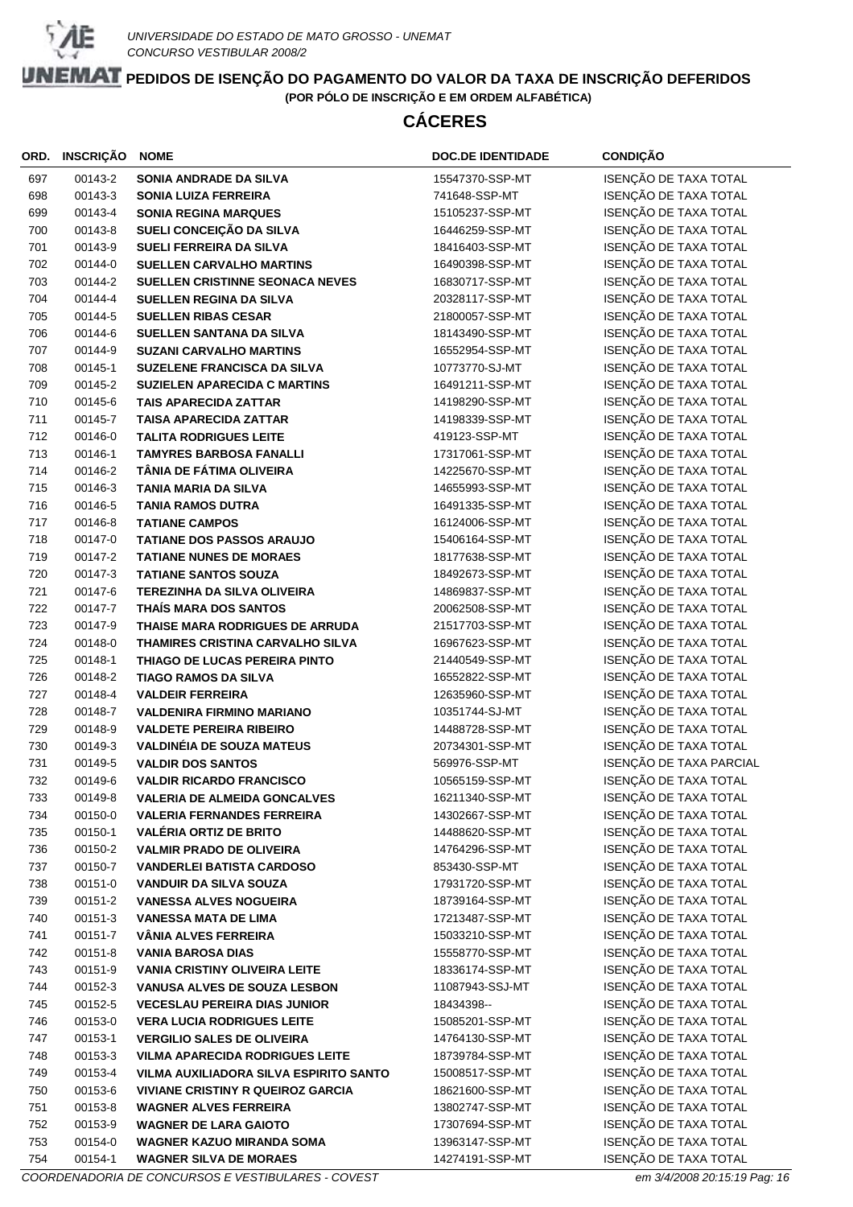UNIVERSIDADE DO ESTADO DE MATO GROSSO - UNEMAT
CONCURSO VESTIBULAR 2008/2

# PEDIDOS DE ISENÇÃO DO PAGAMENTO DO VALOR DA TAXA DE INSCRIÇÃO DEFERIDOS

**(POR PÓLO DE INSCRIÇÃO E EM ORDEM ALFABÉTICA)**

## CÁCERES

| ORD. | INSCRIÇÃO | NOME | DOC.DE IDENTIDADE | CONDIÇÃO |
|---|---|---|---|---|
| 697 | 00143-2 | SONIA ANDRADE DA SILVA | 15547370-SSP-MT | ISENÇÃO DE TAXA TOTAL |
| 698 | 00143-3 | SONIA LUIZA FERREIRA | 741648-SSP-MT | ISENÇÃO DE TAXA TOTAL |
| 699 | 00143-4 | SONIA REGINA MARQUES | 15105237-SSP-MT | ISENÇÃO DE TAXA TOTAL |
| 700 | 00143-8 | SUELI CONCEIÇÃO DA SILVA | 16446259-SSP-MT | ISENÇÃO DE TAXA TOTAL |
| 701 | 00143-9 | SUELI FERREIRA DA SILVA | 18416403-SSP-MT | ISENÇÃO DE TAXA TOTAL |
| 702 | 00144-0 | SUELLEN CARVALHO MARTINS | 16490398-SSP-MT | ISENÇÃO DE TAXA TOTAL |
| 703 | 00144-2 | SUELLEN CRISTINNE SEONACA NEVES | 16830717-SSP-MT | ISENÇÃO DE TAXA TOTAL |
| 704 | 00144-4 | SUELLEN REGINA DA SILVA | 20328117-SSP-MT | ISENÇÃO DE TAXA TOTAL |
| 705 | 00144-5 | SUELLEN RIBAS CESAR | 21800057-SSP-MT | ISENÇÃO DE TAXA TOTAL |
| 706 | 00144-6 | SUELLEN SANTANA DA SILVA | 18143490-SSP-MT | ISENÇÃO DE TAXA TOTAL |
| 707 | 00144-9 | SUZANI CARVALHO MARTINS | 16552954-SSP-MT | ISENÇÃO DE TAXA TOTAL |
| 708 | 00145-1 | SUZELENE FRANCISCA DA SILVA | 10773770-SJ-MT | ISENÇÃO DE TAXA TOTAL |
| 709 | 00145-2 | SUZIELEN APARECIDA C MARTINS | 16491211-SSP-MT | ISENÇÃO DE TAXA TOTAL |
| 710 | 00145-6 | TAIS APARECIDA ZATTAR | 14198290-SSP-MT | ISENÇÃO DE TAXA TOTAL |
| 711 | 00145-7 | TAISA APARECIDA ZATTAR | 14198339-SSP-MT | ISENÇÃO DE TAXA TOTAL |
| 712 | 00146-0 | TALITA RODRIGUES LEITE | 419123-SSP-MT | ISENÇÃO DE TAXA TOTAL |
| 713 | 00146-1 | TAMYRES BARBOSA FANALLI | 17317061-SSP-MT | ISENÇÃO DE TAXA TOTAL |
| 714 | 00146-2 | TÂNIA DE FÁTIMA OLIVEIRA | 14225670-SSP-MT | ISENÇÃO DE TAXA TOTAL |
| 715 | 00146-3 | TANIA MARIA DA SILVA | 14655993-SSP-MT | ISENÇÃO DE TAXA TOTAL |
| 716 | 00146-5 | TANIA RAMOS DUTRA | 16491335-SSP-MT | ISENÇÃO DE TAXA TOTAL |
| 717 | 00146-8 | TATIANE CAMPOS | 16124006-SSP-MT | ISENÇÃO DE TAXA TOTAL |
| 718 | 00147-0 | TATIANE DOS PASSOS ARAUJO | 15406164-SSP-MT | ISENÇÃO DE TAXA TOTAL |
| 719 | 00147-2 | TATIANE NUNES DE MORAES | 18177638-SSP-MT | ISENÇÃO DE TAXA TOTAL |
| 720 | 00147-3 | TATIANE SANTOS SOUZA | 18492673-SSP-MT | ISENÇÃO DE TAXA TOTAL |
| 721 | 00147-6 | TEREZINHA DA SILVA OLIVEIRA | 14869837-SSP-MT | ISENÇÃO DE TAXA TOTAL |
| 722 | 00147-7 | THAÍS MARA DOS SANTOS | 20062508-SSP-MT | ISENÇÃO DE TAXA TOTAL |
| 723 | 00147-9 | THAISE MARA RODRIGUES DE ARRUDA | 21517703-SSP-MT | ISENÇÃO DE TAXA TOTAL |
| 724 | 00148-0 | THAMIRES CRISTINA CARVALHO SILVA | 16967623-SSP-MT | ISENÇÃO DE TAXA TOTAL |
| 725 | 00148-1 | THIAGO DE LUCAS PEREIRA PINTO | 21440549-SSP-MT | ISENÇÃO DE TAXA TOTAL |
| 726 | 00148-2 | TIAGO RAMOS DA SILVA | 16552822-SSP-MT | ISENÇÃO DE TAXA TOTAL |
| 727 | 00148-4 | VALDEIR FERREIRA | 12635960-SSP-MT | ISENÇÃO DE TAXA TOTAL |
| 728 | 00148-7 | VALDENIRA FIRMINO MARIANO | 10351744-SJ-MT | ISENÇÃO DE TAXA TOTAL |
| 729 | 00148-9 | VALDETE PEREIRA RIBEIRO | 14488728-SSP-MT | ISENÇÃO DE TAXA TOTAL |
| 730 | 00149-3 | VALDINÉIA DE SOUZA MATEUS | 20734301-SSP-MT | ISENÇÃO DE TAXA TOTAL |
| 731 | 00149-5 | VALDIR DOS SANTOS | 569976-SSP-MT | ISENÇÃO DE TAXA PARCIAL |
| 732 | 00149-6 | VALDIR RICARDO FRANCISCO | 10565159-SSP-MT | ISENÇÃO DE TAXA TOTAL |
| 733 | 00149-8 | VALERIA DE ALMEIDA GONCALVES | 16211340-SSP-MT | ISENÇÃO DE TAXA TOTAL |
| 734 | 00150-0 | VALERIA FERNANDES FERREIRA | 14302667-SSP-MT | ISENÇÃO DE TAXA TOTAL |
| 735 | 00150-1 | VALÉRIA ORTIZ DE BRITO | 14488620-SSP-MT | ISENÇÃO DE TAXA TOTAL |
| 736 | 00150-2 | VALMIR PRADO DE OLIVEIRA | 14764296-SSP-MT | ISENÇÃO DE TAXA TOTAL |
| 737 | 00150-7 | VANDERLEI BATISTA CARDOSO | 853430-SSP-MT | ISENÇÃO DE TAXA TOTAL |
| 738 | 00151-0 | VANDUIR DA SILVA SOUZA | 17931720-SSP-MT | ISENÇÃO DE TAXA TOTAL |
| 739 | 00151-2 | VANESSA ALVES NOGUEIRA | 18739164-SSP-MT | ISENÇÃO DE TAXA TOTAL |
| 740 | 00151-3 | VANESSA MATA DE LIMA | 17213487-SSP-MT | ISENÇÃO DE TAXA TOTAL |
| 741 | 00151-7 | VÂNIA ALVES FERREIRA | 15033210-SSP-MT | ISENÇÃO DE TAXA TOTAL |
| 742 | 00151-8 | VANIA BAROSA DIAS | 15558770-SSP-MT | ISENÇÃO DE TAXA TOTAL |
| 743 | 00151-9 | VANIA CRISTINY OLIVEIRA LEITE | 18336174-SSP-MT | ISENÇÃO DE TAXA TOTAL |
| 744 | 00152-3 | VANUSA ALVES DE SOUZA LESBON | 11087943-SSJ-MT | ISENÇÃO DE TAXA TOTAL |
| 745 | 00152-5 | VECESLAU PEREIRA DIAS JUNIOR | 18434398-- | ISENÇÃO DE TAXA TOTAL |
| 746 | 00153-0 | VERA LUCIA RODRIGUES LEITE | 15085201-SSP-MT | ISENÇÃO DE TAXA TOTAL |
| 747 | 00153-1 | VERGILIO SALES DE OLIVEIRA | 14764130-SSP-MT | ISENÇÃO DE TAXA TOTAL |
| 748 | 00153-3 | VILMA APARECIDA RODRIGUES LEITE | 18739784-SSP-MT | ISENÇÃO DE TAXA TOTAL |
| 749 | 00153-4 | VILMA AUXILIADORA SILVA ESPIRITO SANTO | 15008517-SSP-MT | ISENÇÃO DE TAXA TOTAL |
| 750 | 00153-6 | VIVIANE CRISTINY R QUEIROZ GARCIA | 18621600-SSP-MT | ISENÇÃO DE TAXA TOTAL |
| 751 | 00153-8 | WAGNER ALVES FERREIRA | 13802747-SSP-MT | ISENÇÃO DE TAXA TOTAL |
| 752 | 00153-9 | WAGNER DE LARA GAIOTO | 17307694-SSP-MT | ISENÇÃO DE TAXA TOTAL |
| 753 | 00154-0 | WAGNER KAZUO MIRANDA SOMA | 13963147-SSP-MT | ISENÇÃO DE TAXA TOTAL |
| 754 | 00154-1 | WAGNER SILVA DE MORAES | 14274191-SSP-MT | ISENÇÃO DE TAXA TOTAL |

*COORDENADORIA DE CONCURSOS E VESTIBULARES - COVEST* — *em 3/4/2008 20:15:19*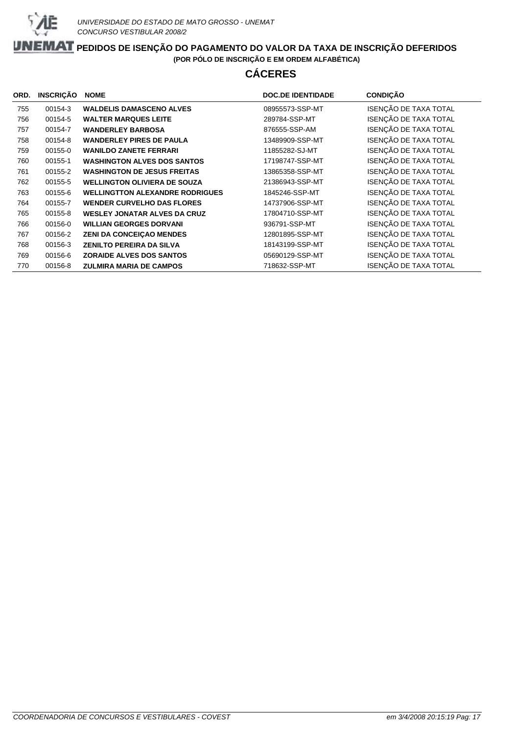# PEDIDOS DE ISENÇÃO DO PAGAMENTO DO VALOR DA TAXA DE INSCRIÇÃO DEFERIDOS

**(POR PÓLO DE INSCRIÇÃO E EM ORDEM ALFABÉTICA)**

## CÁCERES

| ORD. | INSCRIÇÃO | NOME | DOC.DE IDENTIDADE | CONDIÇÃO |
|---|---|---|---|---|
| 755 | 00154-3 | **WALDELIS DAMASCENO ALVES** | 08955573-SSP-MT | ISENÇÃO DE TAXA TOTAL |
| 756 | 00154-5 | **WALTER MARQUES LEITE** | 289784-SSP-MT | ISENÇÃO DE TAXA TOTAL |
| 757 | 00154-7 | **WANDERLEY BARBOSA** | 876555-SSP-AM | ISENÇÃO DE TAXA TOTAL |
| 758 | 00154-8 | **WANDERLEY PIRES DE PAULA** | 13489909-SSP-MT | ISENÇÃO DE TAXA TOTAL |
| 759 | 00155-0 | **WANILDO ZANETE FERRARI** | 11855282-SJ-MT | ISENÇÃO DE TAXA TOTAL |
| 760 | 00155-1 | **WASHINGTON ALVES DOS SANTOS** | 17198747-SSP-MT | ISENÇÃO DE TAXA TOTAL |
| 761 | 00155-2 | **WASHINGTON DE JESUS FREITAS** | 13865358-SSP-MT | ISENÇÃO DE TAXA TOTAL |
| 762 | 00155-5 | **WELLINGTON OLIVIERA DE SOUZA** | 21386943-SSP-MT | ISENÇÃO DE TAXA TOTAL |
| 763 | 00155-6 | **WELLINGTTON ALEXANDRE RODRIGUES** | 1845246-SSP-MT | ISENÇÃO DE TAXA TOTAL |
| 764 | 00155-7 | **WENDER CURVELHO DAS FLORES** | 14737906-SSP-MT | ISENÇÃO DE TAXA TOTAL |
| 765 | 00155-8 | **WESLEY JONATAR ALVES DA CRUZ** | 17804710-SSP-MT | ISENÇÃO DE TAXA TOTAL |
| 766 | 00156-0 | **WILLIAN GEORGES DORVANI** | 936791-SSP-MT | ISENÇÃO DE TAXA TOTAL |
| 767 | 00156-2 | **ZENI DA CONCEIÇAO MENDES** | 12801895-SSP-MT | ISENÇÃO DE TAXA TOTAL |
| 768 | 00156-3 | **ZENILTO PEREIRA DA SILVA** | 18143199-SSP-MT | ISENÇÃO DE TAXA TOTAL |
| 769 | 00156-6 | **ZORAIDE ALVES DOS SANTOS** | 05690129-SSP-MT | ISENÇÃO DE TAXA TOTAL |
| 770 | 00156-8 | **ZULMIRA MARIA DE CAMPOS** | 718632-SSP-MT | ISENÇÃO DE TAXA TOTAL |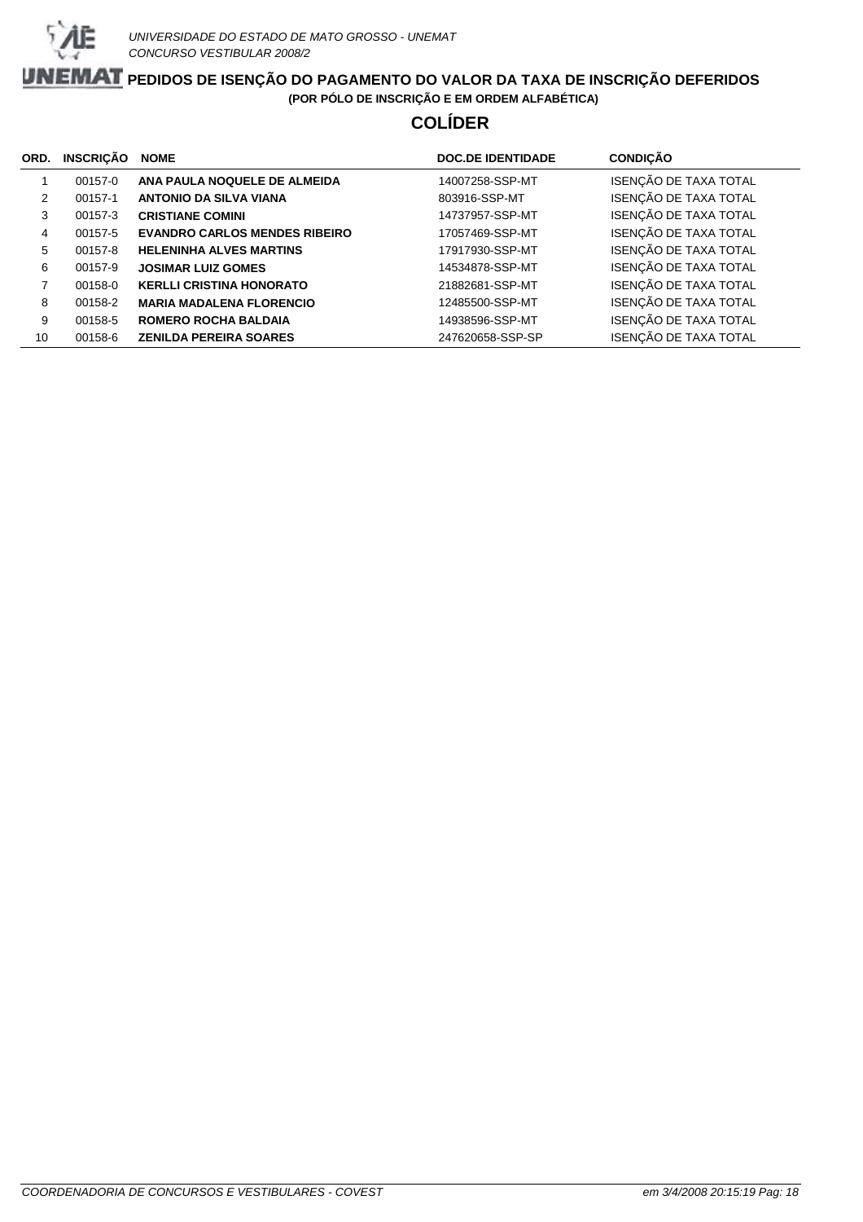*UNIVERSIDADE DO ESTADO DE MATO GROSSO - UNEMAT*
*CONCURSO VESTIBULAR 2008/2*

# PEDIDOS DE ISENÇÃO DO PAGAMENTO DO VALOR DA TAXA DE INSCRIÇÃO DEFERIDOS

**(POR PÓLO DE INSCRIÇÃO E EM ORDEM ALFABÉTICA)**

## COLÍDER

| ORD. | INSCRIÇÃO | NOME | DOC.DE IDENTIDADE | CONDIÇÃO |
|---|---|---|---|---|
| 1 | 00157-0 | **ANA PAULA NOQUELE DE ALMEIDA** | 14007258-SSP-MT | ISENÇÃO DE TAXA TOTAL |
| 2 | 00157-1 | **ANTONIO DA SILVA VIANA** | 803916-SSP-MT | ISENÇÃO DE TAXA TOTAL |
| 3 | 00157-3 | **CRISTIANE COMINI** | 14737957-SSP-MT | ISENÇÃO DE TAXA TOTAL |
| 4 | 00157-5 | **EVANDRO CARLOS MENDES RIBEIRO** | 17057469-SSP-MT | ISENÇÃO DE TAXA TOTAL |
| 5 | 00157-8 | **HELENINHA ALVES MARTINS** | 17917930-SSP-MT | ISENÇÃO DE TAXA TOTAL |
| 6 | 00157-9 | **JOSIMAR LUIZ GOMES** | 14534878-SSP-MT | ISENÇÃO DE TAXA TOTAL |
| 7 | 00158-0 | **KERLLI CRISTINA HONORATO** | 21882681-SSP-MT | ISENÇÃO DE TAXA TOTAL |
| 8 | 00158-2 | **MARIA MADALENA FLORENCIO** | 12485500-SSP-MT | ISENÇÃO DE TAXA TOTAL |
| 9 | 00158-5 | **ROMERO ROCHA BALDAIA** | 14938596-SSP-MT | ISENÇÃO DE TAXA TOTAL |
| 10 | 00158-6 | **ZENILDA PEREIRA SOARES** | 247620658-SSP-SP | ISENÇÃO DE TAXA TOTAL |

*COORDENADORIA DE CONCURSOS E VESTIBULARES - COVEST* *em 3/4/2008 20:15:19*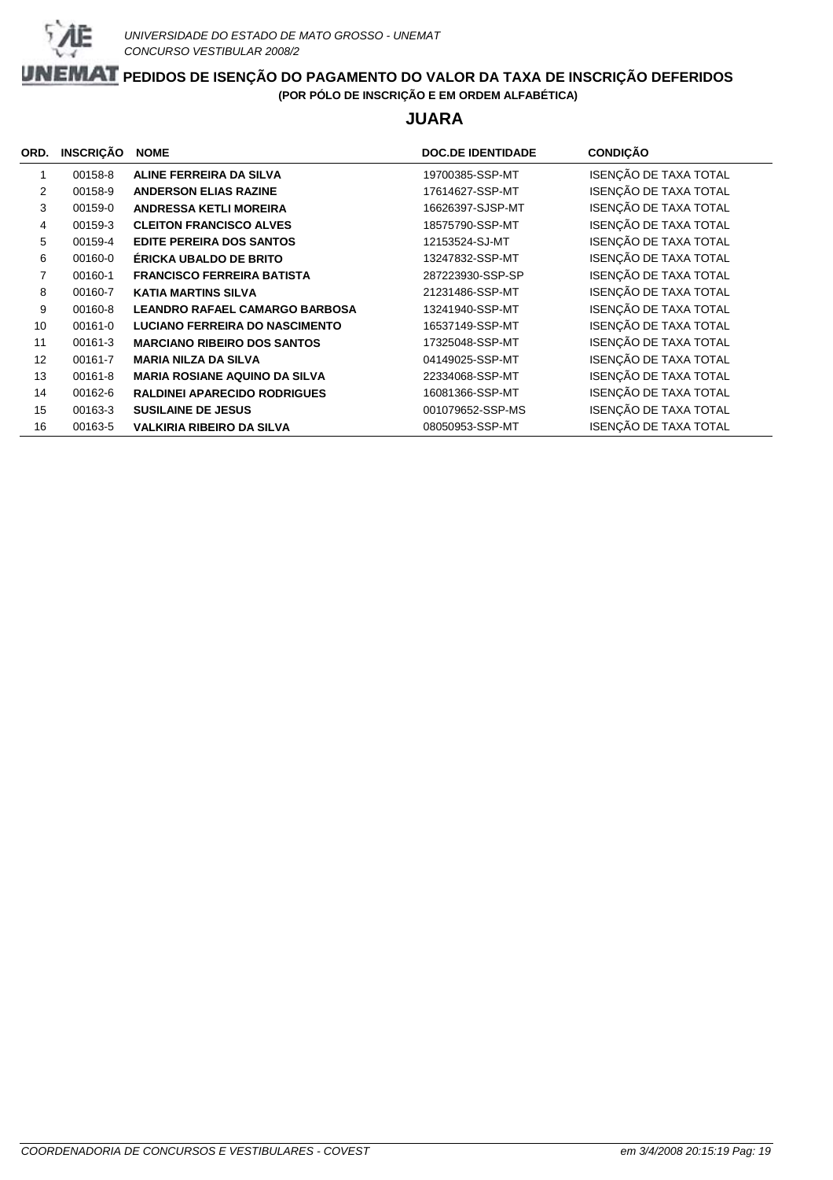UNIVERSIDADE DO ESTADO DE MATO GROSSO - UNEMAT
CONCURSO VESTIBULAR 2008/2

# PEDIDOS DE ISENÇÃO DO PAGAMENTO DO VALOR DA TAXA DE INSCRIÇÃO DEFERIDOS

**(POR PÓLO DE INSCRIÇÃO E EM ORDEM ALFABÉTICA)**

## JUARA

| ORD. | INSCRIÇÃO | NOME | DOC.DE IDENTIDADE | CONDIÇÃO |
|---|---|---|---|---|
| 1 | 00158-8 | **ALINE FERREIRA DA SILVA** | 19700385-SSP-MT | ISENÇÃO DE TAXA TOTAL |
| 2 | 00158-9 | **ANDERSON ELIAS RAZINE** | 17614627-SSP-MT | ISENÇÃO DE TAXA TOTAL |
| 3 | 00159-0 | **ANDRESSA KETLI MOREIRA** | 16626397-SJSP-MT | ISENÇÃO DE TAXA TOTAL |
| 4 | 00159-3 | **CLEITON FRANCISCO ALVES** | 18575790-SSP-MT | ISENÇÃO DE TAXA TOTAL |
| 5 | 00159-4 | **EDITE PEREIRA DOS SANTOS** | 12153524-SJ-MT | ISENÇÃO DE TAXA TOTAL |
| 6 | 00160-0 | **ÉRICKA UBALDO DE BRITO** | 13247832-SSP-MT | ISENÇÃO DE TAXA TOTAL |
| 7 | 00160-1 | **FRANCISCO FERREIRA BATISTA** | 287223930-SSP-SP | ISENÇÃO DE TAXA TOTAL |
| 8 | 00160-7 | **KATIA MARTINS SILVA** | 21231486-SSP-MT | ISENÇÃO DE TAXA TOTAL |
| 9 | 00160-8 | **LEANDRO RAFAEL CAMARGO BARBOSA** | 13241940-SSP-MT | ISENÇÃO DE TAXA TOTAL |
| 10 | 00161-0 | **LUCIANO FERREIRA DO NASCIMENTO** | 16537149-SSP-MT | ISENÇÃO DE TAXA TOTAL |
| 11 | 00161-3 | **MARCIANO RIBEIRO DOS SANTOS** | 17325048-SSP-MT | ISENÇÃO DE TAXA TOTAL |
| 12 | 00161-7 | **MARIA NILZA DA SILVA** | 04149025-SSP-MT | ISENÇÃO DE TAXA TOTAL |
| 13 | 00161-8 | **MARIA ROSIANE AQUINO DA SILVA** | 22334068-SSP-MT | ISENÇÃO DE TAXA TOTAL |
| 14 | 00162-6 | **RALDINEI APARECIDO RODRIGUES** | 16081366-SSP-MT | ISENÇÃO DE TAXA TOTAL |
| 15 | 00163-3 | **SUSILAINE DE JESUS** | 001079652-SSP-MS | ISENÇÃO DE TAXA TOTAL |
| 16 | 00163-5 | **VALKIRIA RIBEIRO DA SILVA** | 08050953-SSP-MT | ISENÇÃO DE TAXA TOTAL |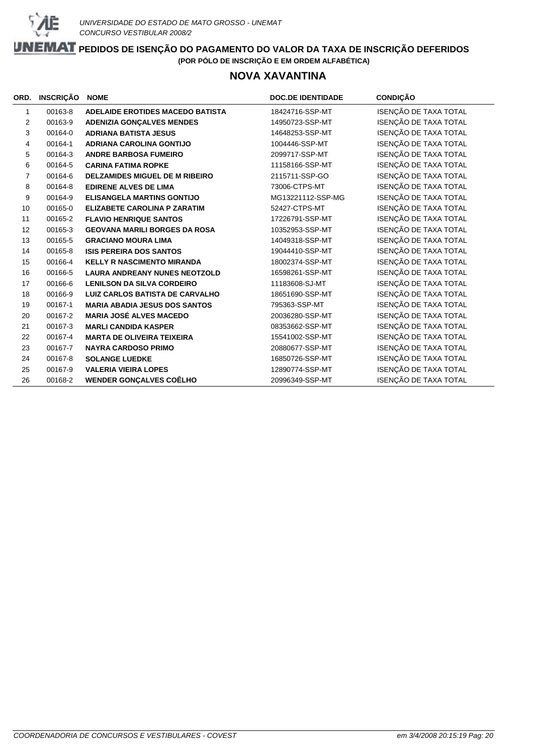# PEDIDOS DE ISENÇÃO DO PAGAMENTO DO VALOR DA TAXA DE INSCRIÇÃO DEFERIDOS

**(POR PÓLO DE INSCRIÇÃO E EM ORDEM ALFABÉTICA)**

## NOVA XAVANTINA

| ORD. | INSCRIÇÃO | NOME | DOC.DE IDENTIDADE | CONDIÇÃO |
|---|---|---|---|---|
| 1 | 00163-8 | **ADELAIDE EROTIDES MACEDO BATISTA** | 18424716-SSP-MT | ISENÇÃO DE TAXA TOTAL |
| 2 | 00163-9 | **ADENIZIA GONÇALVES MENDES** | 14950723-SSP-MT | ISENÇÃO DE TAXA TOTAL |
| 3 | 00164-0 | **ADRIANA BATISTA JESUS** | 14648253-SSP-MT | ISENÇÃO DE TAXA TOTAL |
| 4 | 00164-1 | **ADRIANA CAROLINA GONTIJO** | 1004446-SSP-MT | ISENÇÃO DE TAXA TOTAL |
| 5 | 00164-3 | **ANDRE BARBOSA FUMEIRO** | 2099717-SSP-MT | ISENÇÃO DE TAXA TOTAL |
| 6 | 00164-5 | **CARINA FATIMA ROPKE** | 11158166-SSP-MT | ISENÇÃO DE TAXA TOTAL |
| 7 | 00164-6 | **DELZAMIDES MIGUEL DE M RIBEIRO** | 2115711-SSP-GO | ISENÇÃO DE TAXA TOTAL |
| 8 | 00164-8 | **EDIRENE ALVES DE LIMA** | 73006-CTPS-MT | ISENÇÃO DE TAXA TOTAL |
| 9 | 00164-9 | **ELISANGELA MARTINS GONTIJO** | MG13221112-SSP-MG | ISENÇÃO DE TAXA TOTAL |
| 10 | 00165-0 | **ELIZABETE CAROLINA P ZARATIM** | 52427-CTPS-MT | ISENÇÃO DE TAXA TOTAL |
| 11 | 00165-2 | **FLAVIO HENRIQUE SANTOS** | 17226791-SSP-MT | ISENÇÃO DE TAXA TOTAL |
| 12 | 00165-3 | **GEOVANA MARILI BORGES DA ROSA** | 10352953-SSP-MT | ISENÇÃO DE TAXA TOTAL |
| 13 | 00165-5 | **GRACIANO MOURA LIMA** | 14049318-SSP-MT | ISENÇÃO DE TAXA TOTAL |
| 14 | 00165-8 | **ISIS PEREIRA DOS SANTOS** | 19044410-SSP-MT | ISENÇÃO DE TAXA TOTAL |
| 15 | 00166-4 | **KELLY R NASCIMENTO MIRANDA** | 18002374-SSP-MT | ISENÇÃO DE TAXA TOTAL |
| 16 | 00166-5 | **LAURA ANDREANY NUNES NEOTZOLD** | 16598261-SSP-MT | ISENÇÃO DE TAXA TOTAL |
| 17 | 00166-6 | **LENILSON DA SILVA CORDEIRO** | 11183608-SJ-MT | ISENÇÃO DE TAXA TOTAL |
| 18 | 00166-9 | **LUIZ CARLOS BATISTA DE CARVALHO** | 18651690-SSP-MT | ISENÇÃO DE TAXA TOTAL |
| 19 | 00167-1 | **MARIA ABADIA JESUS DOS SANTOS** | 795363-SSP-MT | ISENÇÃO DE TAXA TOTAL |
| 20 | 00167-2 | **MARIA JOSÉ ALVES MACEDO** | 20036280-SSP-MT | ISENÇÃO DE TAXA TOTAL |
| 21 | 00167-3 | **MARLI CANDIDA KASPER** | 08353662-SSP-MT | ISENÇÃO DE TAXA TOTAL |
| 22 | 00167-4 | **MARTA DE OLIVEIRA TEIXEIRA** | 15541002-SSP-MT | ISENÇÃO DE TAXA TOTAL |
| 23 | 00167-7 | **NAYRA CARDOSO PRIMO** | 20880677-SSP-MT | ISENÇÃO DE TAXA TOTAL |
| 24 | 00167-8 | **SOLANGE LUEDKE** | 16850726-SSP-MT | ISENÇÃO DE TAXA TOTAL |
| 25 | 00167-9 | **VALERIA VIEIRA LOPES** | 12890774-SSP-MT | ISENÇÃO DE TAXA TOTAL |
| 26 | 00168-2 | **WENDER GONÇALVES COÊLHO** | 20996349-SSP-MT | ISENÇÃO DE TAXA TOTAL |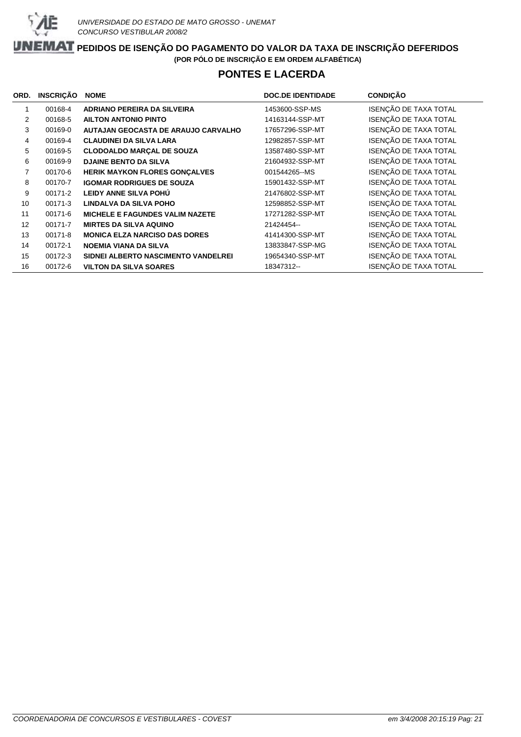*UNIVERSIDADE DO ESTADO DE MATO GROSSO - UNEMAT*
*CONCURSO VESTIBULAR 2008/2*

**UNEMAT PEDIDOS DE ISENÇÃO DO PAGAMENTO DO VALOR DA TAXA DE INSCRIÇÃO DEFERIDOS**
**(POR PÓLO DE INSCRIÇÃO E EM ORDEM ALFABÉTICA)**

## PONTES E LACERDA

| ORD. | INSCRIÇÃO | NOME | DOC.DE IDENTIDADE | CONDIÇÃO |
|---|---|---|---|---|
| 1 | 00168-4 | **ADRIANO PEREIRA DA SILVEIRA** | 1453600-SSP-MS | ISENÇÃO DE TAXA TOTAL |
| 2 | 00168-5 | **AILTON ANTONIO PINTO** | 14163144-SSP-MT | ISENÇÃO DE TAXA TOTAL |
| 3 | 00169-0 | **AUTAJAN GEOCASTA DE ARAUJO CARVALHO** | 17657296-SSP-MT | ISENÇÃO DE TAXA TOTAL |
| 4 | 00169-4 | **CLAUDINEI DA SILVA LARA** | 12982857-SSP-MT | ISENÇÃO DE TAXA TOTAL |
| 5 | 00169-5 | **CLODOALDO MARÇAL DE SOUZA** | 13587480-SSP-MT | ISENÇÃO DE TAXA TOTAL |
| 6 | 00169-9 | **DJAINE BENTO DA SILVA** | 21604932-SSP-MT | ISENÇÃO DE TAXA TOTAL |
| 7 | 00170-6 | **HERIK MAYKON FLORES GONÇALVES** | 001544265--MS | ISENÇÃO DE TAXA TOTAL |
| 8 | 00170-7 | **IGOMAR RODRIGUES DE SOUZA** | 15901432-SSP-MT | ISENÇÃO DE TAXA TOTAL |
| 9 | 00171-2 | **LEIDY ANNE SILVA POHÚ** | 21476802-SSP-MT | ISENÇÃO DE TAXA TOTAL |
| 10 | 00171-3 | **LINDALVA DA SILVA POHO** | 12598852-SSP-MT | ISENÇÃO DE TAXA TOTAL |
| 11 | 00171-6 | **MICHELE E FAGUNDES VALIM NAZETE** | 17271282-SSP-MT | ISENÇÃO DE TAXA TOTAL |
| 12 | 00171-7 | **MIRTES DA SILVA AQUINO** | 21424454-- | ISENÇÃO DE TAXA TOTAL |
| 13 | 00171-8 | **MONICA ELZA NARCISO DAS DORES** | 41414300-SSP-MT | ISENÇÃO DE TAXA TOTAL |
| 14 | 00172-1 | **NOEMIA VIANA DA SILVA** | 13833847-SSP-MG | ISENÇÃO DE TAXA TOTAL |
| 15 | 00172-3 | **SIDNEI ALBERTO NASCIMENTO VANDELREI** | 19654340-SSP-MT | ISENÇÃO DE TAXA TOTAL |
| 16 | 00172-6 | **VILTON DA SILVA SOARES** | 18347312-- | ISENÇÃO DE TAXA TOTAL |

*COORDENADORIA DE CONCURSOS E VESTIBULARES - COVEST* *em 3/4/2008 20:15:19*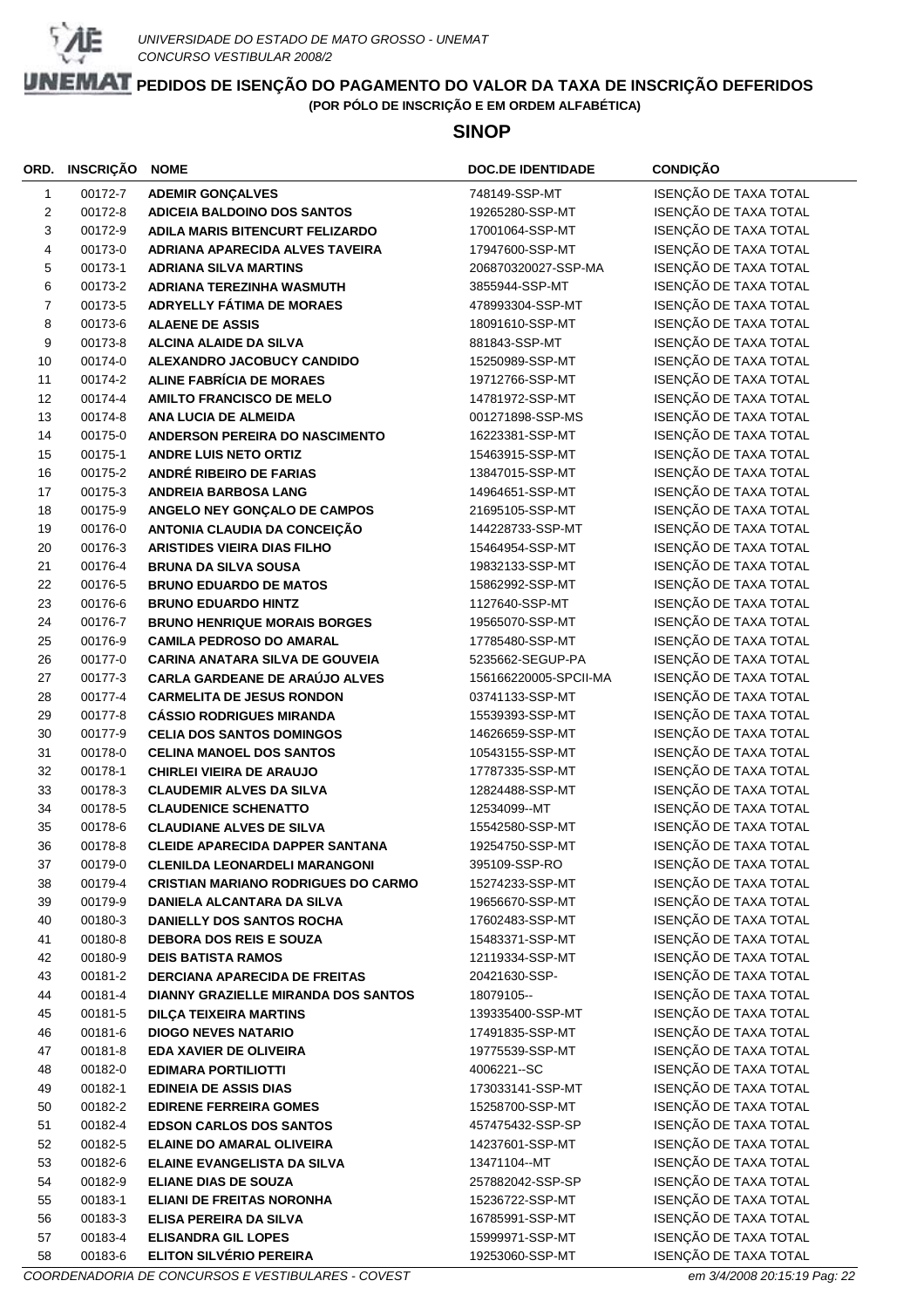UNIVERSIDADE DO ESTADO DE MATO GROSSO - UNEMAT
CONCURSO VESTIBULAR 2008/2

# PEDIDOS DE ISENÇÃO DO PAGAMENTO DO VALOR DA TAXA DE INSCRIÇÃO DEFERIDOS

**(POR PÓLO DE INSCRIÇÃO E EM ORDEM ALFABÉTICA)**

## SINOP

| ORD. | INSCRIÇÃO | NOME | DOC.DE IDENTIDADE | CONDIÇÃO |
|---|---|---|---|---|
| 1 | 00172-7 | **ADEMIR GONÇALVES** | 748149-SSP-MT | ISENÇÃO DE TAXA TOTAL |
| 2 | 00172-8 | **ADICEIA BALDOINO DOS SANTOS** | 19265280-SSP-MT | ISENÇÃO DE TAXA TOTAL |
| 3 | 00172-9 | **ADILA MARIS BITENCURT FELIZARDO** | 17001064-SSP-MT | ISENÇÃO DE TAXA TOTAL |
| 4 | 00173-0 | **ADRIANA APARECIDA ALVES TAVEIRA** | 17947600-SSP-MT | ISENÇÃO DE TAXA TOTAL |
| 5 | 00173-1 | **ADRIANA SILVA MARTINS** | 206870320027-SSP-MA | ISENÇÃO DE TAXA TOTAL |
| 6 | 00173-2 | **ADRIANA TEREZINHA WASMUTH** | 3855944-SSP-MT | ISENÇÃO DE TAXA TOTAL |
| 7 | 00173-5 | **ADRYELLY FÁTIMA DE MORAES** | 478993304-SSP-MT | ISENÇÃO DE TAXA TOTAL |
| 8 | 00173-6 | **ALAENE DE ASSIS** | 18091610-SSP-MT | ISENÇÃO DE TAXA TOTAL |
| 9 | 00173-8 | **ALCINA ALAIDE DA SILVA** | 881843-SSP-MT | ISENÇÃO DE TAXA TOTAL |
| 10 | 00174-0 | **ALEXANDRO JACOBUCY CANDIDO** | 15250989-SSP-MT | ISENÇÃO DE TAXA TOTAL |
| 11 | 00174-2 | **ALINE FABRÍCIA DE MORAES** | 19712766-SSP-MT | ISENÇÃO DE TAXA TOTAL |
| 12 | 00174-4 | **AMILTO FRANCISCO DE MELO** | 14781972-SSP-MT | ISENÇÃO DE TAXA TOTAL |
| 13 | 00174-8 | **ANA LUCIA DE ALMEIDA** | 001271898-SSP-MS | ISENÇÃO DE TAXA TOTAL |
| 14 | 00175-0 | **ANDERSON PEREIRA DO NASCIMENTO** | 16223381-SSP-MT | ISENÇÃO DE TAXA TOTAL |
| 15 | 00175-1 | **ANDRE LUIS NETO ORTIZ** | 15463915-SSP-MT | ISENÇÃO DE TAXA TOTAL |
| 16 | 00175-2 | **ANDRÉ RIBEIRO DE FARIAS** | 13847015-SSP-MT | ISENÇÃO DE TAXA TOTAL |
| 17 | 00175-3 | **ANDREIA BARBOSA LANG** | 14964651-SSP-MT | ISENÇÃO DE TAXA TOTAL |
| 18 | 00175-9 | **ANGELO NEY GONÇALO DE CAMPOS** | 21695105-SSP-MT | ISENÇÃO DE TAXA TOTAL |
| 19 | 00176-0 | **ANTONIA CLAUDIA DA CONCEIÇÃO** | 144228733-SSP-MT | ISENÇÃO DE TAXA TOTAL |
| 20 | 00176-3 | **ARISTIDES VIEIRA DIAS FILHO** | 15464954-SSP-MT | ISENÇÃO DE TAXA TOTAL |
| 21 | 00176-4 | **BRUNA DA SILVA SOUSA** | 19832133-SSP-MT | ISENÇÃO DE TAXA TOTAL |
| 22 | 00176-5 | **BRUNO EDUARDO DE MATOS** | 15862992-SSP-MT | ISENÇÃO DE TAXA TOTAL |
| 23 | 00176-6 | **BRUNO EDUARDO HINTZ** | 1127640-SSP-MT | ISENÇÃO DE TAXA TOTAL |
| 24 | 00176-7 | **BRUNO HENRIQUE MORAIS BORGES** | 19565070-SSP-MT | ISENÇÃO DE TAXA TOTAL |
| 25 | 00176-9 | **CAMILA PEDROSO DO AMARAL** | 17785480-SSP-MT | ISENÇÃO DE TAXA TOTAL |
| 26 | 00177-0 | **CARINA ANATARA SILVA DE GOUVEIA** | 5235662-SEGUP-PA | ISENÇÃO DE TAXA TOTAL |
| 27 | 00177-3 | **CARLA GARDEANE DE ARAÚJO ALVES** | 156166220005-SPCII-MA | ISENÇÃO DE TAXA TOTAL |
| 28 | 00177-4 | **CARMELITA DE JESUS RONDON** | 03741133-SSP-MT | ISENÇÃO DE TAXA TOTAL |
| 29 | 00177-8 | **CÁSSIO RODRIGUES MIRANDA** | 15539393-SSP-MT | ISENÇÃO DE TAXA TOTAL |
| 30 | 00177-9 | **CELIA DOS SANTOS DOMINGOS** | 14626659-SSP-MT | ISENÇÃO DE TAXA TOTAL |
| 31 | 00178-0 | **CELINA MANOEL DOS SANTOS** | 10543155-SSP-MT | ISENÇÃO DE TAXA TOTAL |
| 32 | 00178-1 | **CHIRLEI VIEIRA DE ARAUJO** | 17787335-SSP-MT | ISENÇÃO DE TAXA TOTAL |
| 33 | 00178-3 | **CLAUDEMIR ALVES DA SILVA** | 12824488-SSP-MT | ISENÇÃO DE TAXA TOTAL |
| 34 | 00178-5 | **CLAUDENICE SCHENATTO** | 12534099--MT | ISENÇÃO DE TAXA TOTAL |
| 35 | 00178-6 | **CLAUDIANE ALVES DE SILVA** | 15542580-SSP-MT | ISENÇÃO DE TAXA TOTAL |
| 36 | 00178-8 | **CLEIDE APARECIDA DAPPER SANTANA** | 19254750-SSP-MT | ISENÇÃO DE TAXA TOTAL |
| 37 | 00179-0 | **CLENILDA LEONARDELI MARANGONI** | 395109-SSP-RO | ISENÇÃO DE TAXA TOTAL |
| 38 | 00179-4 | **CRISTIAN MARIANO RODRIGUES DO CARMO** | 15274233-SSP-MT | ISENÇÃO DE TAXA TOTAL |
| 39 | 00179-9 | **DANIELA ALCANTARA DA SILVA** | 19656670-SSP-MT | ISENÇÃO DE TAXA TOTAL |
| 40 | 00180-3 | **DANIELLY DOS SANTOS ROCHA** | 17602483-SSP-MT | ISENÇÃO DE TAXA TOTAL |
| 41 | 00180-8 | **DEBORA DOS REIS E SOUZA** | 15483371-SSP-MT | ISENÇÃO DE TAXA TOTAL |
| 42 | 00180-9 | **DEIS BATISTA RAMOS** | 12119334-SSP-MT | ISENÇÃO DE TAXA TOTAL |
| 43 | 00181-2 | **DERCIANA APARECIDA DE FREITAS** | 20421630-SSP- | ISENÇÃO DE TAXA TOTAL |
| 44 | 00181-4 | **DIANNY GRAZIELLE MIRANDA DOS SANTOS** | 18079105-- | ISENÇÃO DE TAXA TOTAL |
| 45 | 00181-5 | **DILÇA TEIXEIRA MARTINS** | 139335400-SSP-MT | ISENÇÃO DE TAXA TOTAL |
| 46 | 00181-6 | **DIOGO NEVES NATARIO** | 17491835-SSP-MT | ISENÇÃO DE TAXA TOTAL |
| 47 | 00181-8 | **EDA XAVIER DE OLIVEIRA** | 19775539-SSP-MT | ISENÇÃO DE TAXA TOTAL |
| 48 | 00182-0 | **EDIMARA PORTILIOTTI** | 4006221--SC | ISENÇÃO DE TAXA TOTAL |
| 49 | 00182-1 | **EDINEIA DE ASSIS DIAS** | 173033141-SSP-MT | ISENÇÃO DE TAXA TOTAL |
| 50 | 00182-2 | **EDIRENE FERREIRA GOMES** | 15258700-SSP-MT | ISENÇÃO DE TAXA TOTAL |
| 51 | 00182-4 | **EDSON CARLOS DOS SANTOS** | 457475432-SSP-SP | ISENÇÃO DE TAXA TOTAL |
| 52 | 00182-5 | **ELAINE DO AMARAL OLIVEIRA** | 14237601-SSP-MT | ISENÇÃO DE TAXA TOTAL |
| 53 | 00182-6 | **ELAINE EVANGELISTA DA SILVA** | 13471104--MT | ISENÇÃO DE TAXA TOTAL |
| 54 | 00182-9 | **ELIANE DIAS DE SOUZA** | 257882042-SSP-SP | ISENÇÃO DE TAXA TOTAL |
| 55 | 00183-1 | **ELIANI DE FREITAS NORONHA** | 15236722-SSP-MT | ISENÇÃO DE TAXA TOTAL |
| 56 | 00183-3 | **ELISA PEREIRA DA SILVA** | 16785991-SSP-MT | ISENÇÃO DE TAXA TOTAL |
| 57 | 00183-4 | **ELISANDRA GIL LOPES** | 15999971-SSP-MT | ISENÇÃO DE TAXA TOTAL |
| 58 | 00183-6 | **ELITON SILVÉRIO PEREIRA** | 19253060-SSP-MT | ISENÇÃO DE TAXA TOTAL |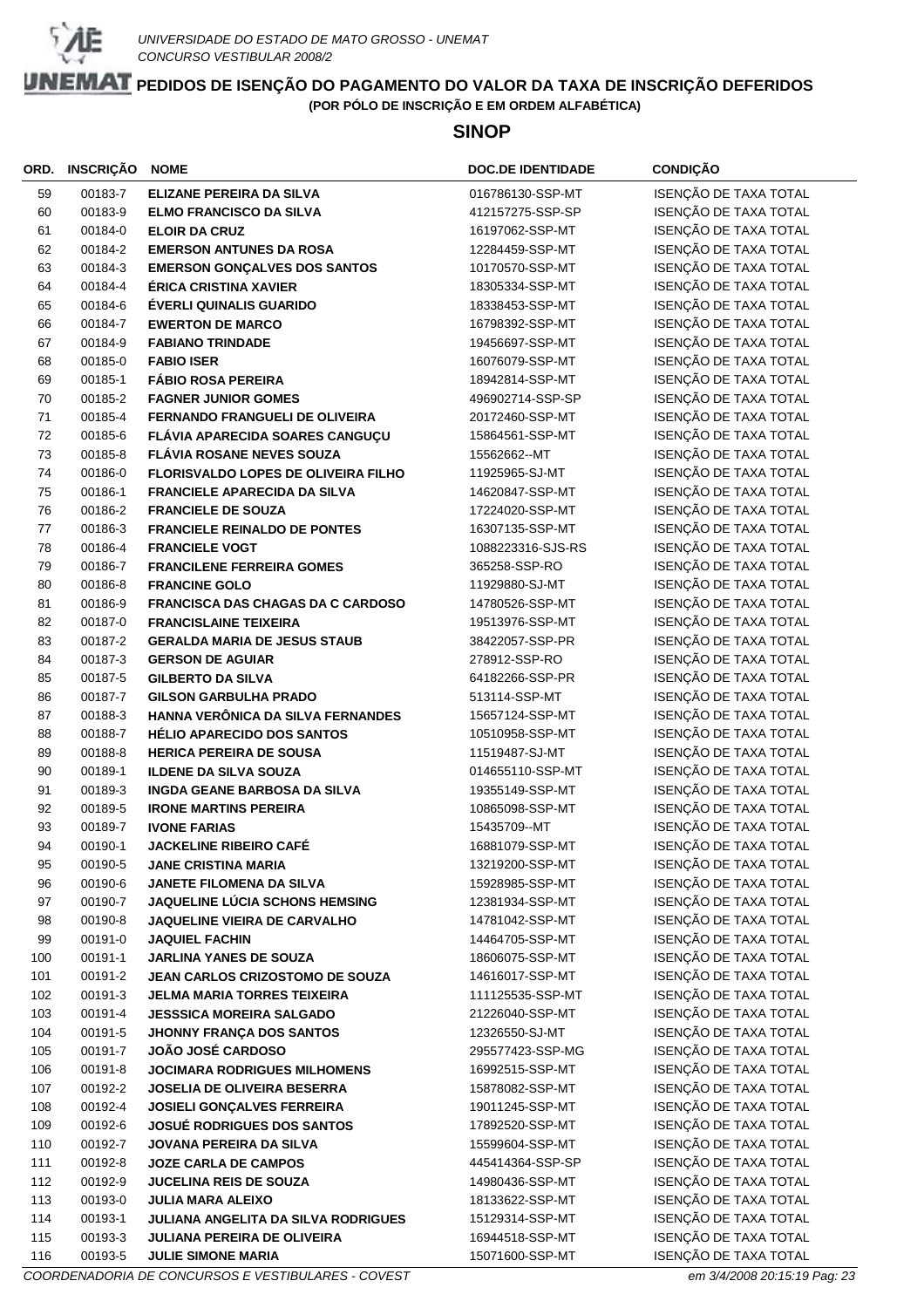UNIVERSIDADE DO ESTADO DE MATO GROSSO - UNEMAT
CONCURSO VESTIBULAR 2008/2

# PEDIDOS DE ISENÇÃO DO PAGAMENTO DO VALOR DA TAXA DE INSCRIÇÃO DEFERIDOS

**(POR PÓLO DE INSCRIÇÃO E EM ORDEM ALFABÉTICA)**

## SINOP

| ORD. | INSCRIÇÃO | NOME | DOC.DE IDENTIDADE | CONDIÇÃO |
|---|---|---|---|---|
| 59 | 00183-7 | **ELIZANE PEREIRA DA SILVA** | 016786130-SSP-MT | ISENÇÃO DE TAXA TOTAL |
| 60 | 00183-9 | **ELMO FRANCISCO DA SILVA** | 412157275-SSP-SP | ISENÇÃO DE TAXA TOTAL |
| 61 | 00184-0 | **ELOIR DA CRUZ** | 16197062-SSP-MT | ISENÇÃO DE TAXA TOTAL |
| 62 | 00184-2 | **EMERSON ANTUNES DA ROSA** | 12284459-SSP-MT | ISENÇÃO DE TAXA TOTAL |
| 63 | 00184-3 | **EMERSON GONÇALVES DOS SANTOS** | 10170570-SSP-MT | ISENÇÃO DE TAXA TOTAL |
| 64 | 00184-4 | **ÉRICA CRISTINA XAVIER** | 18305334-SSP-MT | ISENÇÃO DE TAXA TOTAL |
| 65 | 00184-6 | **ÉVERLI QUINALIS GUARIDO** | 18338453-SSP-MT | ISENÇÃO DE TAXA TOTAL |
| 66 | 00184-7 | **EWERTON DE MARCO** | 16798392-SSP-MT | ISENÇÃO DE TAXA TOTAL |
| 67 | 00184-9 | **FABIANO TRINDADE** | 19456697-SSP-MT | ISENÇÃO DE TAXA TOTAL |
| 68 | 00185-0 | **FABIO ISER** | 16076079-SSP-MT | ISENÇÃO DE TAXA TOTAL |
| 69 | 00185-1 | **FÁBIO ROSA PEREIRA** | 18942814-SSP-MT | ISENÇÃO DE TAXA TOTAL |
| 70 | 00185-2 | **FAGNER JUNIOR GOMES** | 496902714-SSP-SP | ISENÇÃO DE TAXA TOTAL |
| 71 | 00185-4 | **FERNANDO FRANGUELI DE OLIVEIRA** | 20172460-SSP-MT | ISENÇÃO DE TAXA TOTAL |
| 72 | 00185-6 | **FLÁVIA APARECIDA SOARES CANGUÇU** | 15864561-SSP-MT | ISENÇÃO DE TAXA TOTAL |
| 73 | 00185-8 | **FLÁVIA ROSANE NEVES SOUZA** | 15562662--MT | ISENÇÃO DE TAXA TOTAL |
| 74 | 00186-0 | **FLORISVALDO LOPES DE OLIVEIRA FILHO** | 11925965-SJ-MT | ISENÇÃO DE TAXA TOTAL |
| 75 | 00186-1 | **FRANCIELE APARECIDA DA SILVA** | 14620847-SSP-MT | ISENÇÃO DE TAXA TOTAL |
| 76 | 00186-2 | **FRANCIELE DE SOUZA** | 17224020-SSP-MT | ISENÇÃO DE TAXA TOTAL |
| 77 | 00186-3 | **FRANCIELE REINALDO DE PONTES** | 16307135-SSP-MT | ISENÇÃO DE TAXA TOTAL |
| 78 | 00186-4 | **FRANCIELE VOGT** | 1088223316-SJS-RS | ISENÇÃO DE TAXA TOTAL |
| 79 | 00186-7 | **FRANCILENE FERREIRA GOMES** | 365258-SSP-RO | ISENÇÃO DE TAXA TOTAL |
| 80 | 00186-8 | **FRANCINE GOLO** | 11929880-SJ-MT | ISENÇÃO DE TAXA TOTAL |
| 81 | 00186-9 | **FRANCISCA DAS CHAGAS DA C CARDOSO** | 14780526-SSP-MT | ISENÇÃO DE TAXA TOTAL |
| 82 | 00187-0 | **FRANCISLAINE TEIXEIRA** | 19513976-SSP-MT | ISENÇÃO DE TAXA TOTAL |
| 83 | 00187-2 | **GERALDA MARIA DE JESUS STAUB** | 38422057-SSP-PR | ISENÇÃO DE TAXA TOTAL |
| 84 | 00187-3 | **GERSON DE AGUIAR** | 278912-SSP-RO | ISENÇÃO DE TAXA TOTAL |
| 85 | 00187-5 | **GILBERTO DA SILVA** | 64182266-SSP-PR | ISENÇÃO DE TAXA TOTAL |
| 86 | 00187-7 | **GILSON GARBULHA PRADO** | 513114-SSP-MT | ISENÇÃO DE TAXA TOTAL |
| 87 | 00188-3 | **HANNA VERÔNICA DA SILVA FERNANDES** | 15657124-SSP-MT | ISENÇÃO DE TAXA TOTAL |
| 88 | 00188-7 | **HÉLIO APARECIDO DOS SANTOS** | 10510958-SSP-MT | ISENÇÃO DE TAXA TOTAL |
| 89 | 00188-8 | **HERICA PEREIRA DE SOUSA** | 11519487-SJ-MT | ISENÇÃO DE TAXA TOTAL |
| 90 | 00189-1 | **ILDENE DA SILVA SOUZA** | 014655110-SSP-MT | ISENÇÃO DE TAXA TOTAL |
| 91 | 00189-3 | **INGDA GEANE BARBOSA DA SILVA** | 19355149-SSP-MT | ISENÇÃO DE TAXA TOTAL |
| 92 | 00189-5 | **IRONE MARTINS PEREIRA** | 10865098-SSP-MT | ISENÇÃO DE TAXA TOTAL |
| 93 | 00189-7 | **IVONE FARIAS** | 15435709--MT | ISENÇÃO DE TAXA TOTAL |
| 94 | 00190-1 | **JACKELINE RIBEIRO CAFÉ** | 16881079-SSP-MT | ISENÇÃO DE TAXA TOTAL |
| 95 | 00190-5 | **JANE CRISTINA MARIA** | 13219200-SSP-MT | ISENÇÃO DE TAXA TOTAL |
| 96 | 00190-6 | **JANETE FILOMENA DA SILVA** | 15928985-SSP-MT | ISENÇÃO DE TAXA TOTAL |
| 97 | 00190-7 | **JAQUELINE LÚCIA SCHONS HEMSING** | 12381934-SSP-MT | ISENÇÃO DE TAXA TOTAL |
| 98 | 00190-8 | **JAQUELINE VIEIRA DE CARVALHO** | 14781042-SSP-MT | ISENÇÃO DE TAXA TOTAL |
| 99 | 00191-0 | **JAQUIEL FACHIN** | 14464705-SSP-MT | ISENÇÃO DE TAXA TOTAL |
| 100 | 00191-1 | **JARLINA YANES DE SOUZA** | 18606075-SSP-MT | ISENÇÃO DE TAXA TOTAL |
| 101 | 00191-2 | **JEAN CARLOS CRIZOSTOMO DE SOUZA** | 14616017-SSP-MT | ISENÇÃO DE TAXA TOTAL |
| 102 | 00191-3 | **JELMA MARIA TORRES TEIXEIRA** | 111125535-SSP-MT | ISENÇÃO DE TAXA TOTAL |
| 103 | 00191-4 | **JESSSICA MOREIRA SALGADO** | 21226040-SSP-MT | ISENÇÃO DE TAXA TOTAL |
| 104 | 00191-5 | **JHONNY FRANÇA DOS SANTOS** | 12326550-SJ-MT | ISENÇÃO DE TAXA TOTAL |
| 105 | 00191-7 | **JOÃO JOSÉ CARDOSO** | 295577423-SSP-MG | ISENÇÃO DE TAXA TOTAL |
| 106 | 00191-8 | **JOCIMARA RODRIGUES MILHOMENS** | 16992515-SSP-MT | ISENÇÃO DE TAXA TOTAL |
| 107 | 00192-2 | **JOSELIA DE OLIVEIRA BESERRA** | 15878082-SSP-MT | ISENÇÃO DE TAXA TOTAL |
| 108 | 00192-4 | **JOSIELI GONÇALVES FERREIRA** | 19011245-SSP-MT | ISENÇÃO DE TAXA TOTAL |
| 109 | 00192-6 | **JOSUÉ RODRIGUES DOS SANTOS** | 17892520-SSP-MT | ISENÇÃO DE TAXA TOTAL |
| 110 | 00192-7 | **JOVANA PEREIRA DA SILVA** | 15599604-SSP-MT | ISENÇÃO DE TAXA TOTAL |
| 111 | 00192-8 | **JOZE CARLA DE CAMPOS** | 445414364-SSP-SP | ISENÇÃO DE TAXA TOTAL |
| 112 | 00192-9 | **JUCELINA REIS DE SOUZA** | 14980436-SSP-MT | ISENÇÃO DE TAXA TOTAL |
| 113 | 00193-0 | **JULIA MARA ALEIXO** | 18133622-SSP-MT | ISENÇÃO DE TAXA TOTAL |
| 114 | 00193-1 | **JULIANA ANGELITA DA SILVA RODRIGUES** | 15129314-SSP-MT | ISENÇÃO DE TAXA TOTAL |
| 115 | 00193-3 | **JULIANA PEREIRA DE OLIVEIRA** | 16944518-SSP-MT | ISENÇÃO DE TAXA TOTAL |
| 116 | 00193-5 | **JULIE SIMONE MARIA** | 15071600-SSP-MT | ISENÇÃO DE TAXA TOTAL |

COORDENADORIA DE CONCURSOS E VESTIBULARES - COVEST

em 3/4/2008 20:15:19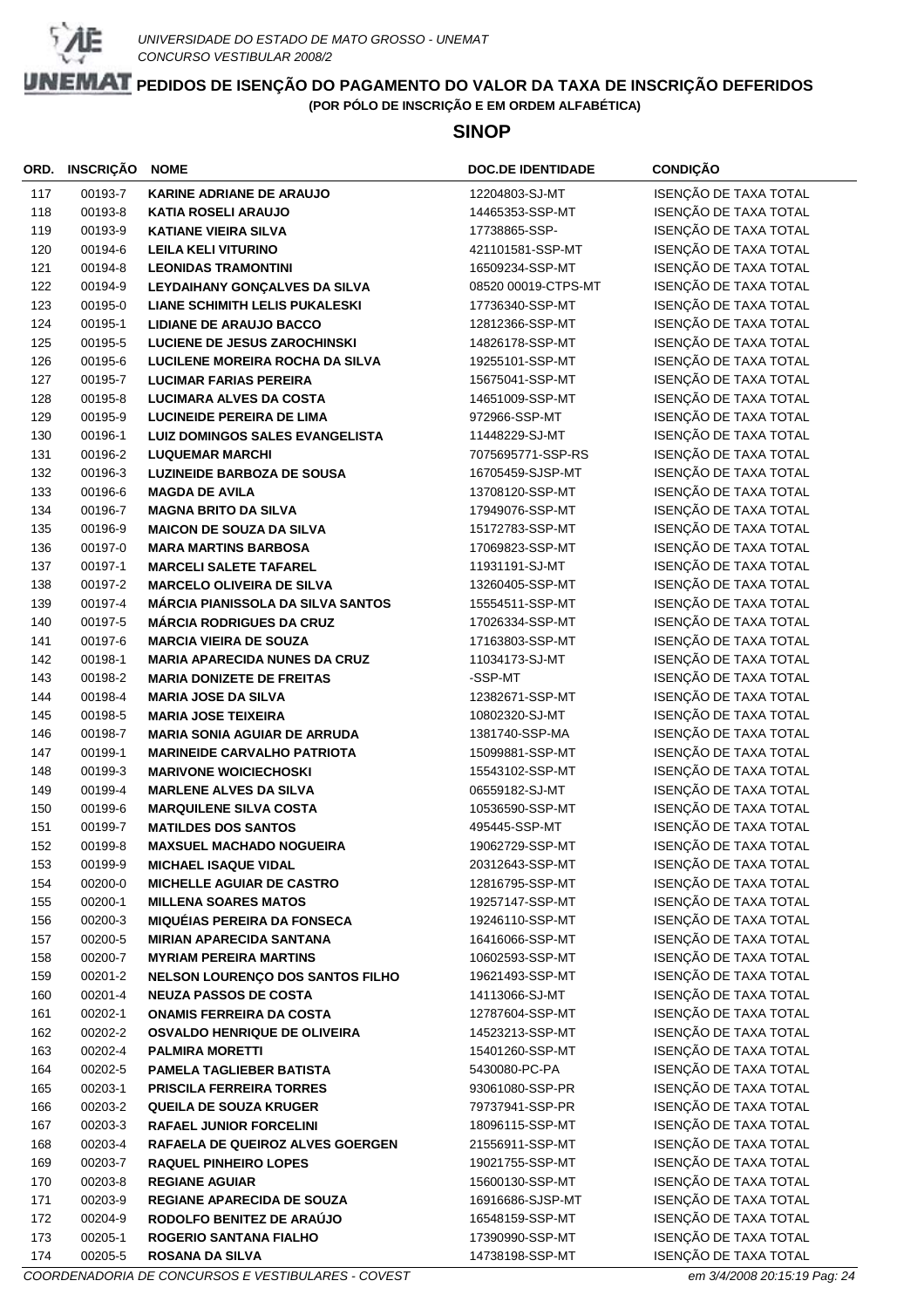# PEDIDOS DE ISENÇÃO DO PAGAMENTO DO VALOR DA TAXA DE INSCRIÇÃO DEFERIDOS

**(POR PÓLO DE INSCRIÇÃO E EM ORDEM ALFABÉTICA)**

## SINOP

| ORD. | INSCRIÇÃO | NOME | DOC.DE IDENTIDADE | CONDIÇÃO |
|---|---|---|---|---|
| 117 | 00193-7 | **KARINE ADRIANE DE ARAUJO** | 12204803-SJ-MT | ISENÇÃO DE TAXA TOTAL |
| 118 | 00193-8 | **KATIA ROSELI ARAUJO** | 14465353-SSP-MT | ISENÇÃO DE TAXA TOTAL |
| 119 | 00193-9 | **KATIANE VIEIRA SILVA** | 17738865-SSP- | ISENÇÃO DE TAXA TOTAL |
| 120 | 00194-6 | **LEILA KELI VITURINO** | 421101581-SSP-MT | ISENÇÃO DE TAXA TOTAL |
| 121 | 00194-8 | **LEONIDAS TRAMONTINI** | 16509234-SSP-MT | ISENÇÃO DE TAXA TOTAL |
| 122 | 00194-9 | **LEYDAIHANY GONÇALVES DA SILVA** | 08520 00019-CTPS-MT | ISENÇÃO DE TAXA TOTAL |
| 123 | 00195-0 | **LIANE SCHIMITH LELIS PUKALESKI** | 17736340-SSP-MT | ISENÇÃO DE TAXA TOTAL |
| 124 | 00195-1 | **LIDIANE DE ARAUJO BACCO** | 12812366-SSP-MT | ISENÇÃO DE TAXA TOTAL |
| 125 | 00195-5 | **LUCIENE DE JESUS ZAROCHINSKI** | 14826178-SSP-MT | ISENÇÃO DE TAXA TOTAL |
| 126 | 00195-6 | **LUCILENE MOREIRA ROCHA DA SILVA** | 19255101-SSP-MT | ISENÇÃO DE TAXA TOTAL |
| 127 | 00195-7 | **LUCIMAR FARIAS PEREIRA** | 15675041-SSP-MT | ISENÇÃO DE TAXA TOTAL |
| 128 | 00195-8 | **LUCIMARA ALVES DA COSTA** | 14651009-SSP-MT | ISENÇÃO DE TAXA TOTAL |
| 129 | 00195-9 | **LUCINEIDE PEREIRA DE LIMA** | 972966-SSP-MT | ISENÇÃO DE TAXA TOTAL |
| 130 | 00196-1 | **LUIZ DOMINGOS SALES EVANGELISTA** | 11448229-SJ-MT | ISENÇÃO DE TAXA TOTAL |
| 131 | 00196-2 | **LUQUEMAR MARCHI** | 7075695771-SSP-RS | ISENÇÃO DE TAXA TOTAL |
| 132 | 00196-3 | **LUZINEIDE BARBOZA DE SOUSA** | 16705459-SJSP-MT | ISENÇÃO DE TAXA TOTAL |
| 133 | 00196-6 | **MAGDA DE AVILA** | 13708120-SSP-MT | ISENÇÃO DE TAXA TOTAL |
| 134 | 00196-7 | **MAGNA BRITO DA SILVA** | 17949076-SSP-MT | ISENÇÃO DE TAXA TOTAL |
| 135 | 00196-9 | **MAICON DE SOUZA DA SILVA** | 15172783-SSP-MT | ISENÇÃO DE TAXA TOTAL |
| 136 | 00197-0 | **MARA MARTINS BARBOSA** | 17069823-SSP-MT | ISENÇÃO DE TAXA TOTAL |
| 137 | 00197-1 | **MARCELI SALETE TAFAREL** | 11931191-SJ-MT | ISENÇÃO DE TAXA TOTAL |
| 138 | 00197-2 | **MARCELO OLIVEIRA DE SILVA** | 13260405-SSP-MT | ISENÇÃO DE TAXA TOTAL |
| 139 | 00197-4 | **MÁRCIA PIANISSOLA DA SILVA SANTOS** | 15554511-SSP-MT | ISENÇÃO DE TAXA TOTAL |
| 140 | 00197-5 | **MÁRCIA RODRIGUES DA CRUZ** | 17026334-SSP-MT | ISENÇÃO DE TAXA TOTAL |
| 141 | 00197-6 | **MARCIA VIEIRA DE SOUZA** | 17163803-SSP-MT | ISENÇÃO DE TAXA TOTAL |
| 142 | 00198-1 | **MARIA APARECIDA NUNES DA CRUZ** | 11034173-SJ-MT | ISENÇÃO DE TAXA TOTAL |
| 143 | 00198-2 | **MARIA DONIZETE DE FREITAS** | -SSP-MT | ISENÇÃO DE TAXA TOTAL |
| 144 | 00198-4 | **MARIA JOSE DA SILVA** | 12382671-SSP-MT | ISENÇÃO DE TAXA TOTAL |
| 145 | 00198-5 | **MARIA JOSE TEIXEIRA** | 10802320-SJ-MT | ISENÇÃO DE TAXA TOTAL |
| 146 | 00198-7 | **MARIA SONIA AGUIAR DE ARRUDA** | 1381740-SSP-MA | ISENÇÃO DE TAXA TOTAL |
| 147 | 00199-1 | **MARINEIDE CARVALHO PATRIOTA** | 15099881-SSP-MT | ISENÇÃO DE TAXA TOTAL |
| 148 | 00199-3 | **MARIVONE WOICIECHOSKI** | 15543102-SSP-MT | ISENÇÃO DE TAXA TOTAL |
| 149 | 00199-4 | **MARLENE ALVES DA SILVA** | 06559182-SJ-MT | ISENÇÃO DE TAXA TOTAL |
| 150 | 00199-6 | **MARQUILENE SILVA COSTA** | 10536590-SSP-MT | ISENÇÃO DE TAXA TOTAL |
| 151 | 00199-7 | **MATILDES DOS SANTOS** | 495445-SSP-MT | ISENÇÃO DE TAXA TOTAL |
| 152 | 00199-8 | **MAXSUEL MACHADO NOGUEIRA** | 19062729-SSP-MT | ISENÇÃO DE TAXA TOTAL |
| 153 | 00199-9 | **MICHAEL ISAQUE VIDAL** | 20312643-SSP-MT | ISENÇÃO DE TAXA TOTAL |
| 154 | 00200-0 | **MICHELLE AGUIAR DE CASTRO** | 12816795-SSP-MT | ISENÇÃO DE TAXA TOTAL |
| 155 | 00200-1 | **MILLENA SOARES MATOS** | 19257147-SSP-MT | ISENÇÃO DE TAXA TOTAL |
| 156 | 00200-3 | **MIQUÉIAS PEREIRA DA FONSECA** | 19246110-SSP-MT | ISENÇÃO DE TAXA TOTAL |
| 157 | 00200-5 | **MIRIAN APARECIDA SANTANA** | 16416066-SSP-MT | ISENÇÃO DE TAXA TOTAL |
| 158 | 00200-7 | **MYRIAM PEREIRA MARTINS** | 10602593-SSP-MT | ISENÇÃO DE TAXA TOTAL |
| 159 | 00201-2 | **NELSON LOURENÇO DOS SANTOS FILHO** | 19621493-SSP-MT | ISENÇÃO DE TAXA TOTAL |
| 160 | 00201-4 | **NEUZA PASSOS DE COSTA** | 14113066-SJ-MT | ISENÇÃO DE TAXA TOTAL |
| 161 | 00202-1 | **ONAMIS FERREIRA DA COSTA** | 12787604-SSP-MT | ISENÇÃO DE TAXA TOTAL |
| 162 | 00202-2 | **OSVALDO HENRIQUE DE OLIVEIRA** | 14523213-SSP-MT | ISENÇÃO DE TAXA TOTAL |
| 163 | 00202-4 | **PALMIRA MORETTI** | 15401260-SSP-MT | ISENÇÃO DE TAXA TOTAL |
| 164 | 00202-5 | **PAMELA TAGLIEBER BATISTA** | 5430080-PC-PA | ISENÇÃO DE TAXA TOTAL |
| 165 | 00203-1 | **PRISCILA FERREIRA TORRES** | 93061080-SSP-PR | ISENÇÃO DE TAXA TOTAL |
| 166 | 00203-2 | **QUEILA DE SOUZA KRUGER** | 79737941-SSP-PR | ISENÇÃO DE TAXA TOTAL |
| 167 | 00203-3 | **RAFAEL JUNIOR FORCELINI** | 18096115-SSP-MT | ISENÇÃO DE TAXA TOTAL |
| 168 | 00203-4 | **RAFAELA DE QUEIROZ ALVES GOERGEN** | 21556911-SSP-MT | ISENÇÃO DE TAXA TOTAL |
| 169 | 00203-7 | **RAQUEL PINHEIRO LOPES** | 19021755-SSP-MT | ISENÇÃO DE TAXA TOTAL |
| 170 | 00203-8 | **REGIANE AGUIAR** | 15600130-SSP-MT | ISENÇÃO DE TAXA TOTAL |
| 171 | 00203-9 | **REGIANE APARECIDA DE SOUZA** | 16916686-SJSP-MT | ISENÇÃO DE TAXA TOTAL |
| 172 | 00204-9 | **RODOLFO BENITEZ DE ARAÚJO** | 16548159-SSP-MT | ISENÇÃO DE TAXA TOTAL |
| 173 | 00205-1 | **ROGERIO SANTANA FIALHO** | 17390990-SSP-MT | ISENÇÃO DE TAXA TOTAL |
| 174 | 00205-5 | **ROSANA DA SILVA** | 14738198-SSP-MT | ISENÇÃO DE TAXA TOTAL |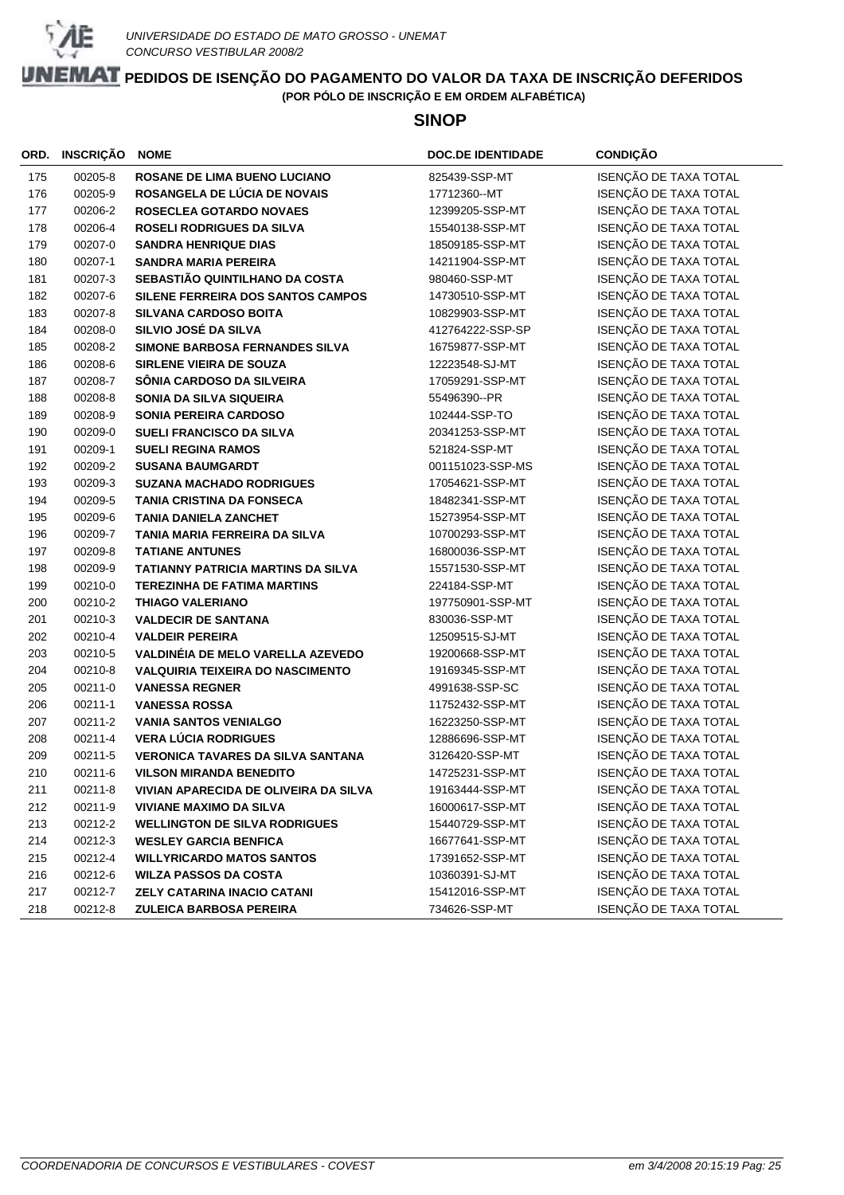UNIVERSIDADE DO ESTADO DE MATO GROSSO - UNEMAT
CONCURSO VESTIBULAR 2008/2

# PEDIDOS DE ISENÇÃO DO PAGAMENTO DO VALOR DA TAXA DE INSCRIÇÃO DEFERIDOS

**(POR PÓLO DE INSCRIÇÃO E EM ORDEM ALFABÉTICA)**

## SINOP

| ORD. | INSCRIÇÃO | NOME | DOC.DE IDENTIDADE | CONDIÇÃO |
|---|---|---|---|---|
| 175 | 00205-8 | **ROSANE DE LIMA BUENO LUCIANO** | 825439-SSP-MT | ISENÇÃO DE TAXA TOTAL |
| 176 | 00205-9 | **ROSANGELA DE LÚCIA DE NOVAIS** | 17712360--MT | ISENÇÃO DE TAXA TOTAL |
| 177 | 00206-2 | **ROSECLEA GOTARDO NOVAES** | 12399205-SSP-MT | ISENÇÃO DE TAXA TOTAL |
| 178 | 00206-4 | **ROSELI RODRIGUES DA SILVA** | 15540138-SSP-MT | ISENÇÃO DE TAXA TOTAL |
| 179 | 00207-0 | **SANDRA HENRIQUE DIAS** | 18509185-SSP-MT | ISENÇÃO DE TAXA TOTAL |
| 180 | 00207-1 | **SANDRA MARIA PEREIRA** | 14211904-SSP-MT | ISENÇÃO DE TAXA TOTAL |
| 181 | 00207-3 | **SEBASTIÃO QUINTILHANO DA COSTA** | 980460-SSP-MT | ISENÇÃO DE TAXA TOTAL |
| 182 | 00207-6 | **SILENE FERREIRA DOS SANTOS CAMPOS** | 14730510-SSP-MT | ISENÇÃO DE TAXA TOTAL |
| 183 | 00207-8 | **SILVANA CARDOSO BOITA** | 10829903-SSP-MT | ISENÇÃO DE TAXA TOTAL |
| 184 | 00208-0 | **SILVIO JOSÉ DA SILVA** | 412764222-SSP-SP | ISENÇÃO DE TAXA TOTAL |
| 185 | 00208-2 | **SIMONE BARBOSA FERNANDES SILVA** | 16759877-SSP-MT | ISENÇÃO DE TAXA TOTAL |
| 186 | 00208-6 | **SIRLENE VIEIRA DE SOUZA** | 12223548-SJ-MT | ISENÇÃO DE TAXA TOTAL |
| 187 | 00208-7 | **SÔNIA CARDOSO DA SILVEIRA** | 17059291-SSP-MT | ISENÇÃO DE TAXA TOTAL |
| 188 | 00208-8 | **SONIA DA SILVA SIQUEIRA** | 55496390--PR | ISENÇÃO DE TAXA TOTAL |
| 189 | 00208-9 | **SONIA PEREIRA CARDOSO** | 102444-SSP-TO | ISENÇÃO DE TAXA TOTAL |
| 190 | 00209-0 | **SUELI FRANCISCO DA SILVA** | 20341253-SSP-MT | ISENÇÃO DE TAXA TOTAL |
| 191 | 00209-1 | **SUELI REGINA RAMOS** | 521824-SSP-MT | ISENÇÃO DE TAXA TOTAL |
| 192 | 00209-2 | **SUSANA BAUMGARDT** | 001151023-SSP-MS | ISENÇÃO DE TAXA TOTAL |
| 193 | 00209-3 | **SUZANA MACHADO RODRIGUES** | 17054621-SSP-MT | ISENÇÃO DE TAXA TOTAL |
| 194 | 00209-5 | **TANIA CRISTINA DA FONSECA** | 18482341-SSP-MT | ISENÇÃO DE TAXA TOTAL |
| 195 | 00209-6 | **TANIA DANIELA ZANCHET** | 15273954-SSP-MT | ISENÇÃO DE TAXA TOTAL |
| 196 | 00209-7 | **TANIA MARIA FERREIRA DA SILVA** | 10700293-SSP-MT | ISENÇÃO DE TAXA TOTAL |
| 197 | 00209-8 | **TATIANE ANTUNES** | 16800036-SSP-MT | ISENÇÃO DE TAXA TOTAL |
| 198 | 00209-9 | **TATIANNY PATRICIA MARTINS DA SILVA** | 15571530-SSP-MT | ISENÇÃO DE TAXA TOTAL |
| 199 | 00210-0 | **TEREZINHA DE FATIMA MARTINS** | 224184-SSP-MT | ISENÇÃO DE TAXA TOTAL |
| 200 | 00210-2 | **THIAGO VALERIANO** | 197750901-SSP-MT | ISENÇÃO DE TAXA TOTAL |
| 201 | 00210-3 | **VALDECIR DE SANTANA** | 830036-SSP-MT | ISENÇÃO DE TAXA TOTAL |
| 202 | 00210-4 | **VALDEIR PEREIRA** | 12509515-SJ-MT | ISENÇÃO DE TAXA TOTAL |
| 203 | 00210-5 | **VALDINÉIA DE MELO VARELLA AZEVEDO** | 19200668-SSP-MT | ISENÇÃO DE TAXA TOTAL |
| 204 | 00210-8 | **VALQUIRIA TEIXEIRA DO NASCIMENTO** | 19169345-SSP-MT | ISENÇÃO DE TAXA TOTAL |
| 205 | 00211-0 | **VANESSA REGNER** | 4991638-SSP-SC | ISENÇÃO DE TAXA TOTAL |
| 206 | 00211-1 | **VANESSA ROSSA** | 11752432-SSP-MT | ISENÇÃO DE TAXA TOTAL |
| 207 | 00211-2 | **VANIA SANTOS VENIALGO** | 16223250-SSP-MT | ISENÇÃO DE TAXA TOTAL |
| 208 | 00211-4 | **VERA LÚCIA RODRIGUES** | 12886696-SSP-MT | ISENÇÃO DE TAXA TOTAL |
| 209 | 00211-5 | **VERONICA TAVARES DA SILVA SANTANA** | 3126420-SSP-MT | ISENÇÃO DE TAXA TOTAL |
| 210 | 00211-6 | **VILSON MIRANDA BENEDITO** | 14725231-SSP-MT | ISENÇÃO DE TAXA TOTAL |
| 211 | 00211-8 | **VIVIAN APARECIDA DE OLIVEIRA DA SILVA** | 19163444-SSP-MT | ISENÇÃO DE TAXA TOTAL |
| 212 | 00211-9 | **VIVIANE MAXIMO DA SILVA** | 16000617-SSP-MT | ISENÇÃO DE TAXA TOTAL |
| 213 | 00212-2 | **WELLINGTON DE SILVA RODRIGUES** | 15440729-SSP-MT | ISENÇÃO DE TAXA TOTAL |
| 214 | 00212-3 | **WESLEY GARCIA BENFICA** | 16677641-SSP-MT | ISENÇÃO DE TAXA TOTAL |
| 215 | 00212-4 | **WILLYRICARDO MATOS SANTOS** | 17391652-SSP-MT | ISENÇÃO DE TAXA TOTAL |
| 216 | 00212-6 | **WILZA PASSOS DA COSTA** | 10360391-SJ-MT | ISENÇÃO DE TAXA TOTAL |
| 217 | 00212-7 | **ZELY CATARINA INACIO CATANI** | 15412016-SSP-MT | ISENÇÃO DE TAXA TOTAL |
| 218 | 00212-8 | **ZULEICA BARBOSA PEREIRA** | 734626-SSP-MT | ISENÇÃO DE TAXA TOTAL |

*COORDENADORIA DE CONCURSOS E VESTIBULARES - COVEST* *em 3/4/2008 20:15:19*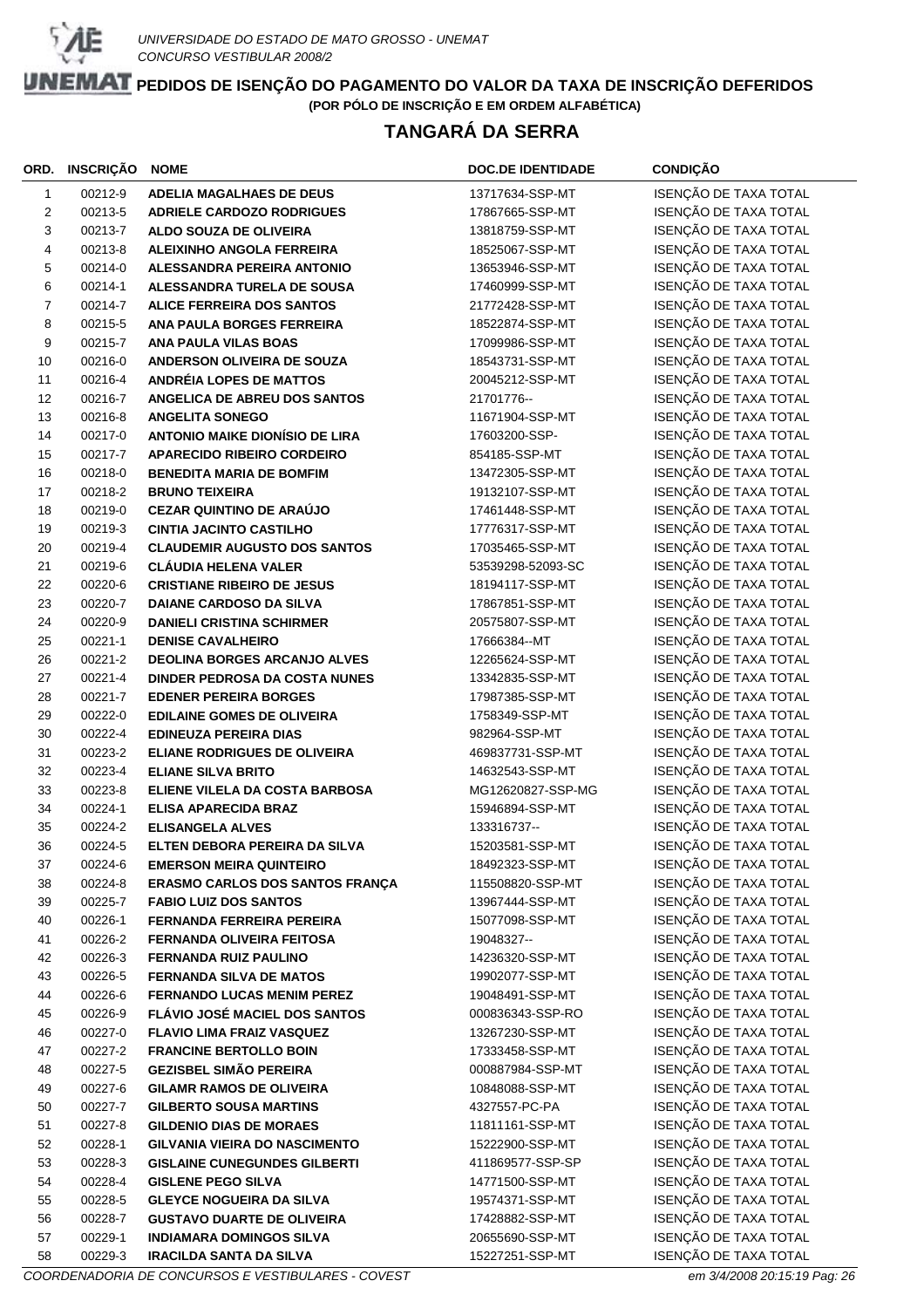UNIVERSIDADE DO ESTADO DE MATO GROSSO - UNEMAT
CONCURSO VESTIBULAR 2008/2

# PEDIDOS DE ISENÇÃO DO PAGAMENTO DO VALOR DA TAXA DE INSCRIÇÃO DEFERIDOS

**(POR PÓLO DE INSCRIÇÃO E EM ORDEM ALFABÉTICA)**

## TANGARÁ DA SERRA

| ORD. | INSCRIÇÃO | NOME | DOC.DE IDENTIDADE | CONDIÇÃO |
|---|---|---|---|---|
| 1 | 00212-9 | ADELIA MAGALHAES DE DEUS | 13717634-SSP-MT | ISENÇÃO DE TAXA TOTAL |
| 2 | 00213-5 | ADRIELE CARDOZO RODRIGUES | 17867665-SSP-MT | ISENÇÃO DE TAXA TOTAL |
| 3 | 00213-7 | ALDO SOUZA DE OLIVEIRA | 13818759-SSP-MT | ISENÇÃO DE TAXA TOTAL |
| 4 | 00213-8 | ALEIXINHO ANGOLA FERREIRA | 18525067-SSP-MT | ISENÇÃO DE TAXA TOTAL |
| 5 | 00214-0 | ALESSANDRA PEREIRA ANTONIO | 13653946-SSP-MT | ISENÇÃO DE TAXA TOTAL |
| 6 | 00214-1 | ALESSANDRA TURELA DE SOUSA | 17460999-SSP-MT | ISENÇÃO DE TAXA TOTAL |
| 7 | 00214-7 | ALICE FERREIRA DOS SANTOS | 21772428-SSP-MT | ISENÇÃO DE TAXA TOTAL |
| 8 | 00215-5 | ANA PAULA BORGES FERREIRA | 18522874-SSP-MT | ISENÇÃO DE TAXA TOTAL |
| 9 | 00215-7 | ANA PAULA VILAS BOAS | 17099986-SSP-MT | ISENÇÃO DE TAXA TOTAL |
| 10 | 00216-0 | ANDERSON OLIVEIRA DE SOUZA | 18543731-SSP-MT | ISENÇÃO DE TAXA TOTAL |
| 11 | 00216-4 | ANDRÉIA LOPES DE MATTOS | 20045212-SSP-MT | ISENÇÃO DE TAXA TOTAL |
| 12 | 00216-7 | ANGELICA DE ABREU DOS SANTOS | 21701776-- | ISENÇÃO DE TAXA TOTAL |
| 13 | 00216-8 | ANGELITA SONEGO | 11671904-SSP-MT | ISENÇÃO DE TAXA TOTAL |
| 14 | 00217-0 | ANTONIO MAIKE DIONÍSIO DE LIRA | 17603200-SSP- | ISENÇÃO DE TAXA TOTAL |
| 15 | 00217-7 | APARECIDO RIBEIRO CORDEIRO | 854185-SSP-MT | ISENÇÃO DE TAXA TOTAL |
| 16 | 00218-0 | BENEDITA MARIA DE BOMFIM | 13472305-SSP-MT | ISENÇÃO DE TAXA TOTAL |
| 17 | 00218-2 | BRUNO TEIXEIRA | 19132107-SSP-MT | ISENÇÃO DE TAXA TOTAL |
| 18 | 00219-0 | CEZAR QUINTINO DE ARAÚJO | 17461448-SSP-MT | ISENÇÃO DE TAXA TOTAL |
| 19 | 00219-3 | CINTIA JACINTO CASTILHO | 17776317-SSP-MT | ISENÇÃO DE TAXA TOTAL |
| 20 | 00219-4 | CLAUDEMIR AUGUSTO DOS SANTOS | 17035465-SSP-MT | ISENÇÃO DE TAXA TOTAL |
| 21 | 00219-6 | CLÁUDIA HELENA VALER | 53539298-52093-SC | ISENÇÃO DE TAXA TOTAL |
| 22 | 00220-6 | CRISTIANE RIBEIRO DE JESUS | 18194117-SSP-MT | ISENÇÃO DE TAXA TOTAL |
| 23 | 00220-7 | DAIANE CARDOSO DA SILVA | 17867851-SSP-MT | ISENÇÃO DE TAXA TOTAL |
| 24 | 00220-9 | DANIELI CRISTINA SCHIRMER | 20575807-SSP-MT | ISENÇÃO DE TAXA TOTAL |
| 25 | 00221-1 | DENISE CAVALHEIRO | 17666384--MT | ISENÇÃO DE TAXA TOTAL |
| 26 | 00221-2 | DEOLINA BORGES ARCANJO ALVES | 12265624-SSP-MT | ISENÇÃO DE TAXA TOTAL |
| 27 | 00221-4 | DINDER PEDROSA DA COSTA NUNES | 13342835-SSP-MT | ISENÇÃO DE TAXA TOTAL |
| 28 | 00221-7 | EDENER PEREIRA BORGES | 17987385-SSP-MT | ISENÇÃO DE TAXA TOTAL |
| 29 | 00222-0 | EDILAINE GOMES DE OLIVEIRA | 1758349-SSP-MT | ISENÇÃO DE TAXA TOTAL |
| 30 | 00222-4 | EDINEUZA PEREIRA DIAS | 982964-SSP-MT | ISENÇÃO DE TAXA TOTAL |
| 31 | 00223-2 | ELIANE RODRIGUES DE OLIVEIRA | 469837731-SSP-MT | ISENÇÃO DE TAXA TOTAL |
| 32 | 00223-4 | ELIANE SILVA BRITO | 14632543-SSP-MT | ISENÇÃO DE TAXA TOTAL |
| 33 | 00223-8 | ELIENE VILELA DA COSTA BARBOSA | MG12620827-SSP-MG | ISENÇÃO DE TAXA TOTAL |
| 34 | 00224-1 | ELISA APARECIDA BRAZ | 15946894-SSP-MT | ISENÇÃO DE TAXA TOTAL |
| 35 | 00224-2 | ELISANGELA ALVES | 133316737-- | ISENÇÃO DE TAXA TOTAL |
| 36 | 00224-5 | ELTEN DEBORA PEREIRA DA SILVA | 15203581-SSP-MT | ISENÇÃO DE TAXA TOTAL |
| 37 | 00224-6 | EMERSON MEIRA QUINTEIRO | 18492323-SSP-MT | ISENÇÃO DE TAXA TOTAL |
| 38 | 00224-8 | ERASMO CARLOS DOS SANTOS FRANÇA | 115508820-SSP-MT | ISENÇÃO DE TAXA TOTAL |
| 39 | 00225-7 | FABIO LUIZ DOS SANTOS | 13967444-SSP-MT | ISENÇÃO DE TAXA TOTAL |
| 40 | 00226-1 | FERNANDA FERREIRA PEREIRA | 15077098-SSP-MT | ISENÇÃO DE TAXA TOTAL |
| 41 | 00226-2 | FERNANDA OLIVEIRA FEITOSA | 19048327-- | ISENÇÃO DE TAXA TOTAL |
| 42 | 00226-3 | FERNANDA RUIZ PAULINO | 14236320-SSP-MT | ISENÇÃO DE TAXA TOTAL |
| 43 | 00226-5 | FERNANDA SILVA DE MATOS | 19902077-SSP-MT | ISENÇÃO DE TAXA TOTAL |
| 44 | 00226-6 | FERNANDO LUCAS MENIM PEREZ | 19048491-SSP-MT | ISENÇÃO DE TAXA TOTAL |
| 45 | 00226-9 | FLÁVIO JOSÉ MACIEL DOS SANTOS | 000836343-SSP-RO | ISENÇÃO DE TAXA TOTAL |
| 46 | 00227-0 | FLAVIO LIMA FRAIZ VASQUEZ | 13267230-SSP-MT | ISENÇÃO DE TAXA TOTAL |
| 47 | 00227-2 | FRANCINE BERTOLLO BOIN | 17333458-SSP-MT | ISENÇÃO DE TAXA TOTAL |
| 48 | 00227-5 | GEZISBEL SIMÃO PEREIRA | 000887984-SSP-MT | ISENÇÃO DE TAXA TOTAL |
| 49 | 00227-6 | GILAMR RAMOS DE OLIVEIRA | 10848088-SSP-MT | ISENÇÃO DE TAXA TOTAL |
| 50 | 00227-7 | GILBERTO SOUSA MARTINS | 4327557-PC-PA | ISENÇÃO DE TAXA TOTAL |
| 51 | 00227-8 | GILDENIO DIAS DE MORAES | 11811161-SSP-MT | ISENÇÃO DE TAXA TOTAL |
| 52 | 00228-1 | GILVANIA VIEIRA DO NASCIMENTO | 15222900-SSP-MT | ISENÇÃO DE TAXA TOTAL |
| 53 | 00228-3 | GISLAINE CUNEGUNDES GILBERTI | 411869577-SSP-SP | ISENÇÃO DE TAXA TOTAL |
| 54 | 00228-4 | GISLENE PEGO SILVA | 14771500-SSP-MT | ISENÇÃO DE TAXA TOTAL |
| 55 | 00228-5 | GLEYCE NOGUEIRA DA SILVA | 19574371-SSP-MT | ISENÇÃO DE TAXA TOTAL |
| 56 | 00228-7 | GUSTAVO DUARTE DE OLIVEIRA | 17428882-SSP-MT | ISENÇÃO DE TAXA TOTAL |
| 57 | 00229-1 | INDIAMARA DOMINGOS SILVA | 20655690-SSP-MT | ISENÇÃO DE TAXA TOTAL |
| 58 | 00229-3 | IRACILDA SANTA DA SILVA | 15227251-SSP-MT | ISENÇÃO DE TAXA TOTAL |

COORDENADORIA DE CONCURSOS E VESTIBULARES - COVEST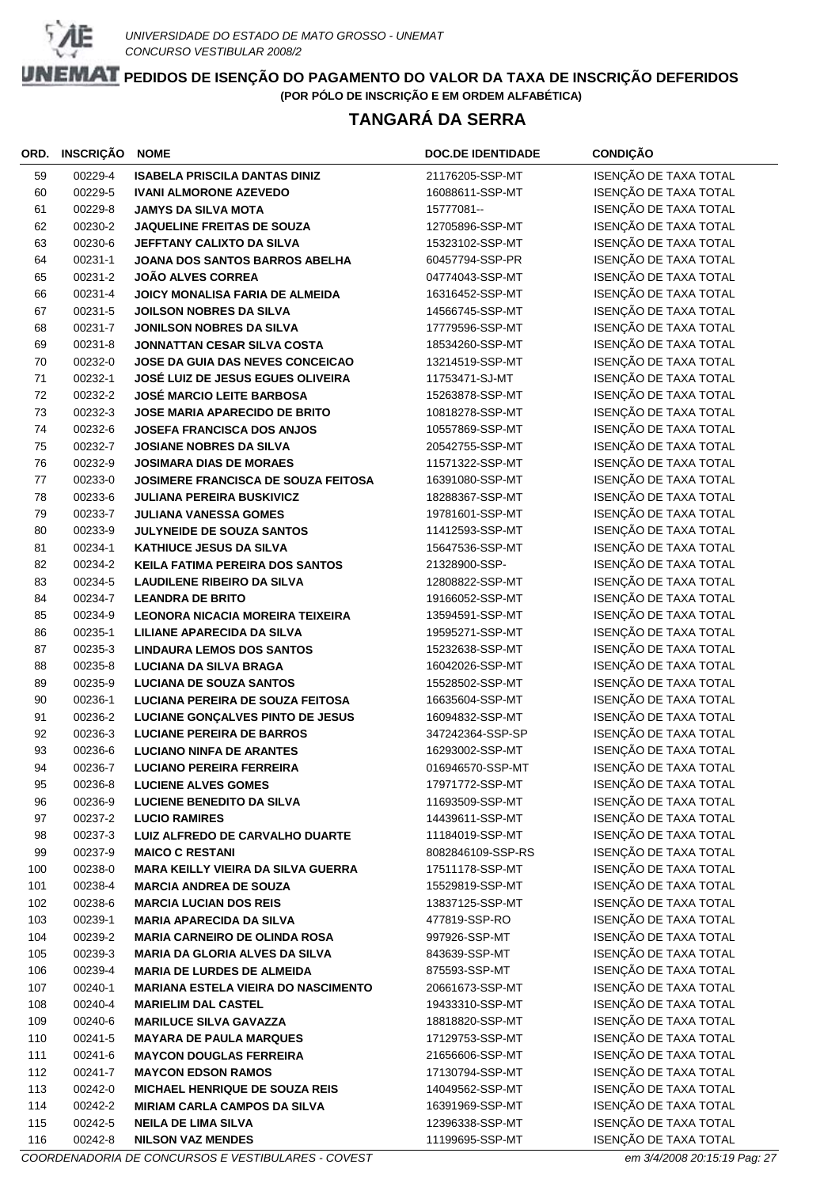UNIVERSIDADE DO ESTADO DE MATO GROSSO - UNEMAT
CONCURSO VESTIBULAR 2008/2

# PEDIDOS DE ISENÇÃO DO PAGAMENTO DO VALOR DA TAXA DE INSCRIÇÃO DEFERIDOS

**(POR PÓLO DE INSCRIÇÃO E EM ORDEM ALFABÉTICA)**

## TANGARÁ DA SERRA

| ORD. | INSCRIÇÃO | NOME | DOC.DE IDENTIDADE | CONDIÇÃO |
|---|---|---|---|---|
| 59 | 00229-4 | **ISABELA PRISCILA DANTAS DINIZ** | 21176205-SSP-MT | ISENÇÃO DE TAXA TOTAL |
| 60 | 00229-5 | **IVANI ALMORONE AZEVEDO** | 16088611-SSP-MT | ISENÇÃO DE TAXA TOTAL |
| 61 | 00229-8 | **JAMYS DA SILVA MOTA** | 15777081-- | ISENÇÃO DE TAXA TOTAL |
| 62 | 00230-2 | **JAQUELINE FREITAS DE SOUZA** | 12705896-SSP-MT | ISENÇÃO DE TAXA TOTAL |
| 63 | 00230-6 | **JEFFTANY CALIXTO DA SILVA** | 15323102-SSP-MT | ISENÇÃO DE TAXA TOTAL |
| 64 | 00231-1 | **JOANA DOS SANTOS BARROS ABELHA** | 60457794-SSP-PR | ISENÇÃO DE TAXA TOTAL |
| 65 | 00231-2 | **JOÃO ALVES CORREA** | 04774043-SSP-MT | ISENÇÃO DE TAXA TOTAL |
| 66 | 00231-4 | **JOICY MONALISA FARIA DE ALMEIDA** | 16316452-SSP-MT | ISENÇÃO DE TAXA TOTAL |
| 67 | 00231-5 | **JOILSON NOBRES DA SILVA** | 14566745-SSP-MT | ISENÇÃO DE TAXA TOTAL |
| 68 | 00231-7 | **JONILSON NOBRES DA SILVA** | 17779596-SSP-MT | ISENÇÃO DE TAXA TOTAL |
| 69 | 00231-8 | **JONNATTAN CESAR SILVA COSTA** | 18534260-SSP-MT | ISENÇÃO DE TAXA TOTAL |
| 70 | 00232-0 | **JOSE DA GUIA DAS NEVES CONCEICAO** | 13214519-SSP-MT | ISENÇÃO DE TAXA TOTAL |
| 71 | 00232-1 | **JOSÉ LUIZ DE JESUS EGUES OLIVEIRA** | 11753471-SJ-MT | ISENÇÃO DE TAXA TOTAL |
| 72 | 00232-2 | **JOSÉ MARCIO LEITE BARBOSA** | 15263878-SSP-MT | ISENÇÃO DE TAXA TOTAL |
| 73 | 00232-3 | **JOSE MARIA APARECIDO DE BRITO** | 10818278-SSP-MT | ISENÇÃO DE TAXA TOTAL |
| 74 | 00232-6 | **JOSEFA FRANCISCA DOS ANJOS** | 10557869-SSP-MT | ISENÇÃO DE TAXA TOTAL |
| 75 | 00232-7 | **JOSIANE NOBRES DA SILVA** | 20542755-SSP-MT | ISENÇÃO DE TAXA TOTAL |
| 76 | 00232-9 | **JOSIMARA DIAS DE MORAES** | 11571322-SSP-MT | ISENÇÃO DE TAXA TOTAL |
| 77 | 00233-0 | **JOSIMERE FRANCISCA DE SOUZA FEITOSA** | 16391080-SSP-MT | ISENÇÃO DE TAXA TOTAL |
| 78 | 00233-6 | **JULIANA PEREIRA BUSKIVICZ** | 18288367-SSP-MT | ISENÇÃO DE TAXA TOTAL |
| 79 | 00233-7 | **JULIANA VANESSA GOMES** | 19781601-SSP-MT | ISENÇÃO DE TAXA TOTAL |
| 80 | 00233-9 | **JULYNEIDE DE SOUZA SANTOS** | 11412593-SSP-MT | ISENÇÃO DE TAXA TOTAL |
| 81 | 00234-1 | **KATHIUCE JESUS DA SILVA** | 15647536-SSP-MT | ISENÇÃO DE TAXA TOTAL |
| 82 | 00234-2 | **KEILA FATIMA PEREIRA DOS SANTOS** | 21328900-SSP- | ISENÇÃO DE TAXA TOTAL |
| 83 | 00234-5 | **LAUDILENE RIBEIRO DA SILVA** | 12808822-SSP-MT | ISENÇÃO DE TAXA TOTAL |
| 84 | 00234-7 | **LEANDRA DE BRITO** | 19166052-SSP-MT | ISENÇÃO DE TAXA TOTAL |
| 85 | 00234-9 | **LEONORA NICACIA MOREIRA TEIXEIRA** | 13594591-SSP-MT | ISENÇÃO DE TAXA TOTAL |
| 86 | 00235-1 | **LILIANE APARECIDA DA SILVA** | 19595271-SSP-MT | ISENÇÃO DE TAXA TOTAL |
| 87 | 00235-3 | **LINDAURA LEMOS DOS SANTOS** | 15232638-SSP-MT | ISENÇÃO DE TAXA TOTAL |
| 88 | 00235-8 | **LUCIANA DA SILVA BRAGA** | 16042026-SSP-MT | ISENÇÃO DE TAXA TOTAL |
| 89 | 00235-9 | **LUCIANA DE SOUZA SANTOS** | 15528502-SSP-MT | ISENÇÃO DE TAXA TOTAL |
| 90 | 00236-1 | **LUCIANA PEREIRA DE SOUZA FEITOSA** | 16635604-SSP-MT | ISENÇÃO DE TAXA TOTAL |
| 91 | 00236-2 | **LUCIANE GONÇALVES PINTO DE JESUS** | 16094832-SSP-MT | ISENÇÃO DE TAXA TOTAL |
| 92 | 00236-3 | **LUCIANE PEREIRA DE BARROS** | 347242364-SSP-SP | ISENÇÃO DE TAXA TOTAL |
| 93 | 00236-6 | **LUCIANO NINFA DE ARANTES** | 16293002-SSP-MT | ISENÇÃO DE TAXA TOTAL |
| 94 | 00236-7 | **LUCIANO PEREIRA FERREIRA** | 016946570-SSP-MT | ISENÇÃO DE TAXA TOTAL |
| 95 | 00236-8 | **LUCIENE ALVES GOMES** | 17971772-SSP-MT | ISENÇÃO DE TAXA TOTAL |
| 96 | 00236-9 | **LUCIENE BENEDITO DA SILVA** | 11693509-SSP-MT | ISENÇÃO DE TAXA TOTAL |
| 97 | 00237-2 | **LUCIO RAMIRES** | 14439611-SSP-MT | ISENÇÃO DE TAXA TOTAL |
| 98 | 00237-3 | **LUIZ ALFREDO DE CARVALHO DUARTE** | 11184019-SSP-MT | ISENÇÃO DE TAXA TOTAL |
| 99 | 00237-9 | **MAICO C RESTANI** | 8082846109-SSP-RS | ISENÇÃO DE TAXA TOTAL |
| 100 | 00238-0 | **MARA KEILLY VIEIRA DA SILVA GUERRA** | 17511178-SSP-MT | ISENÇÃO DE TAXA TOTAL |
| 101 | 00238-4 | **MARCIA ANDREA DE SOUZA** | 15529819-SSP-MT | ISENÇÃO DE TAXA TOTAL |
| 102 | 00238-6 | **MARCIA LUCIAN DOS REIS** | 13837125-SSP-MT | ISENÇÃO DE TAXA TOTAL |
| 103 | 00239-1 | **MARIA APARECIDA DA SILVA** | 477819-SSP-RO | ISENÇÃO DE TAXA TOTAL |
| 104 | 00239-2 | **MARIA CARNEIRO DE OLINDA ROSA** | 997926-SSP-MT | ISENÇÃO DE TAXA TOTAL |
| 105 | 00239-3 | **MARIA DA GLORIA ALVES DA SILVA** | 843639-SSP-MT | ISENÇÃO DE TAXA TOTAL |
| 106 | 00239-4 | **MARIA DE LURDES DE ALMEIDA** | 875593-SSP-MT | ISENÇÃO DE TAXA TOTAL |
| 107 | 00240-1 | **MARIANA ESTELA VIEIRA DO NASCIMENTO** | 20661673-SSP-MT | ISENÇÃO DE TAXA TOTAL |
| 108 | 00240-4 | **MARIELIM DAL CASTEL** | 19433310-SSP-MT | ISENÇÃO DE TAXA TOTAL |
| 109 | 00240-6 | **MARILUCE SILVA GAVAZZA** | 18818820-SSP-MT | ISENÇÃO DE TAXA TOTAL |
| 110 | 00241-5 | **MAYARA DE PAULA MARQUES** | 17129753-SSP-MT | ISENÇÃO DE TAXA TOTAL |
| 111 | 00241-6 | **MAYCON DOUGLAS FERREIRA** | 21656606-SSP-MT | ISENÇÃO DE TAXA TOTAL |
| 112 | 00241-7 | **MAYCON EDSON RAMOS** | 17130794-SSP-MT | ISENÇÃO DE TAXA TOTAL |
| 113 | 00242-0 | **MICHAEL HENRIQUE DE SOUZA REIS** | 14049562-SSP-MT | ISENÇÃO DE TAXA TOTAL |
| 114 | 00242-2 | **MIRIAM CARLA CAMPOS DA SILVA** | 16391969-SSP-MT | ISENÇÃO DE TAXA TOTAL |
| 115 | 00242-5 | **NEILA DE LIMA SILVA** | 12396338-SSP-MT | ISENÇÃO DE TAXA TOTAL |
| 116 | 00242-8 | **NILSON VAZ MENDES** | 11199695-SSP-MT | ISENÇÃO DE TAXA TOTAL |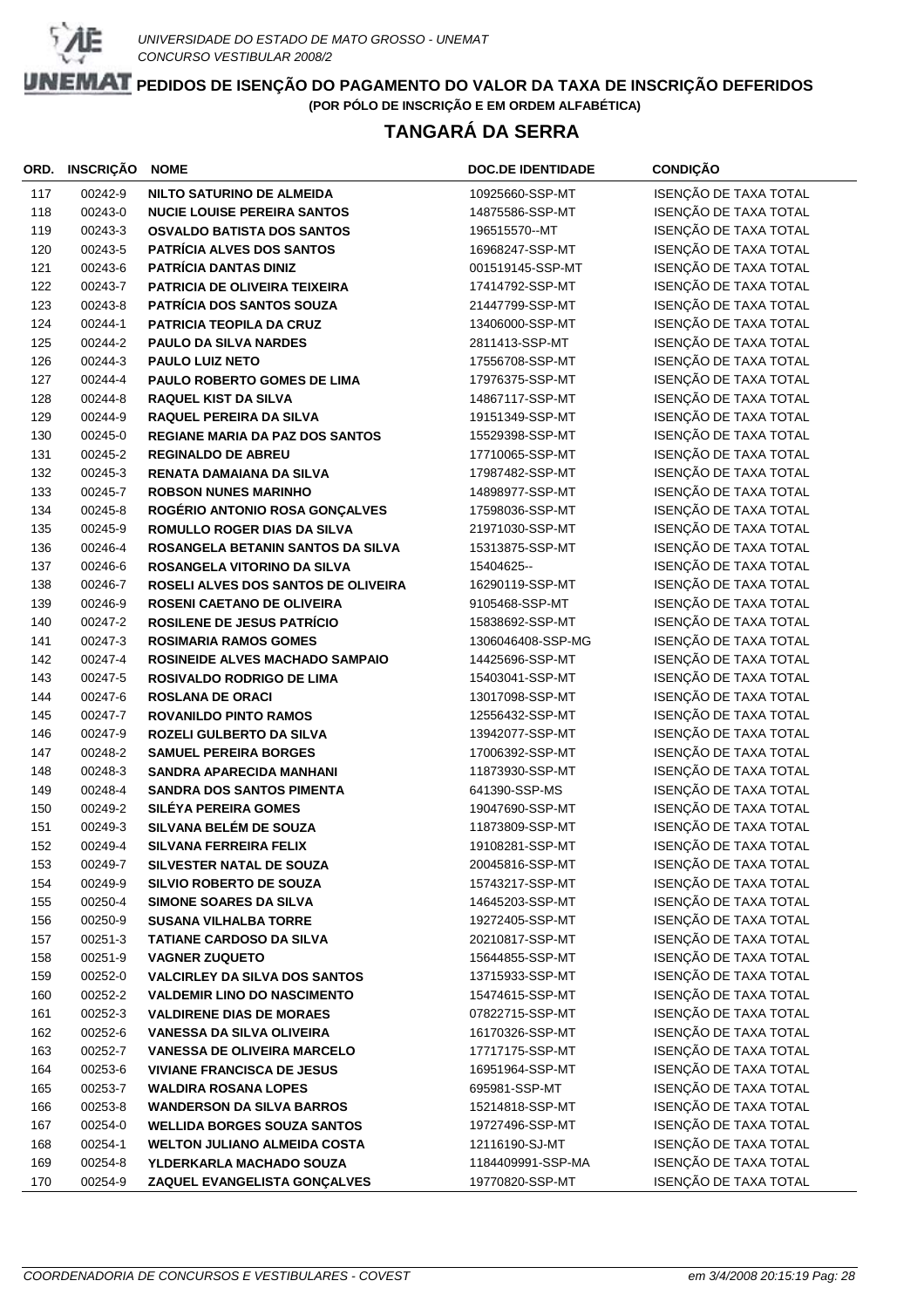UNIVERSIDADE DO ESTADO DE MATO GROSSO - UNEMAT
CONCURSO VESTIBULAR 2008/2

# PEDIDOS DE ISENÇÃO DO PAGAMENTO DO VALOR DA TAXA DE INSCRIÇÃO DEFERIDOS

**(POR PÓLO DE INSCRIÇÃO E EM ORDEM ALFABÉTICA)**

## TANGARÁ DA SERRA

| ORD. | INSCRIÇÃO | NOME | DOC.DE IDENTIDADE | CONDIÇÃO |
|---|---|---|---|---|
| 117 | 00242-9 | **NILTO SATURINO DE ALMEIDA** | 10925660-SSP-MT | ISENÇÃO DE TAXA TOTAL |
| 118 | 00243-0 | **NUCIE LOUISE PEREIRA SANTOS** | 14875586-SSP-MT | ISENÇÃO DE TAXA TOTAL |
| 119 | 00243-3 | **OSVALDO BATISTA DOS SANTOS** | 196515570--MT | ISENÇÃO DE TAXA TOTAL |
| 120 | 00243-5 | **PATRÍCIA ALVES DOS SANTOS** | 16968247-SSP-MT | ISENÇÃO DE TAXA TOTAL |
| 121 | 00243-6 | **PATRÍCIA DANTAS DINIZ** | 001519145-SSP-MT | ISENÇÃO DE TAXA TOTAL |
| 122 | 00243-7 | **PATRICIA DE OLIVEIRA TEIXEIRA** | 17414792-SSP-MT | ISENÇÃO DE TAXA TOTAL |
| 123 | 00243-8 | **PATRÍCIA DOS SANTOS SOUZA** | 21447799-SSP-MT | ISENÇÃO DE TAXA TOTAL |
| 124 | 00244-1 | **PATRICIA TEOPILA DA CRUZ** | 13406000-SSP-MT | ISENÇÃO DE TAXA TOTAL |
| 125 | 00244-2 | **PAULO DA SILVA NARDES** | 2811413-SSP-MT | ISENÇÃO DE TAXA TOTAL |
| 126 | 00244-3 | **PAULO LUIZ NETO** | 17556708-SSP-MT | ISENÇÃO DE TAXA TOTAL |
| 127 | 00244-4 | **PAULO ROBERTO GOMES DE LIMA** | 17976375-SSP-MT | ISENÇÃO DE TAXA TOTAL |
| 128 | 00244-8 | **RAQUEL KIST DA SILVA** | 14867117-SSP-MT | ISENÇÃO DE TAXA TOTAL |
| 129 | 00244-9 | **RAQUEL PEREIRA DA SILVA** | 19151349-SSP-MT | ISENÇÃO DE TAXA TOTAL |
| 130 | 00245-0 | **REGIANE MARIA DA PAZ DOS SANTOS** | 15529398-SSP-MT | ISENÇÃO DE TAXA TOTAL |
| 131 | 00245-2 | **REGINALDO DE ABREU** | 17710065-SSP-MT | ISENÇÃO DE TAXA TOTAL |
| 132 | 00245-3 | **RENATA DAMAIANA DA SILVA** | 17987482-SSP-MT | ISENÇÃO DE TAXA TOTAL |
| 133 | 00245-7 | **ROBSON NUNES MARINHO** | 14898977-SSP-MT | ISENÇÃO DE TAXA TOTAL |
| 134 | 00245-8 | **ROGÉRIO ANTONIO ROSA GONÇALVES** | 17598036-SSP-MT | ISENÇÃO DE TAXA TOTAL |
| 135 | 00245-9 | **ROMULLO ROGER DIAS DA SILVA** | 21971030-SSP-MT | ISENÇÃO DE TAXA TOTAL |
| 136 | 00246-4 | **ROSANGELA BETANIN SANTOS DA SILVA** | 15313875-SSP-MT | ISENÇÃO DE TAXA TOTAL |
| 137 | 00246-6 | **ROSANGELA VITORINO DA SILVA** | 15404625-- | ISENÇÃO DE TAXA TOTAL |
| 138 | 00246-7 | **ROSELI ALVES DOS SANTOS DE OLIVEIRA** | 16290119-SSP-MT | ISENÇÃO DE TAXA TOTAL |
| 139 | 00246-9 | **ROSENI CAETANO DE OLIVEIRA** | 9105468-SSP-MT | ISENÇÃO DE TAXA TOTAL |
| 140 | 00247-2 | **ROSILENE DE JESUS PATRÍCIO** | 15838692-SSP-MT | ISENÇÃO DE TAXA TOTAL |
| 141 | 00247-3 | **ROSIMARIA RAMOS GOMES** | 1306046408-SSP-MG | ISENÇÃO DE TAXA TOTAL |
| 142 | 00247-4 | **ROSINEIDE ALVES MACHADO SAMPAIO** | 14425696-SSP-MT | ISENÇÃO DE TAXA TOTAL |
| 143 | 00247-5 | **ROSIVALDO RODRIGO DE LIMA** | 15403041-SSP-MT | ISENÇÃO DE TAXA TOTAL |
| 144 | 00247-6 | **ROSLANA DE ORACI** | 13017098-SSP-MT | ISENÇÃO DE TAXA TOTAL |
| 145 | 00247-7 | **ROVANILDO PINTO RAMOS** | 12556432-SSP-MT | ISENÇÃO DE TAXA TOTAL |
| 146 | 00247-9 | **ROZELI GULBERTO DA SILVA** | 13942077-SSP-MT | ISENÇÃO DE TAXA TOTAL |
| 147 | 00248-2 | **SAMUEL PEREIRA BORGES** | 17006392-SSP-MT | ISENÇÃO DE TAXA TOTAL |
| 148 | 00248-3 | **SANDRA APARECIDA MANHANI** | 11873930-SSP-MT | ISENÇÃO DE TAXA TOTAL |
| 149 | 00248-4 | **SANDRA DOS SANTOS PIMENTA** | 641390-SSP-MS | ISENÇÃO DE TAXA TOTAL |
| 150 | 00249-2 | **SILÉYA PEREIRA GOMES** | 19047690-SSP-MT | ISENÇÃO DE TAXA TOTAL |
| 151 | 00249-3 | **SILVANA BELÉM DE SOUZA** | 11873809-SSP-MT | ISENÇÃO DE TAXA TOTAL |
| 152 | 00249-4 | **SILVANA FERREIRA FELIX** | 19108281-SSP-MT | ISENÇÃO DE TAXA TOTAL |
| 153 | 00249-7 | **SILVESTER NATAL DE SOUZA** | 20045816-SSP-MT | ISENÇÃO DE TAXA TOTAL |
| 154 | 00249-9 | **SILVIO ROBERTO DE SOUZA** | 15743217-SSP-MT | ISENÇÃO DE TAXA TOTAL |
| 155 | 00250-4 | **SIMONE SOARES DA SILVA** | 14645203-SSP-MT | ISENÇÃO DE TAXA TOTAL |
| 156 | 00250-9 | **SUSANA VILHALBA TORRE** | 19272405-SSP-MT | ISENÇÃO DE TAXA TOTAL |
| 157 | 00251-3 | **TATIANE CARDOSO DA SILVA** | 20210817-SSP-MT | ISENÇÃO DE TAXA TOTAL |
| 158 | 00251-9 | **VAGNER ZUQUETO** | 15644855-SSP-MT | ISENÇÃO DE TAXA TOTAL |
| 159 | 00252-0 | **VALCIRLEY DA SILVA DOS SANTOS** | 13715933-SSP-MT | ISENÇÃO DE TAXA TOTAL |
| 160 | 00252-2 | **VALDEMIR LINO DO NASCIMENTO** | 15474615-SSP-MT | ISENÇÃO DE TAXA TOTAL |
| 161 | 00252-3 | **VALDIRENE DIAS DE MORAES** | 07822715-SSP-MT | ISENÇÃO DE TAXA TOTAL |
| 162 | 00252-6 | **VANESSA DA SILVA OLIVEIRA** | 16170326-SSP-MT | ISENÇÃO DE TAXA TOTAL |
| 163 | 00252-7 | **VANESSA DE OLIVEIRA MARCELO** | 17717175-SSP-MT | ISENÇÃO DE TAXA TOTAL |
| 164 | 00253-6 | **VIVIANE FRANCISCA DE JESUS** | 16951964-SSP-MT | ISENÇÃO DE TAXA TOTAL |
| 165 | 00253-7 | **WALDIRA ROSANA LOPES** | 695981-SSP-MT | ISENÇÃO DE TAXA TOTAL |
| 166 | 00253-8 | **WANDERSON DA SILVA BARROS** | 15214818-SSP-MT | ISENÇÃO DE TAXA TOTAL |
| 167 | 00254-0 | **WELLIDA BORGES SOUZA SANTOS** | 19727496-SSP-MT | ISENÇÃO DE TAXA TOTAL |
| 168 | 00254-1 | **WELTON JULIANO ALMEIDA COSTA** | 12116190-SJ-MT | ISENÇÃO DE TAXA TOTAL |
| 169 | 00254-8 | **YLDERKARLA MACHADO SOUZA** | 1184409991-SSP-MA | ISENÇÃO DE TAXA TOTAL |
| 170 | 00254-9 | **ZAQUEL EVANGELISTA GONÇALVES** | 19770820-SSP-MT | ISENÇÃO DE TAXA TOTAL |